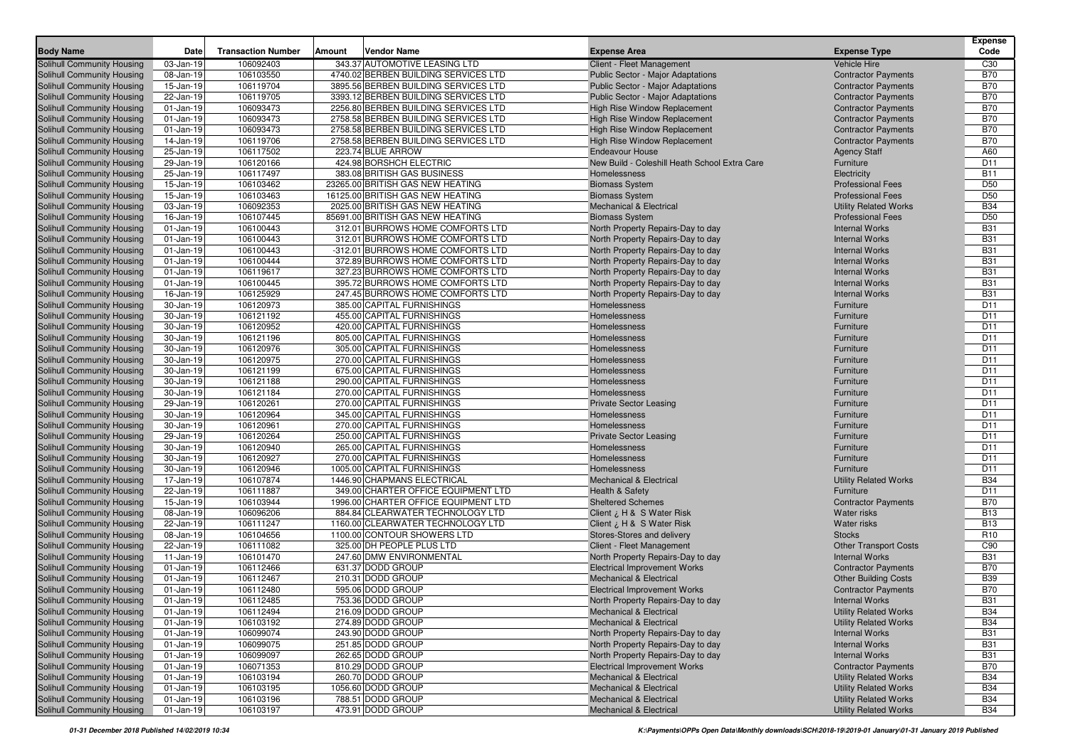| Body Name | Date | Transaction Number | Amount | Vendor Name | Expense Area | Expense Type | Expense Code |
|---|---|---|---|---|---|---|---|
| Solihull Community Housing | 03-Jan-19 | 106092403 | 343.37 | AUTOMOTIVE LEASING LTD | Client - Fleet Management | Vehicle Hire | C30 |
| Solihull Community Housing | 08-Jan-19 | 106103550 | 4740.02 | BERBEN BUILDING SERVICES LTD | Public Sector - Major Adaptations | Contractor Payments | B70 |
| Solihull Community Housing | 15-Jan-19 | 106119704 | 3895.56 | BERBEN BUILDING SERVICES LTD | Public Sector - Major Adaptations | Contractor Payments | B70 |
| Solihull Community Housing | 22-Jan-19 | 106119705 | 3393.12 | BERBEN BUILDING SERVICES LTD | Public Sector - Major Adaptations | Contractor Payments | B70 |
| Solihull Community Housing | 01-Jan-19 | 106093473 | 2256.80 | BERBEN BUILDING SERVICES LTD | High Rise Window Replacement | Contractor Payments | B70 |
| Solihull Community Housing | 01-Jan-19 | 106093473 | 2758.58 | BERBEN BUILDING SERVICES LTD | High Rise Window Replacement | Contractor Payments | B70 |
| Solihull Community Housing | 01-Jan-19 | 106093473 | 2758.58 | BERBEN BUILDING SERVICES LTD | High Rise Window Replacement | Contractor Payments | B70 |
| Solihull Community Housing | 14-Jan-19 | 106119706 | 2758.58 | BERBEN BUILDING SERVICES LTD | High Rise Window Replacement | Contractor Payments | B70 |
| Solihull Community Housing | 25-Jan-19 | 106117502 | 223.74 | BLUE ARROW | Endeavour House | Agency Staff | A60 |
| Solihull Community Housing | 29-Jan-19 | 106120166 | 424.98 | BORSHCH ELECTRIC | New Build - Coleshill Heath School Extra Care | Furniture | D11 |
| Solihull Community Housing | 25-Jan-19 | 106117497 | 383.08 | BRITISH GAS BUSINESS | Homelessness | Electricity | B11 |
| Solihull Community Housing | 15-Jan-19 | 106103462 | 23265.00 | BRITISH GAS NEW HEATING | Biomass System | Professional Fees | D50 |
| Solihull Community Housing | 15-Jan-19 | 106103463 | 16125.00 | BRITISH GAS NEW HEATING | Biomass System | Professional Fees | D50 |
| Solihull Community Housing | 03-Jan-19 | 106092353 | 2025.00 | BRITISH GAS NEW HEATING | Mechanical & Electrical | Utility Related Works | B34 |
| Solihull Community Housing | 16-Jan-19 | 106107445 | 85691.00 | BRITISH GAS NEW HEATING | Biomass System | Professional Fees | D50 |
| Solihull Community Housing | 01-Jan-19 | 106100443 | 312.01 | BURROWS HOME COMFORTS LTD | North Property Repairs-Day to day | Internal Works | B31 |
| Solihull Community Housing | 01-Jan-19 | 106100443 | 312.01 | BURROWS HOME COMFORTS LTD | North Property Repairs-Day to day | Internal Works | B31 |
| Solihull Community Housing | 01-Jan-19 | 106100443 | -312.01 | BURROWS HOME COMFORTS LTD | North Property Repairs-Day to day | Internal Works | B31 |
| Solihull Community Housing | 01-Jan-19 | 106100444 | 372.89 | BURROWS HOME COMFORTS LTD | North Property Repairs-Day to day | Internal Works | B31 |
| Solihull Community Housing | 01-Jan-19 | 106119617 | 327.23 | BURROWS HOME COMFORTS LTD | North Property Repairs-Day to day | Internal Works | B31 |
| Solihull Community Housing | 01-Jan-19 | 106100445 | 395.72 | BURROWS HOME COMFORTS LTD | North Property Repairs-Day to day | Internal Works | B31 |
| Solihull Community Housing | 16-Jan-19 | 106125929 | 247.45 | BURROWS HOME COMFORTS LTD | North Property Repairs-Day to day | Internal Works | B31 |
| Solihull Community Housing | 30-Jan-19 | 106120973 | 385.00 | CAPITAL FURNISHINGS | Homelessness | Furniture | D11 |
| Solihull Community Housing | 30-Jan-19 | 106121192 | 455.00 | CAPITAL FURNISHINGS | Homelessness | Furniture | D11 |
| Solihull Community Housing | 30-Jan-19 | 106120952 | 420.00 | CAPITAL FURNISHINGS | Homelessness | Furniture | D11 |
| Solihull Community Housing | 30-Jan-19 | 106121196 | 805.00 | CAPITAL FURNISHINGS | Homelessness | Furniture | D11 |
| Solihull Community Housing | 30-Jan-19 | 106120976 | 305.00 | CAPITAL FURNISHINGS | Homelessness | Furniture | D11 |
| Solihull Community Housing | 30-Jan-19 | 106120975 | 270.00 | CAPITAL FURNISHINGS | Homelessness | Furniture | D11 |
| Solihull Community Housing | 30-Jan-19 | 106121199 | 675.00 | CAPITAL FURNISHINGS | Homelessness | Furniture | D11 |
| Solihull Community Housing | 30-Jan-19 | 106121188 | 290.00 | CAPITAL FURNISHINGS | Homelessness | Furniture | D11 |
| Solihull Community Housing | 30-Jan-19 | 106121184 | 270.00 | CAPITAL FURNISHINGS | Homelessness | Furniture | D11 |
| Solihull Community Housing | 29-Jan-19 | 106120261 | 270.00 | CAPITAL FURNISHINGS | Private Sector Leasing | Furniture | D11 |
| Solihull Community Housing | 30-Jan-19 | 106120964 | 345.00 | CAPITAL FURNISHINGS | Homelessness | Furniture | D11 |
| Solihull Community Housing | 30-Jan-19 | 106120961 | 270.00 | CAPITAL FURNISHINGS | Homelessness | Furniture | D11 |
| Solihull Community Housing | 29-Jan-19 | 106120264 | 250.00 | CAPITAL FURNISHINGS | Private Sector Leasing | Furniture | D11 |
| Solihull Community Housing | 30-Jan-19 | 106120940 | 265.00 | CAPITAL FURNISHINGS | Homelessness | Furniture | D11 |
| Solihull Community Housing | 30-Jan-19 | 106120927 | 270.00 | CAPITAL FURNISHINGS | Homelessness | Furniture | D11 |
| Solihull Community Housing | 30-Jan-19 | 106120946 | 1005.00 | CAPITAL FURNISHINGS | Homelessness | Furniture | D11 |
| Solihull Community Housing | 17-Jan-19 | 106107874 | 1446.90 | CHAPMANS ELECTRICAL | Mechanical & Electrical | Utility Related Works | B34 |
| Solihull Community Housing | 22-Jan-19 | 106111887 | 349.00 | CHARTER OFFICE EQUIPMENT LTD | Health & Safety | Furniture | D11 |
| Solihull Community Housing | 15-Jan-19 | 106103944 | 1996.00 | CHARTER OFFICE EQUIPMENT LTD | Sheltered Schemes | Contractor Payments | B70 |
| Solihull Community Housing | 08-Jan-19 | 106096206 | 884.84 | CLEARWATER TECHNOLOGY LTD | Client ¿ H & S Water Risk | Water risks | B13 |
| Solihull Community Housing | 22-Jan-19 | 106111247 | 1160.00 | CLEARWATER TECHNOLOGY LTD | Client ¿ H & S Water Risk | Water risks | B13 |
| Solihull Community Housing | 08-Jan-19 | 106104656 | 1100.00 | CONTOUR SHOWERS LTD | Stores-Stores and delivery | Stocks | R10 |
| Solihull Community Housing | 22-Jan-19 | 106111082 | 325.00 | DH PEOPLE PLUS LTD | Client - Fleet Management | Other Transport Costs | C90 |
| Solihull Community Housing | 11-Jan-19 | 106101470 | 247.60 | DMW ENVIRONMENTAL | North Property Repairs-Day to day | Internal Works | B31 |
| Solihull Community Housing | 01-Jan-19 | 106112466 | 631.37 | DODD GROUP | Electrical Improvement Works | Contractor Payments | B70 |
| Solihull Community Housing | 01-Jan-19 | 106112467 | 210.31 | DODD GROUP | Mechanical & Electrical | Other Building Costs | B39 |
| Solihull Community Housing | 01-Jan-19 | 106112480 | 595.06 | DODD GROUP | Electrical Improvement Works | Contractor Payments | B70 |
| Solihull Community Housing | 01-Jan-19 | 106112485 | 753.36 | DODD GROUP | North Property Repairs-Day to day | Internal Works | B31 |
| Solihull Community Housing | 01-Jan-19 | 106112494 | 216.09 | DODD GROUP | Mechanical & Electrical | Utility Related Works | B34 |
| Solihull Community Housing | 01-Jan-19 | 106103192 | 274.89 | DODD GROUP | Mechanical & Electrical | Utility Related Works | B34 |
| Solihull Community Housing | 01-Jan-19 | 106099074 | 243.90 | DODD GROUP | North Property Repairs-Day to day | Internal Works | B31 |
| Solihull Community Housing | 01-Jan-19 | 106099075 | 251.85 | DODD GROUP | North Property Repairs-Day to day | Internal Works | B31 |
| Solihull Community Housing | 01-Jan-19 | 106099097 | 262.65 | DODD GROUP | North Property Repairs-Day to day | Internal Works | B31 |
| Solihull Community Housing | 01-Jan-19 | 106071353 | 810.29 | DODD GROUP | Electrical Improvement Works | Contractor Payments | B70 |
| Solihull Community Housing | 01-Jan-19 | 106103194 | 260.70 | DODD GROUP | Mechanical & Electrical | Utility Related Works | B34 |
| Solihull Community Housing | 01-Jan-19 | 106103195 | 1056.60 | DODD GROUP | Mechanical & Electrical | Utility Related Works | B34 |
| Solihull Community Housing | 01-Jan-19 | 106103196 | 788.51 | DODD GROUP | Mechanical & Electrical | Utility Related Works | B34 |
| Solihull Community Housing | 01-Jan-19 | 106103197 | 473.91 | DODD GROUP | Mechanical & Electrical | Utility Related Works | B34 |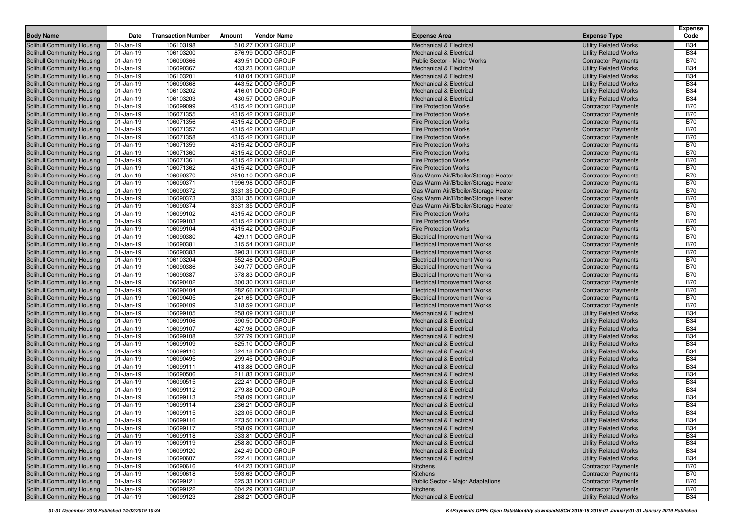| Body Name | Date | Transaction Number | Amount | Vendor Name | Expense Area | Expense Type | Expense Code |
|---|---|---|---|---|---|---|---|
| Solihull Community Housing | 01-Jan-19 | 106103198 | 510.27 | DODD GROUP | Mechanical & Electrical | Utility Related Works | B34 |
| Solihull Community Housing | 01-Jan-19 | 106103200 | 876.99 | DODD GROUP | Mechanical & Electrical | Utility Related Works | B34 |
| Solihull Community Housing | 01-Jan-19 | 106090366 | 439.51 | DODD GROUP | Public Sector - Minor Works | Contractor Payments | B70 |
| Solihull Community Housing | 01-Jan-19 | 106090367 | 433.23 | DODD GROUP | Mechanical & Electrical | Utility Related Works | B34 |
| Solihull Community Housing | 01-Jan-19 | 106103201 | 418.04 | DODD GROUP | Mechanical & Electrical | Utility Related Works | B34 |
| Solihull Community Housing | 01-Jan-19 | 106090368 | 443.52 | DODD GROUP | Mechanical & Electrical | Utility Related Works | B34 |
| Solihull Community Housing | 01-Jan-19 | 106103202 | 416.01 | DODD GROUP | Mechanical & Electrical | Utility Related Works | B34 |
| Solihull Community Housing | 01-Jan-19 | 106103203 | 430.57 | DODD GROUP | Mechanical & Electrical | Utility Related Works | B34 |
| Solihull Community Housing | 01-Jan-19 | 106099099 | 4315.42 | DODD GROUP | Fire Protection Works | Contractor Payments | B70 |
| Solihull Community Housing | 01-Jan-19 | 106071355 | 4315.42 | DODD GROUP | Fire Protection Works | Contractor Payments | B70 |
| Solihull Community Housing | 01-Jan-19 | 106071356 | 4315.42 | DODD GROUP | Fire Protection Works | Contractor Payments | B70 |
| Solihull Community Housing | 01-Jan-19 | 106071357 | 4315.42 | DODD GROUP | Fire Protection Works | Contractor Payments | B70 |
| Solihull Community Housing | 01-Jan-19 | 106071358 | 4315.42 | DODD GROUP | Fire Protection Works | Contractor Payments | B70 |
| Solihull Community Housing | 01-Jan-19 | 106071359 | 4315.42 | DODD GROUP | Fire Protection Works | Contractor Payments | B70 |
| Solihull Community Housing | 01-Jan-19 | 106071360 | 4315.42 | DODD GROUP | Fire Protection Works | Contractor Payments | B70 |
| Solihull Community Housing | 01-Jan-19 | 106071361 | 4315.42 | DODD GROUP | Fire Protection Works | Contractor Payments | B70 |
| Solihull Community Housing | 01-Jan-19 | 106071362 | 4315.42 | DODD GROUP | Fire Protection Works | Contractor Payments | B70 |
| Solihull Community Housing | 01-Jan-19 | 106090370 | 2510.10 | DODD GROUP | Gas Warm Air/B'boiler/Storage Heater | Contractor Payments | B70 |
| Solihull Community Housing | 01-Jan-19 | 106090371 | 1996.98 | DODD GROUP | Gas Warm Air/B'boiler/Storage Heater | Contractor Payments | B70 |
| Solihull Community Housing | 01-Jan-19 | 106090372 | 3331.35 | DODD GROUP | Gas Warm Air/B'boiler/Storage Heater | Contractor Payments | B70 |
| Solihull Community Housing | 01-Jan-19 | 106090373 | 3331.35 | DODD GROUP | Gas Warm Air/B'boiler/Storage Heater | Contractor Payments | B70 |
| Solihull Community Housing | 01-Jan-19 | 106090374 | 3331.35 | DODD GROUP | Gas Warm Air/B'boiler/Storage Heater | Contractor Payments | B70 |
| Solihull Community Housing | 01-Jan-19 | 106099102 | 4315.42 | DODD GROUP | Fire Protection Works | Contractor Payments | B70 |
| Solihull Community Housing | 01-Jan-19 | 106099103 | 4315.42 | DODD GROUP | Fire Protection Works | Contractor Payments | B70 |
| Solihull Community Housing | 01-Jan-19 | 106099104 | 4315.42 | DODD GROUP | Fire Protection Works | Contractor Payments | B70 |
| Solihull Community Housing | 01-Jan-19 | 106090380 | 429.11 | DODD GROUP | Electrical Improvement Works | Contractor Payments | B70 |
| Solihull Community Housing | 01-Jan-19 | 106090381 | 315.54 | DODD GROUP | Electrical Improvement Works | Contractor Payments | B70 |
| Solihull Community Housing | 01-Jan-19 | 106090383 | 390.31 | DODD GROUP | Electrical Improvement Works | Contractor Payments | B70 |
| Solihull Community Housing | 01-Jan-19 | 106103204 | 552.46 | DODD GROUP | Electrical Improvement Works | Contractor Payments | B70 |
| Solihull Community Housing | 01-Jan-19 | 106090386 | 349.77 | DODD GROUP | Electrical Improvement Works | Contractor Payments | B70 |
| Solihull Community Housing | 01-Jan-19 | 106090387 | 378.83 | DODD GROUP | Electrical Improvement Works | Contractor Payments | B70 |
| Solihull Community Housing | 01-Jan-19 | 106090402 | 300.30 | DODD GROUP | Electrical Improvement Works | Contractor Payments | B70 |
| Solihull Community Housing | 01-Jan-19 | 106090404 | 282.66 | DODD GROUP | Electrical Improvement Works | Contractor Payments | B70 |
| Solihull Community Housing | 01-Jan-19 | 106090405 | 241.65 | DODD GROUP | Electrical Improvement Works | Contractor Payments | B70 |
| Solihull Community Housing | 01-Jan-19 | 106090409 | 318.59 | DODD GROUP | Electrical Improvement Works | Contractor Payments | B70 |
| Solihull Community Housing | 01-Jan-19 | 106099105 | 258.09 | DODD GROUP | Mechanical & Electrical | Utility Related Works | B34 |
| Solihull Community Housing | 01-Jan-19 | 106099106 | 390.50 | DODD GROUP | Mechanical & Electrical | Utility Related Works | B34 |
| Solihull Community Housing | 01-Jan-19 | 106099107 | 427.98 | DODD GROUP | Mechanical & Electrical | Utility Related Works | B34 |
| Solihull Community Housing | 01-Jan-19 | 106099108 | 327.79 | DODD GROUP | Mechanical & Electrical | Utility Related Works | B34 |
| Solihull Community Housing | 01-Jan-19 | 106099109 | 625.10 | DODD GROUP | Mechanical & Electrical | Utility Related Works | B34 |
| Solihull Community Housing | 01-Jan-19 | 106099110 | 324.18 | DODD GROUP | Mechanical & Electrical | Utility Related Works | B34 |
| Solihull Community Housing | 01-Jan-19 | 106090495 | 299.45 | DODD GROUP | Mechanical & Electrical | Utility Related Works | B34 |
| Solihull Community Housing | 01-Jan-19 | 106099111 | 413.88 | DODD GROUP | Mechanical & Electrical | Utility Related Works | B34 |
| Solihull Community Housing | 01-Jan-19 | 106090506 | 211.83 | DODD GROUP | Mechanical & Electrical | Utility Related Works | B34 |
| Solihull Community Housing | 01-Jan-19 | 106090515 | 222.41 | DODD GROUP | Mechanical & Electrical | Utility Related Works | B34 |
| Solihull Community Housing | 01-Jan-19 | 106099112 | 279.88 | DODD GROUP | Mechanical & Electrical | Utility Related Works | B34 |
| Solihull Community Housing | 01-Jan-19 | 106099113 | 258.09 | DODD GROUP | Mechanical & Electrical | Utility Related Works | B34 |
| Solihull Community Housing | 01-Jan-19 | 106099114 | 236.21 | DODD GROUP | Mechanical & Electrical | Utility Related Works | B34 |
| Solihull Community Housing | 01-Jan-19 | 106099115 | 323.05 | DODD GROUP | Mechanical & Electrical | Utility Related Works | B34 |
| Solihull Community Housing | 01-Jan-19 | 106099116 | 273.50 | DODD GROUP | Mechanical & Electrical | Utility Related Works | B34 |
| Solihull Community Housing | 01-Jan-19 | 106099117 | 258.09 | DODD GROUP | Mechanical & Electrical | Utility Related Works | B34 |
| Solihull Community Housing | 01-Jan-19 | 106099118 | 333.81 | DODD GROUP | Mechanical & Electrical | Utility Related Works | B34 |
| Solihull Community Housing | 01-Jan-19 | 106099119 | 258.80 | DODD GROUP | Mechanical & Electrical | Utility Related Works | B34 |
| Solihull Community Housing | 01-Jan-19 | 106099120 | 242.49 | DODD GROUP | Mechanical & Electrical | Utility Related Works | B34 |
| Solihull Community Housing | 01-Jan-19 | 106090607 | 222.41 | DODD GROUP | Mechanical & Electrical | Utility Related Works | B34 |
| Solihull Community Housing | 01-Jan-19 | 106090616 | 444.23 | DODD GROUP | Kitchens | Contractor Payments | B70 |
| Solihull Community Housing | 01-Jan-19 | 106090618 | 593.63 | DODD GROUP | Kitchens | Contractor Payments | B70 |
| Solihull Community Housing | 01-Jan-19 | 106099121 | 625.33 | DODD GROUP | Public Sector - Major Adaptations | Contractor Payments | B70 |
| Solihull Community Housing | 01-Jan-19 | 106099122 | 604.29 | DODD GROUP | Kitchens | Contractor Payments | B70 |
| Solihull Community Housing | 01-Jan-19 | 106099123 | 268.21 | DODD GROUP | Mechanical & Electrical | Utility Related Works | B34 |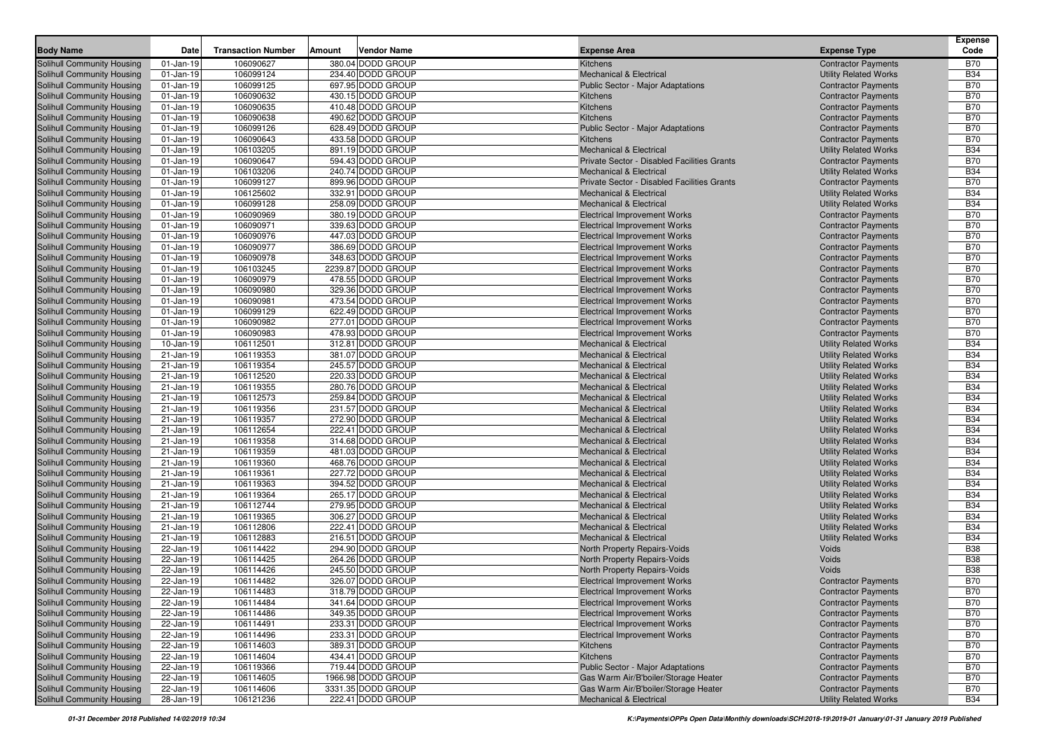| Body Name | Date | Transaction Number | Amount | Vendor Name | Expense Area | Expense Type | Expense Code |
|---|---|---|---|---|---|---|---|
| Solihull Community Housing | 01-Jan-19 | 106090627 | 380.04 | DODD GROUP | Kitchens | Contractor Payments | B70 |
| Solihull Community Housing | 01-Jan-19 | 106099124 | 234.40 | DODD GROUP | Mechanical & Electrical | Utility Related Works | B34 |
| Solihull Community Housing | 01-Jan-19 | 106099125 | 697.95 | DODD GROUP | Public Sector - Major Adaptations | Contractor Payments | B70 |
| Solihull Community Housing | 01-Jan-19 | 106090632 | 430.15 | DODD GROUP | Kitchens | Contractor Payments | B70 |
| Solihull Community Housing | 01-Jan-19 | 106090635 | 410.48 | DODD GROUP | Kitchens | Contractor Payments | B70 |
| Solihull Community Housing | 01-Jan-19 | 106090638 | 490.62 | DODD GROUP | Kitchens | Contractor Payments | B70 |
| Solihull Community Housing | 01-Jan-19 | 106099126 | 628.49 | DODD GROUP | Public Sector - Major Adaptations | Contractor Payments | B70 |
| Solihull Community Housing | 01-Jan-19 | 106090643 | 433.58 | DODD GROUP | Kitchens | Contractor Payments | B70 |
| Solihull Community Housing | 01-Jan-19 | 106103205 | 891.19 | DODD GROUP | Mechanical & Electrical | Utility Related Works | B34 |
| Solihull Community Housing | 01-Jan-19 | 106090647 | 594.43 | DODD GROUP | Private Sector - Disabled Facilities Grants | Contractor Payments | B70 |
| Solihull Community Housing | 01-Jan-19 | 106103206 | 240.74 | DODD GROUP | Mechanical & Electrical | Utility Related Works | B34 |
| Solihull Community Housing | 01-Jan-19 | 106099127 | 899.96 | DODD GROUP | Private Sector - Disabled Facilities Grants | Contractor Payments | B70 |
| Solihull Community Housing | 01-Jan-19 | 106125602 | 332.91 | DODD GROUP | Mechanical & Electrical | Utility Related Works | B34 |
| Solihull Community Housing | 01-Jan-19 | 106099128 | 258.09 | DODD GROUP | Mechanical & Electrical | Utility Related Works | B34 |
| Solihull Community Housing | 01-Jan-19 | 106090969 | 380.19 | DODD GROUP | Electrical Improvement Works | Contractor Payments | B70 |
| Solihull Community Housing | 01-Jan-19 | 106090971 | 339.63 | DODD GROUP | Electrical Improvement Works | Contractor Payments | B70 |
| Solihull Community Housing | 01-Jan-19 | 106090976 | 447.03 | DODD GROUP | Electrical Improvement Works | Contractor Payments | B70 |
| Solihull Community Housing | 01-Jan-19 | 106090977 | 386.69 | DODD GROUP | Electrical Improvement Works | Contractor Payments | B70 |
| Solihull Community Housing | 01-Jan-19 | 106090978 | 348.63 | DODD GROUP | Electrical Improvement Works | Contractor Payments | B70 |
| Solihull Community Housing | 01-Jan-19 | 106103245 | 2239.87 | DODD GROUP | Electrical Improvement Works | Contractor Payments | B70 |
| Solihull Community Housing | 01-Jan-19 | 106090979 | 478.55 | DODD GROUP | Electrical Improvement Works | Contractor Payments | B70 |
| Solihull Community Housing | 01-Jan-19 | 106090980 | 329.36 | DODD GROUP | Electrical Improvement Works | Contractor Payments | B70 |
| Solihull Community Housing | 01-Jan-19 | 106090981 | 473.54 | DODD GROUP | Electrical Improvement Works | Contractor Payments | B70 |
| Solihull Community Housing | 01-Jan-19 | 106099129 | 622.49 | DODD GROUP | Electrical Improvement Works | Contractor Payments | B70 |
| Solihull Community Housing | 01-Jan-19 | 106090982 | 277.01 | DODD GROUP | Electrical Improvement Works | Contractor Payments | B70 |
| Solihull Community Housing | 01-Jan-19 | 106090983 | 478.93 | DODD GROUP | Electrical Improvement Works | Contractor Payments | B70 |
| Solihull Community Housing | 10-Jan-19 | 106112501 | 312.81 | DODD GROUP | Mechanical & Electrical | Utility Related Works | B34 |
| Solihull Community Housing | 21-Jan-19 | 106119353 | 381.07 | DODD GROUP | Mechanical & Electrical | Utility Related Works | B34 |
| Solihull Community Housing | 21-Jan-19 | 106119354 | 245.57 | DODD GROUP | Mechanical & Electrical | Utility Related Works | B34 |
| Solihull Community Housing | 21-Jan-19 | 106112520 | 220.33 | DODD GROUP | Mechanical & Electrical | Utility Related Works | B34 |
| Solihull Community Housing | 21-Jan-19 | 106119355 | 280.76 | DODD GROUP | Mechanical & Electrical | Utility Related Works | B34 |
| Solihull Community Housing | 21-Jan-19 | 106112573 | 259.84 | DODD GROUP | Mechanical & Electrical | Utility Related Works | B34 |
| Solihull Community Housing | 21-Jan-19 | 106119356 | 231.57 | DODD GROUP | Mechanical & Electrical | Utility Related Works | B34 |
| Solihull Community Housing | 21-Jan-19 | 106119357 | 272.90 | DODD GROUP | Mechanical & Electrical | Utility Related Works | B34 |
| Solihull Community Housing | 21-Jan-19 | 106112654 | 222.41 | DODD GROUP | Mechanical & Electrical | Utility Related Works | B34 |
| Solihull Community Housing | 21-Jan-19 | 106119358 | 314.68 | DODD GROUP | Mechanical & Electrical | Utility Related Works | B34 |
| Solihull Community Housing | 21-Jan-19 | 106119359 | 481.03 | DODD GROUP | Mechanical & Electrical | Utility Related Works | B34 |
| Solihull Community Housing | 21-Jan-19 | 106119360 | 468.76 | DODD GROUP | Mechanical & Electrical | Utility Related Works | B34 |
| Solihull Community Housing | 21-Jan-19 | 106119361 | 227.72 | DODD GROUP | Mechanical & Electrical | Utility Related Works | B34 |
| Solihull Community Housing | 21-Jan-19 | 106119363 | 394.52 | DODD GROUP | Mechanical & Electrical | Utility Related Works | B34 |
| Solihull Community Housing | 21-Jan-19 | 106119364 | 265.17 | DODD GROUP | Mechanical & Electrical | Utility Related Works | B34 |
| Solihull Community Housing | 21-Jan-19 | 106112744 | 279.95 | DODD GROUP | Mechanical & Electrical | Utility Related Works | B34 |
| Solihull Community Housing | 21-Jan-19 | 106119365 | 306.27 | DODD GROUP | Mechanical & Electrical | Utility Related Works | B34 |
| Solihull Community Housing | 21-Jan-19 | 106112806 | 222.41 | DODD GROUP | Mechanical & Electrical | Utility Related Works | B34 |
| Solihull Community Housing | 21-Jan-19 | 106112883 | 216.51 | DODD GROUP | Mechanical & Electrical | Utility Related Works | B34 |
| Solihull Community Housing | 22-Jan-19 | 106114422 | 294.90 | DODD GROUP | North Property Repairs-Voids | Voids | B38 |
| Solihull Community Housing | 22-Jan-19 | 106114425 | 264.26 | DODD GROUP | North Property Repairs-Voids | Voids | B38 |
| Solihull Community Housing | 22-Jan-19 | 106114426 | 245.50 | DODD GROUP | North Property Repairs-Voids | Voids | B38 |
| Solihull Community Housing | 22-Jan-19 | 106114482 | 326.07 | DODD GROUP | Electrical Improvement Works | Contractor Payments | B70 |
| Solihull Community Housing | 22-Jan-19 | 106114483 | 318.79 | DODD GROUP | Electrical Improvement Works | Contractor Payments | B70 |
| Solihull Community Housing | 22-Jan-19 | 106114484 | 341.64 | DODD GROUP | Electrical Improvement Works | Contractor Payments | B70 |
| Solihull Community Housing | 22-Jan-19 | 106114486 | 349.35 | DODD GROUP | Electrical Improvement Works | Contractor Payments | B70 |
| Solihull Community Housing | 22-Jan-19 | 106114491 | 233.31 | DODD GROUP | Electrical Improvement Works | Contractor Payments | B70 |
| Solihull Community Housing | 22-Jan-19 | 106114496 | 233.31 | DODD GROUP | Electrical Improvement Works | Contractor Payments | B70 |
| Solihull Community Housing | 22-Jan-19 | 106114603 | 389.31 | DODD GROUP | Kitchens | Contractor Payments | B70 |
| Solihull Community Housing | 22-Jan-19 | 106114604 | 434.41 | DODD GROUP | Kitchens | Contractor Payments | B70 |
| Solihull Community Housing | 22-Jan-19 | 106119366 | 719.44 | DODD GROUP | Public Sector - Major Adaptations | Contractor Payments | B70 |
| Solihull Community Housing | 22-Jan-19 | 106114605 | 1966.98 | DODD GROUP | Gas Warm Air/B'boiler/Storage Heater | Contractor Payments | B70 |
| Solihull Community Housing | 22-Jan-19 | 106114606 | 3331.35 | DODD GROUP | Gas Warm Air/B'boiler/Storage Heater | Contractor Payments | B70 |
| Solihull Community Housing | 28-Jan-19 | 106121236 | 222.41 | DODD GROUP | Mechanical & Electrical | Utility Related Works | B34 |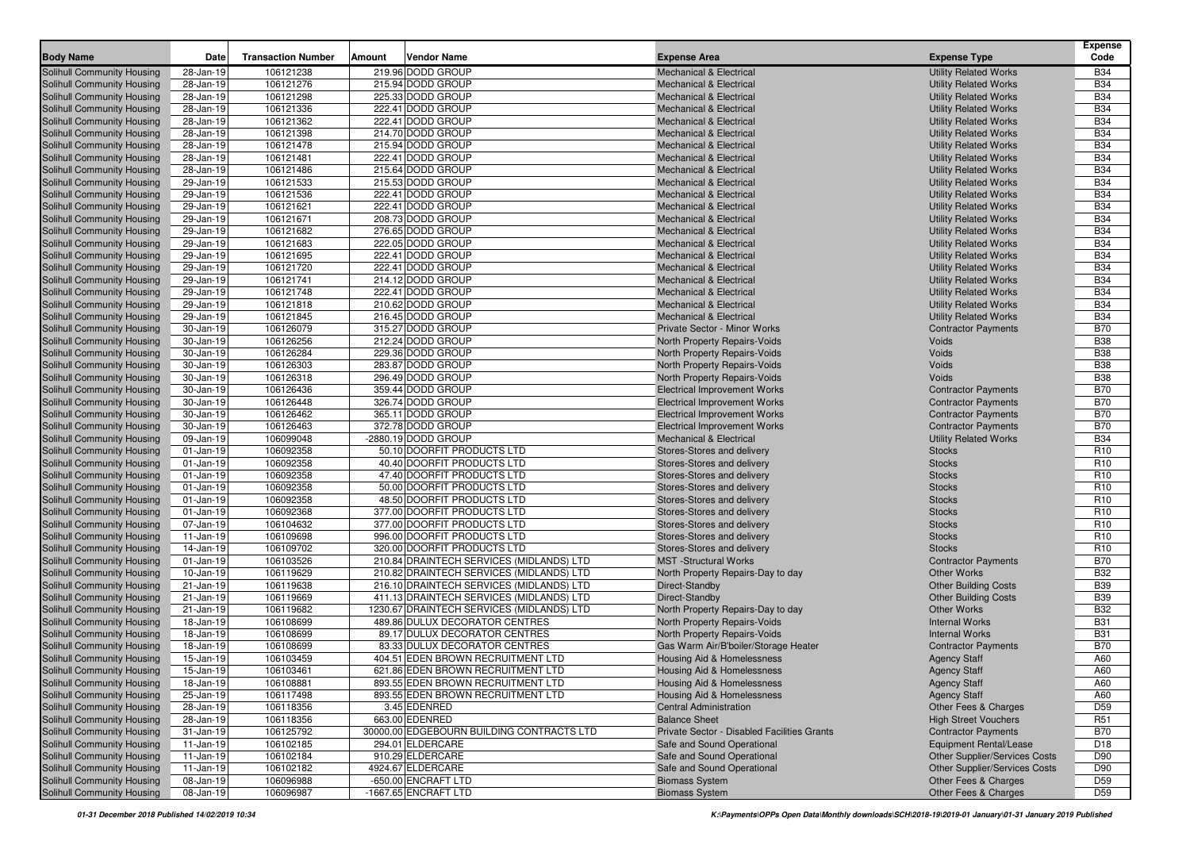| Body Name | Date | Transaction Number | Amount | Vendor Name | Expense Area | Expense Type | Expense Code |
|---|---|---|---|---|---|---|---|
| Solihull Community Housing | 28-Jan-19 | 106121238 | 219.96 | DODD GROUP | Mechanical & Electrical | Utility Related Works | B34 |
| Solihull Community Housing | 28-Jan-19 | 106121276 | 215.94 | DODD GROUP | Mechanical & Electrical | Utility Related Works | B34 |
| Solihull Community Housing | 28-Jan-19 | 106121298 | 225.33 | DODD GROUP | Mechanical & Electrical | Utility Related Works | B34 |
| Solihull Community Housing | 28-Jan-19 | 106121336 | 222.41 | DODD GROUP | Mechanical & Electrical | Utility Related Works | B34 |
| Solihull Community Housing | 28-Jan-19 | 106121362 | 222.41 | DODD GROUP | Mechanical & Electrical | Utility Related Works | B34 |
| Solihull Community Housing | 28-Jan-19 | 106121398 | 214.70 | DODD GROUP | Mechanical & Electrical | Utility Related Works | B34 |
| Solihull Community Housing | 28-Jan-19 | 106121478 | 215.94 | DODD GROUP | Mechanical & Electrical | Utility Related Works | B34 |
| Solihull Community Housing | 28-Jan-19 | 106121481 | 222.41 | DODD GROUP | Mechanical & Electrical | Utility Related Works | B34 |
| Solihull Community Housing | 28-Jan-19 | 106121486 | 215.64 | DODD GROUP | Mechanical & Electrical | Utility Related Works | B34 |
| Solihull Community Housing | 29-Jan-19 | 106121533 | 215.53 | DODD GROUP | Mechanical & Electrical | Utility Related Works | B34 |
| Solihull Community Housing | 29-Jan-19 | 106121536 | 222.41 | DODD GROUP | Mechanical & Electrical | Utility Related Works | B34 |
| Solihull Community Housing | 29-Jan-19 | 106121621 | 222.41 | DODD GROUP | Mechanical & Electrical | Utility Related Works | B34 |
| Solihull Community Housing | 29-Jan-19 | 106121671 | 208.73 | DODD GROUP | Mechanical & Electrical | Utility Related Works | B34 |
| Solihull Community Housing | 29-Jan-19 | 106121682 | 276.65 | DODD GROUP | Mechanical & Electrical | Utility Related Works | B34 |
| Solihull Community Housing | 29-Jan-19 | 106121683 | 222.05 | DODD GROUP | Mechanical & Electrical | Utility Related Works | B34 |
| Solihull Community Housing | 29-Jan-19 | 106121695 | 222.41 | DODD GROUP | Mechanical & Electrical | Utility Related Works | B34 |
| Solihull Community Housing | 29-Jan-19 | 106121720 | 222.41 | DODD GROUP | Mechanical & Electrical | Utility Related Works | B34 |
| Solihull Community Housing | 29-Jan-19 | 106121741 | 214.12 | DODD GROUP | Mechanical & Electrical | Utility Related Works | B34 |
| Solihull Community Housing | 29-Jan-19 | 106121748 | 222.41 | DODD GROUP | Mechanical & Electrical | Utility Related Works | B34 |
| Solihull Community Housing | 29-Jan-19 | 106121818 | 210.62 | DODD GROUP | Mechanical & Electrical | Utility Related Works | B34 |
| Solihull Community Housing | 29-Jan-19 | 106121845 | 216.45 | DODD GROUP | Mechanical & Electrical | Utility Related Works | B34 |
| Solihull Community Housing | 30-Jan-19 | 106126079 | 315.27 | DODD GROUP | Private Sector - Minor Works | Contractor Payments | B70 |
| Solihull Community Housing | 30-Jan-19 | 106126256 | 212.24 | DODD GROUP | North Property Repairs-Voids | Voids | B38 |
| Solihull Community Housing | 30-Jan-19 | 106126284 | 229.36 | DODD GROUP | North Property Repairs-Voids | Voids | B38 |
| Solihull Community Housing | 30-Jan-19 | 106126303 | 283.87 | DODD GROUP | North Property Repairs-Voids | Voids | B38 |
| Solihull Community Housing | 30-Jan-19 | 106126318 | 296.49 | DODD GROUP | North Property Repairs-Voids | Voids | B38 |
| Solihull Community Housing | 30-Jan-19 | 106126436 | 359.44 | DODD GROUP | Electrical Improvement Works | Contractor Payments | B70 |
| Solihull Community Housing | 30-Jan-19 | 106126448 | 326.74 | DODD GROUP | Electrical Improvement Works | Contractor Payments | B70 |
| Solihull Community Housing | 30-Jan-19 | 106126462 | 365.11 | DODD GROUP | Electrical Improvement Works | Contractor Payments | B70 |
| Solihull Community Housing | 30-Jan-19 | 106126463 | 372.78 | DODD GROUP | Electrical Improvement Works | Contractor Payments | B70 |
| Solihull Community Housing | 09-Jan-19 | 106099048 | -2880.19 | DODD GROUP | Mechanical & Electrical | Utility Related Works | B34 |
| Solihull Community Housing | 01-Jan-19 | 106092358 | 50.10 | DOORFIT PRODUCTS LTD | Stores-Stores and delivery | Stocks | R10 |
| Solihull Community Housing | 01-Jan-19 | 106092358 | 40.40 | DOORFIT PRODUCTS LTD | Stores-Stores and delivery | Stocks | R10 |
| Solihull Community Housing | 01-Jan-19 | 106092358 | 47.40 | DOORFIT PRODUCTS LTD | Stores-Stores and delivery | Stocks | R10 |
| Solihull Community Housing | 01-Jan-19 | 106092358 | 50.00 | DOORFIT PRODUCTS LTD | Stores-Stores and delivery | Stocks | R10 |
| Solihull Community Housing | 01-Jan-19 | 106092358 | 48.50 | DOORFIT PRODUCTS LTD | Stores-Stores and delivery | Stocks | R10 |
| Solihull Community Housing | 01-Jan-19 | 106092368 | 377.00 | DOORFIT PRODUCTS LTD | Stores-Stores and delivery | Stocks | R10 |
| Solihull Community Housing | 07-Jan-19 | 106104632 | 377.00 | DOORFIT PRODUCTS LTD | Stores-Stores and delivery | Stocks | R10 |
| Solihull Community Housing | 11-Jan-19 | 106109698 | 996.00 | DOORFIT PRODUCTS LTD | Stores-Stores and delivery | Stocks | R10 |
| Solihull Community Housing | 14-Jan-19 | 106109702 | 320.00 | DOORFIT PRODUCTS LTD | Stores-Stores and delivery | Stocks | R10 |
| Solihull Community Housing | 01-Jan-19 | 106103526 | 210.84 | DRAINTECH SERVICES (MIDLANDS) LTD | MST -Structural Works | Contractor Payments | B70 |
| Solihull Community Housing | 10-Jan-19 | 106119629 | 210.82 | DRAINTECH SERVICES (MIDLANDS) LTD | North Property Repairs-Day to day | Other Works | B32 |
| Solihull Community Housing | 21-Jan-19 | 106119638 | 216.10 | DRAINTECH SERVICES (MIDLANDS) LTD | Direct-Standby | Other Building Costs | B39 |
| Solihull Community Housing | 21-Jan-19 | 106119669 | 411.13 | DRAINTECH SERVICES (MIDLANDS) LTD | Direct-Standby | Other Building Costs | B39 |
| Solihull Community Housing | 21-Jan-19 | 106119682 | 1230.67 | DRAINTECH SERVICES (MIDLANDS) LTD | North Property Repairs-Day to day | Other Works | B32 |
| Solihull Community Housing | 18-Jan-19 | 106108699 | 489.86 | DULUX DECORATOR CENTRES | North Property Repairs-Voids | Internal Works | B31 |
| Solihull Community Housing | 18-Jan-19 | 106108699 | 89.17 | DULUX DECORATOR CENTRES | North Property Repairs-Voids | Internal Works | B31 |
| Solihull Community Housing | 18-Jan-19 | 106108699 | 83.33 | DULUX DECORATOR CENTRES | Gas Warm Air/B'boiler/Storage Heater | Contractor Payments | B70 |
| Solihull Community Housing | 15-Jan-19 | 106103459 | 404.51 | EDEN BROWN RECRUITMENT LTD | Housing Aid & Homelessness | Agency Staff | A60 |
| Solihull Community Housing | 15-Jan-19 | 106103461 | 621.86 | EDEN BROWN RECRUITMENT LTD | Housing Aid & Homelessness | Agency Staff | A60 |
| Solihull Community Housing | 18-Jan-19 | 106108881 | 893.55 | EDEN BROWN RECRUITMENT LTD | Housing Aid & Homelessness | Agency Staff | A60 |
| Solihull Community Housing | 25-Jan-19 | 106117498 | 893.55 | EDEN BROWN RECRUITMENT LTD | Housing Aid & Homelessness | Agency Staff | A60 |
| Solihull Community Housing | 28-Jan-19 | 106118356 | 3.45 | EDENRED | Central Administration | Other Fees & Charges | D59 |
| Solihull Community Housing | 28-Jan-19 | 106118356 | 663.00 | EDENRED | Balance Sheet | High Street Vouchers | R51 |
| Solihull Community Housing | 31-Jan-19 | 106125792 | 30000.00 | EDGEBOURN BUILDING CONTRACTS LTD | Private Sector - Disabled Facilities Grants | Contractor Payments | B70 |
| Solihull Community Housing | 11-Jan-19 | 106102185 | 294.01 | ELDERCARE | Safe and Sound Operational | Equipment Rental/Lease | D18 |
| Solihull Community Housing | 11-Jan-19 | 106102184 | 910.29 | ELDERCARE | Safe and Sound Operational | Other Supplier/Services Costs | D90 |
| Solihull Community Housing | 11-Jan-19 | 106102182 | 4924.67 | ELDERCARE | Safe and Sound Operational | Other Supplier/Services Costs | D90 |
| Solihull Community Housing | 08-Jan-19 | 106096988 | -650.00 | ENCRAFT LTD | Biomass System | Other Fees & Charges | D59 |
| Solihull Community Housing | 08-Jan-19 | 106096987 | -1667.65 | ENCRAFT LTD | Biomass System | Other Fees & Charges | D59 |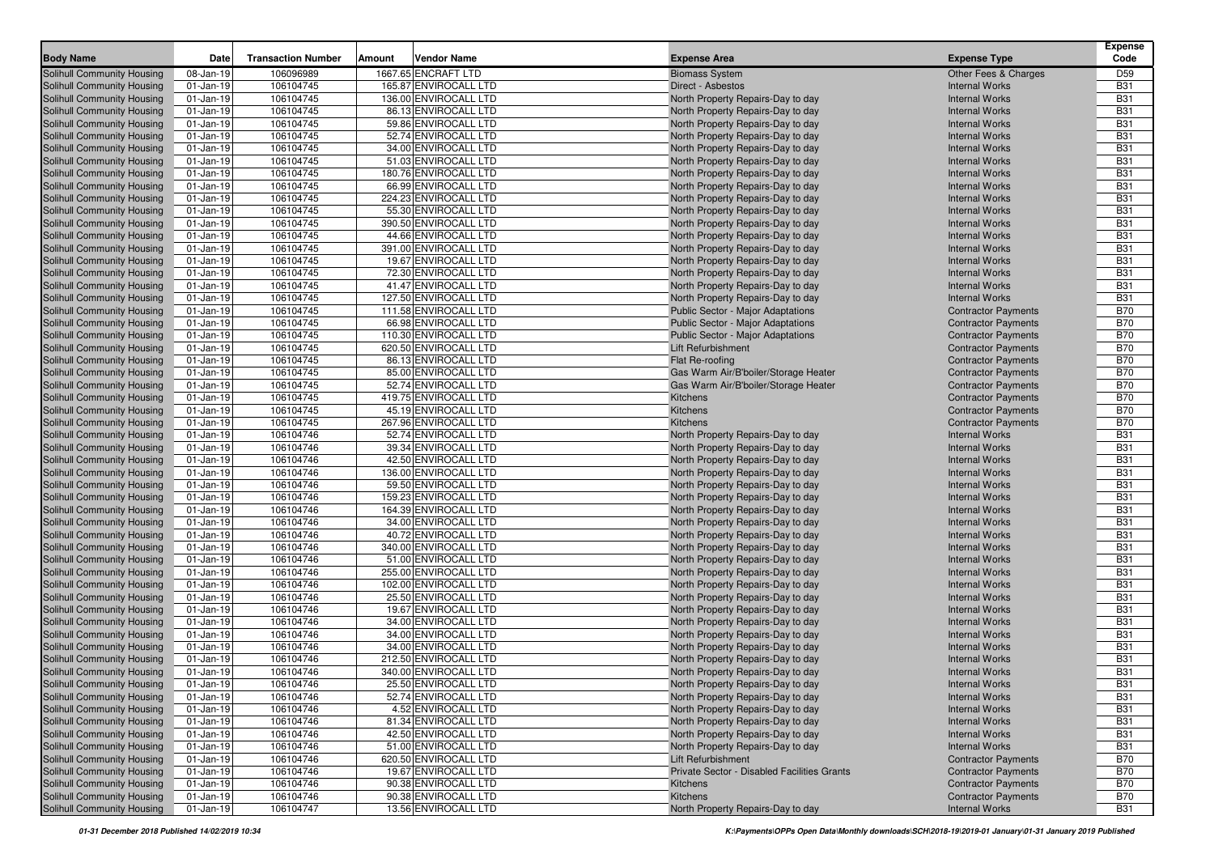| Body Name | Date | Transaction Number | Amount | Vendor Name | Expense Area | Expense Type | Expense Code |
|---|---|---|---|---|---|---|---|
| Solihull Community Housing | 08-Jan-19 | 106096989 | 1667.65 | ENCRAFT LTD | Biomass System | Other Fees & Charges | D59 |
| Solihull Community Housing | 01-Jan-19 | 106104745 | 165.87 | ENVIROCALL LTD | Direct - Asbestos | Internal Works | B31 |
| Solihull Community Housing | 01-Jan-19 | 106104745 | 136.00 | ENVIROCALL LTD | North Property Repairs-Day to day | Internal Works | B31 |
| Solihull Community Housing | 01-Jan-19 | 106104745 | 86.13 | ENVIROCALL LTD | North Property Repairs-Day to day | Internal Works | B31 |
| Solihull Community Housing | 01-Jan-19 | 106104745 | 59.86 | ENVIROCALL LTD | North Property Repairs-Day to day | Internal Works | B31 |
| Solihull Community Housing | 01-Jan-19 | 106104745 | 52.74 | ENVIROCALL LTD | North Property Repairs-Day to day | Internal Works | B31 |
| Solihull Community Housing | 01-Jan-19 | 106104745 | 34.00 | ENVIROCALL LTD | North Property Repairs-Day to day | Internal Works | B31 |
| Solihull Community Housing | 01-Jan-19 | 106104745 | 51.03 | ENVIROCALL LTD | North Property Repairs-Day to day | Internal Works | B31 |
| Solihull Community Housing | 01-Jan-19 | 106104745 | 180.76 | ENVIROCALL LTD | North Property Repairs-Day to day | Internal Works | B31 |
| Solihull Community Housing | 01-Jan-19 | 106104745 | 66.99 | ENVIROCALL LTD | North Property Repairs-Day to day | Internal Works | B31 |
| Solihull Community Housing | 01-Jan-19 | 106104745 | 224.23 | ENVIROCALL LTD | North Property Repairs-Day to day | Internal Works | B31 |
| Solihull Community Housing | 01-Jan-19 | 106104745 | 55.30 | ENVIROCALL LTD | North Property Repairs-Day to day | Internal Works | B31 |
| Solihull Community Housing | 01-Jan-19 | 106104745 | 390.50 | ENVIROCALL LTD | North Property Repairs-Day to day | Internal Works | B31 |
| Solihull Community Housing | 01-Jan-19 | 106104745 | 44.66 | ENVIROCALL LTD | North Property Repairs-Day to day | Internal Works | B31 |
| Solihull Community Housing | 01-Jan-19 | 106104745 | 391.00 | ENVIROCALL LTD | North Property Repairs-Day to day | Internal Works | B31 |
| Solihull Community Housing | 01-Jan-19 | 106104745 | 19.67 | ENVIROCALL LTD | North Property Repairs-Day to day | Internal Works | B31 |
| Solihull Community Housing | 01-Jan-19 | 106104745 | 72.30 | ENVIROCALL LTD | North Property Repairs-Day to day | Internal Works | B31 |
| Solihull Community Housing | 01-Jan-19 | 106104745 | 41.47 | ENVIROCALL LTD | North Property Repairs-Day to day | Internal Works | B31 |
| Solihull Community Housing | 01-Jan-19 | 106104745 | 127.50 | ENVIROCALL LTD | North Property Repairs-Day to day | Internal Works | B31 |
| Solihull Community Housing | 01-Jan-19 | 106104745 | 111.58 | ENVIROCALL LTD | Public Sector - Major Adaptations | Contractor Payments | B70 |
| Solihull Community Housing | 01-Jan-19 | 106104745 | 66.98 | ENVIROCALL LTD | Public Sector - Major Adaptations | Contractor Payments | B70 |
| Solihull Community Housing | 01-Jan-19 | 106104745 | 110.30 | ENVIROCALL LTD | Public Sector - Major Adaptations | Contractor Payments | B70 |
| Solihull Community Housing | 01-Jan-19 | 106104745 | 620.50 | ENVIROCALL LTD | Lift Refurbishment | Contractor Payments | B70 |
| Solihull Community Housing | 01-Jan-19 | 106104745 | 86.13 | ENVIROCALL LTD | Flat Re-roofing | Contractor Payments | B70 |
| Solihull Community Housing | 01-Jan-19 | 106104745 | 85.00 | ENVIROCALL LTD | Gas Warm Air/B'boiler/Storage Heater | Contractor Payments | B70 |
| Solihull Community Housing | 01-Jan-19 | 106104745 | 52.74 | ENVIROCALL LTD | Gas Warm Air/B'boiler/Storage Heater | Contractor Payments | B70 |
| Solihull Community Housing | 01-Jan-19 | 106104745 | 419.75 | ENVIROCALL LTD | Kitchens | Contractor Payments | B70 |
| Solihull Community Housing | 01-Jan-19 | 106104745 | 45.19 | ENVIROCALL LTD | Kitchens | Contractor Payments | B70 |
| Solihull Community Housing | 01-Jan-19 | 106104745 | 267.96 | ENVIROCALL LTD | Kitchens | Contractor Payments | B70 |
| Solihull Community Housing | 01-Jan-19 | 106104746 | 52.74 | ENVIROCALL LTD | North Property Repairs-Day to day | Internal Works | B31 |
| Solihull Community Housing | 01-Jan-19 | 106104746 | 39.34 | ENVIROCALL LTD | North Property Repairs-Day to day | Internal Works | B31 |
| Solihull Community Housing | 01-Jan-19 | 106104746 | 42.50 | ENVIROCALL LTD | North Property Repairs-Day to day | Internal Works | B31 |
| Solihull Community Housing | 01-Jan-19 | 106104746 | 136.00 | ENVIROCALL LTD | North Property Repairs-Day to day | Internal Works | B31 |
| Solihull Community Housing | 01-Jan-19 | 106104746 | 59.50 | ENVIROCALL LTD | North Property Repairs-Day to day | Internal Works | B31 |
| Solihull Community Housing | 01-Jan-19 | 106104746 | 159.23 | ENVIROCALL LTD | North Property Repairs-Day to day | Internal Works | B31 |
| Solihull Community Housing | 01-Jan-19 | 106104746 | 164.39 | ENVIROCALL LTD | North Property Repairs-Day to day | Internal Works | B31 |
| Solihull Community Housing | 01-Jan-19 | 106104746 | 34.00 | ENVIROCALL LTD | North Property Repairs-Day to day | Internal Works | B31 |
| Solihull Community Housing | 01-Jan-19 | 106104746 | 40.72 | ENVIROCALL LTD | North Property Repairs-Day to day | Internal Works | B31 |
| Solihull Community Housing | 01-Jan-19 | 106104746 | 340.00 | ENVIROCALL LTD | North Property Repairs-Day to day | Internal Works | B31 |
| Solihull Community Housing | 01-Jan-19 | 106104746 | 51.00 | ENVIROCALL LTD | North Property Repairs-Day to day | Internal Works | B31 |
| Solihull Community Housing | 01-Jan-19 | 106104746 | 255.00 | ENVIROCALL LTD | North Property Repairs-Day to day | Internal Works | B31 |
| Solihull Community Housing | 01-Jan-19 | 106104746 | 102.00 | ENVIROCALL LTD | North Property Repairs-Day to day | Internal Works | B31 |
| Solihull Community Housing | 01-Jan-19 | 106104746 | 25.50 | ENVIROCALL LTD | North Property Repairs-Day to day | Internal Works | B31 |
| Solihull Community Housing | 01-Jan-19 | 106104746 | 19.67 | ENVIROCALL LTD | North Property Repairs-Day to day | Internal Works | B31 |
| Solihull Community Housing | 01-Jan-19 | 106104746 | 34.00 | ENVIROCALL LTD | North Property Repairs-Day to day | Internal Works | B31 |
| Solihull Community Housing | 01-Jan-19 | 106104746 | 34.00 | ENVIROCALL LTD | North Property Repairs-Day to day | Internal Works | B31 |
| Solihull Community Housing | 01-Jan-19 | 106104746 | 34.00 | ENVIROCALL LTD | North Property Repairs-Day to day | Internal Works | B31 |
| Solihull Community Housing | 01-Jan-19 | 106104746 | 212.50 | ENVIROCALL LTD | North Property Repairs-Day to day | Internal Works | B31 |
| Solihull Community Housing | 01-Jan-19 | 106104746 | 340.00 | ENVIROCALL LTD | North Property Repairs-Day to day | Internal Works | B31 |
| Solihull Community Housing | 01-Jan-19 | 106104746 | 25.50 | ENVIROCALL LTD | North Property Repairs-Day to day | Internal Works | B31 |
| Solihull Community Housing | 01-Jan-19 | 106104746 | 52.74 | ENVIROCALL LTD | North Property Repairs-Day to day | Internal Works | B31 |
| Solihull Community Housing | 01-Jan-19 | 106104746 | 4.52 | ENVIROCALL LTD | North Property Repairs-Day to day | Internal Works | B31 |
| Solihull Community Housing | 01-Jan-19 | 106104746 | 81.34 | ENVIROCALL LTD | North Property Repairs-Day to day | Internal Works | B31 |
| Solihull Community Housing | 01-Jan-19 | 106104746 | 42.50 | ENVIROCALL LTD | North Property Repairs-Day to day | Internal Works | B31 |
| Solihull Community Housing | 01-Jan-19 | 106104746 | 51.00 | ENVIROCALL LTD | North Property Repairs-Day to day | Internal Works | B31 |
| Solihull Community Housing | 01-Jan-19 | 106104746 | 620.50 | ENVIROCALL LTD | Lift Refurbishment | Contractor Payments | B70 |
| Solihull Community Housing | 01-Jan-19 | 106104746 | 19.67 | ENVIROCALL LTD | Private Sector - Disabled Facilities Grants | Contractor Payments | B70 |
| Solihull Community Housing | 01-Jan-19 | 106104746 | 90.38 | ENVIROCALL LTD | Kitchens | Contractor Payments | B70 |
| Solihull Community Housing | 01-Jan-19 | 106104746 | 90.38 | ENVIROCALL LTD | Kitchens | Contractor Payments | B70 |
| Solihull Community Housing | 01-Jan-19 | 106104747 | 13.56 | ENVIROCALL LTD | North Property Repairs-Day to day | Internal Works | B31 |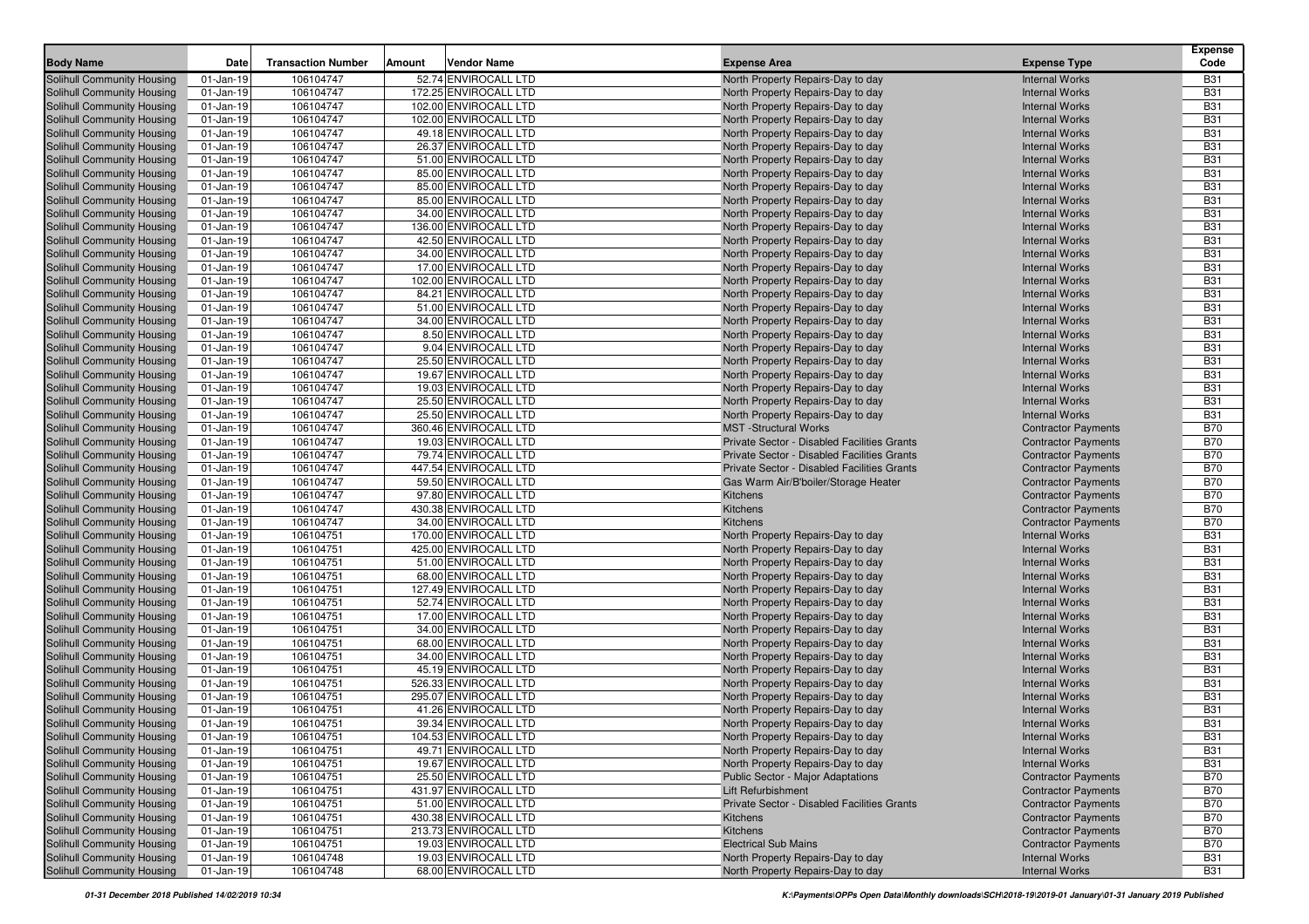| Body Name | Date | Transaction Number | Amount | Vendor Name | Expense Area | Expense Type | Expense Code |
|---|---|---|---|---|---|---|---|
| Solihull Community Housing | 01-Jan-19 | 106104747 | 52.74 | ENVIROCALL LTD | North Property Repairs-Day to day | Internal Works | B31 |
| Solihull Community Housing | 01-Jan-19 | 106104747 | 172.25 | ENVIROCALL LTD | North Property Repairs-Day to day | Internal Works | B31 |
| Solihull Community Housing | 01-Jan-19 | 106104747 | 102.00 | ENVIROCALL LTD | North Property Repairs-Day to day | Internal Works | B31 |
| Solihull Community Housing | 01-Jan-19 | 106104747 | 102.00 | ENVIROCALL LTD | North Property Repairs-Day to day | Internal Works | B31 |
| Solihull Community Housing | 01-Jan-19 | 106104747 | 49.18 | ENVIROCALL LTD | North Property Repairs-Day to day | Internal Works | B31 |
| Solihull Community Housing | 01-Jan-19 | 106104747 | 26.37 | ENVIROCALL LTD | North Property Repairs-Day to day | Internal Works | B31 |
| Solihull Community Housing | 01-Jan-19 | 106104747 | 51.00 | ENVIROCALL LTD | North Property Repairs-Day to day | Internal Works | B31 |
| Solihull Community Housing | 01-Jan-19 | 106104747 | 85.00 | ENVIROCALL LTD | North Property Repairs-Day to day | Internal Works | B31 |
| Solihull Community Housing | 01-Jan-19 | 106104747 | 85.00 | ENVIROCALL LTD | North Property Repairs-Day to day | Internal Works | B31 |
| Solihull Community Housing | 01-Jan-19 | 106104747 | 85.00 | ENVIROCALL LTD | North Property Repairs-Day to day | Internal Works | B31 |
| Solihull Community Housing | 01-Jan-19 | 106104747 | 34.00 | ENVIROCALL LTD | North Property Repairs-Day to day | Internal Works | B31 |
| Solihull Community Housing | 01-Jan-19 | 106104747 | 136.00 | ENVIROCALL LTD | North Property Repairs-Day to day | Internal Works | B31 |
| Solihull Community Housing | 01-Jan-19 | 106104747 | 42.50 | ENVIROCALL LTD | North Property Repairs-Day to day | Internal Works | B31 |
| Solihull Community Housing | 01-Jan-19 | 106104747 | 34.00 | ENVIROCALL LTD | North Property Repairs-Day to day | Internal Works | B31 |
| Solihull Community Housing | 01-Jan-19 | 106104747 | 17.00 | ENVIROCALL LTD | North Property Repairs-Day to day | Internal Works | B31 |
| Solihull Community Housing | 01-Jan-19 | 106104747 | 102.00 | ENVIROCALL LTD | North Property Repairs-Day to day | Internal Works | B31 |
| Solihull Community Housing | 01-Jan-19 | 106104747 | 84.21 | ENVIROCALL LTD | North Property Repairs-Day to day | Internal Works | B31 |
| Solihull Community Housing | 01-Jan-19 | 106104747 | 51.00 | ENVIROCALL LTD | North Property Repairs-Day to day | Internal Works | B31 |
| Solihull Community Housing | 01-Jan-19 | 106104747 | 34.00 | ENVIROCALL LTD | North Property Repairs-Day to day | Internal Works | B31 |
| Solihull Community Housing | 01-Jan-19 | 106104747 | 8.50 | ENVIROCALL LTD | North Property Repairs-Day to day | Internal Works | B31 |
| Solihull Community Housing | 01-Jan-19 | 106104747 | 9.04 | ENVIROCALL LTD | North Property Repairs-Day to day | Internal Works | B31 |
| Solihull Community Housing | 01-Jan-19 | 106104747 | 25.50 | ENVIROCALL LTD | North Property Repairs-Day to day | Internal Works | B31 |
| Solihull Community Housing | 01-Jan-19 | 106104747 | 19.67 | ENVIROCALL LTD | North Property Repairs-Day to day | Internal Works | B31 |
| Solihull Community Housing | 01-Jan-19 | 106104747 | 19.03 | ENVIROCALL LTD | North Property Repairs-Day to day | Internal Works | B31 |
| Solihull Community Housing | 01-Jan-19 | 106104747 | 25.50 | ENVIROCALL LTD | North Property Repairs-Day to day | Internal Works | B31 |
| Solihull Community Housing | 01-Jan-19 | 106104747 | 25.50 | ENVIROCALL LTD | North Property Repairs-Day to day | Internal Works | B31 |
| Solihull Community Housing | 01-Jan-19 | 106104747 | 360.46 | ENVIROCALL LTD | MST -Structural Works | Contractor Payments | B70 |
| Solihull Community Housing | 01-Jan-19 | 106104747 | 19.03 | ENVIROCALL LTD | Private Sector - Disabled Facilities Grants | Contractor Payments | B70 |
| Solihull Community Housing | 01-Jan-19 | 106104747 | 79.74 | ENVIROCALL LTD | Private Sector - Disabled Facilities Grants | Contractor Payments | B70 |
| Solihull Community Housing | 01-Jan-19 | 106104747 | 447.54 | ENVIROCALL LTD | Private Sector - Disabled Facilities Grants | Contractor Payments | B70 |
| Solihull Community Housing | 01-Jan-19 | 106104747 | 59.50 | ENVIROCALL LTD | Gas Warm Air/B'boiler/Storage Heater | Contractor Payments | B70 |
| Solihull Community Housing | 01-Jan-19 | 106104747 | 97.80 | ENVIROCALL LTD | Kitchens | Contractor Payments | B70 |
| Solihull Community Housing | 01-Jan-19 | 106104747 | 430.38 | ENVIROCALL LTD | Kitchens | Contractor Payments | B70 |
| Solihull Community Housing | 01-Jan-19 | 106104747 | 34.00 | ENVIROCALL LTD | Kitchens | Contractor Payments | B70 |
| Solihull Community Housing | 01-Jan-19 | 106104751 | 170.00 | ENVIROCALL LTD | North Property Repairs-Day to day | Internal Works | B31 |
| Solihull Community Housing | 01-Jan-19 | 106104751 | 425.00 | ENVIROCALL LTD | North Property Repairs-Day to day | Internal Works | B31 |
| Solihull Community Housing | 01-Jan-19 | 106104751 | 51.00 | ENVIROCALL LTD | North Property Repairs-Day to day | Internal Works | B31 |
| Solihull Community Housing | 01-Jan-19 | 106104751 | 68.00 | ENVIROCALL LTD | North Property Repairs-Day to day | Internal Works | B31 |
| Solihull Community Housing | 01-Jan-19 | 106104751 | 127.49 | ENVIROCALL LTD | North Property Repairs-Day to day | Internal Works | B31 |
| Solihull Community Housing | 01-Jan-19 | 106104751 | 52.74 | ENVIROCALL LTD | North Property Repairs-Day to day | Internal Works | B31 |
| Solihull Community Housing | 01-Jan-19 | 106104751 | 17.00 | ENVIROCALL LTD | North Property Repairs-Day to day | Internal Works | B31 |
| Solihull Community Housing | 01-Jan-19 | 106104751 | 34.00 | ENVIROCALL LTD | North Property Repairs-Day to day | Internal Works | B31 |
| Solihull Community Housing | 01-Jan-19 | 106104751 | 68.00 | ENVIROCALL LTD | North Property Repairs-Day to day | Internal Works | B31 |
| Solihull Community Housing | 01-Jan-19 | 106104751 | 34.00 | ENVIROCALL LTD | North Property Repairs-Day to day | Internal Works | B31 |
| Solihull Community Housing | 01-Jan-19 | 106104751 | 45.19 | ENVIROCALL LTD | North Property Repairs-Day to day | Internal Works | B31 |
| Solihull Community Housing | 01-Jan-19 | 106104751 | 526.33 | ENVIROCALL LTD | North Property Repairs-Day to day | Internal Works | B31 |
| Solihull Community Housing | 01-Jan-19 | 106104751 | 295.07 | ENVIROCALL LTD | North Property Repairs-Day to day | Internal Works | B31 |
| Solihull Community Housing | 01-Jan-19 | 106104751 | 41.26 | ENVIROCALL LTD | North Property Repairs-Day to day | Internal Works | B31 |
| Solihull Community Housing | 01-Jan-19 | 106104751 | 39.34 | ENVIROCALL LTD | North Property Repairs-Day to day | Internal Works | B31 |
| Solihull Community Housing | 01-Jan-19 | 106104751 | 104.53 | ENVIROCALL LTD | North Property Repairs-Day to day | Internal Works | B31 |
| Solihull Community Housing | 01-Jan-19 | 106104751 | 49.71 | ENVIROCALL LTD | North Property Repairs-Day to day | Internal Works | B31 |
| Solihull Community Housing | 01-Jan-19 | 106104751 | 19.67 | ENVIROCALL LTD | North Property Repairs-Day to day | Internal Works | B31 |
| Solihull Community Housing | 01-Jan-19 | 106104751 | 25.50 | ENVIROCALL LTD | Public Sector - Major Adaptations | Contractor Payments | B70 |
| Solihull Community Housing | 01-Jan-19 | 106104751 | 431.97 | ENVIROCALL LTD | Lift Refurbishment | Contractor Payments | B70 |
| Solihull Community Housing | 01-Jan-19 | 106104751 | 51.00 | ENVIROCALL LTD | Private Sector - Disabled Facilities Grants | Contractor Payments | B70 |
| Solihull Community Housing | 01-Jan-19 | 106104751 | 430.38 | ENVIROCALL LTD | Kitchens | Contractor Payments | B70 |
| Solihull Community Housing | 01-Jan-19 | 106104751 | 213.73 | ENVIROCALL LTD | Kitchens | Contractor Payments | B70 |
| Solihull Community Housing | 01-Jan-19 | 106104751 | 19.03 | ENVIROCALL LTD | Electrical Sub Mains | Contractor Payments | B70 |
| Solihull Community Housing | 01-Jan-19 | 106104748 | 19.03 | ENVIROCALL LTD | North Property Repairs-Day to day | Internal Works | B31 |
| Solihull Community Housing | 01-Jan-19 | 106104748 | 68.00 | ENVIROCALL LTD | North Property Repairs-Day to day | Internal Works | B31 |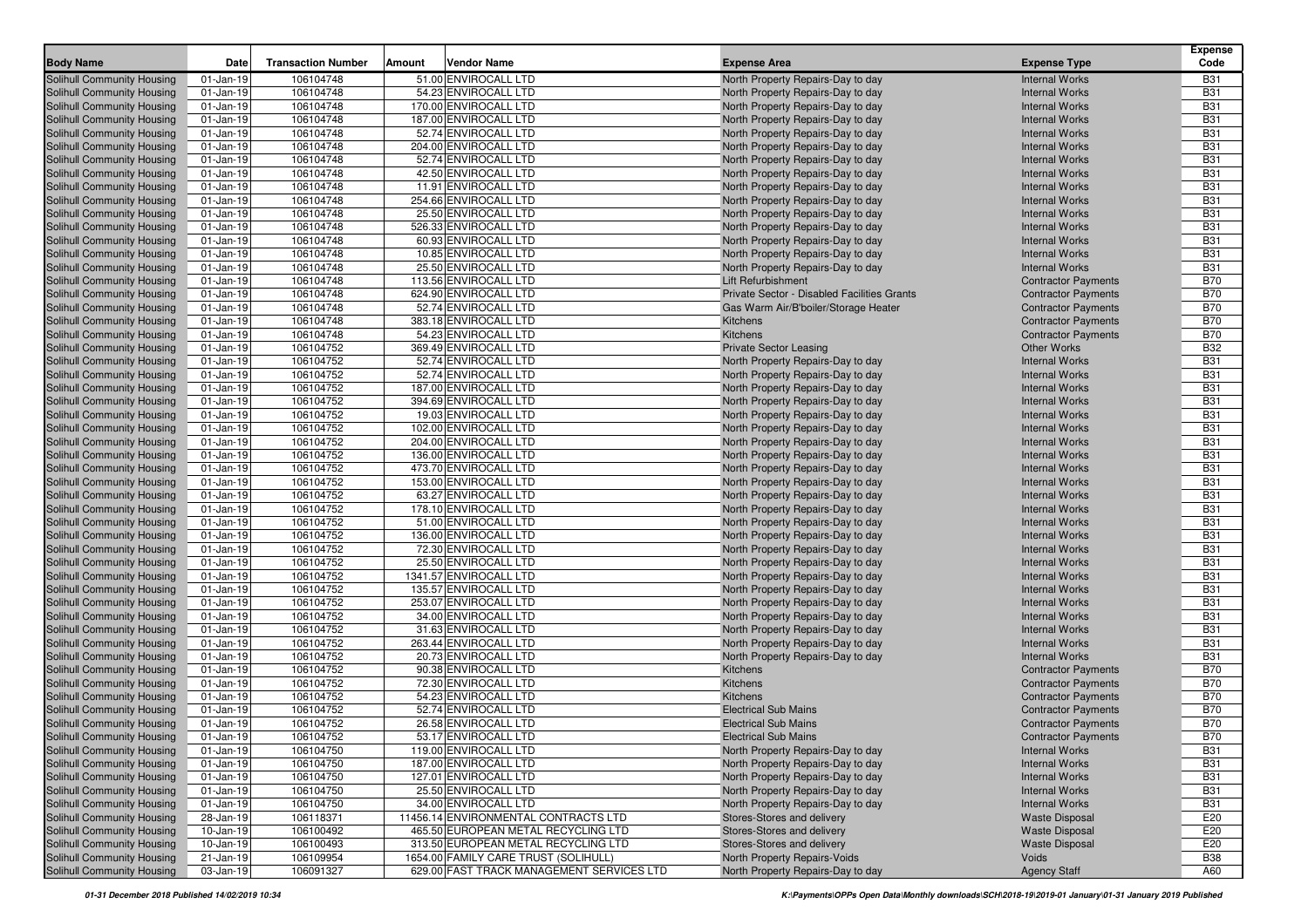| Body Name | Date | Transaction Number | Amount | Vendor Name | Expense Area | Expense Type | Expense Code |
|---|---|---|---|---|---|---|---|
| Solihull Community Housing | 01-Jan-19 | 106104748 | 51.00 | ENVIROCALL LTD | North Property Repairs-Day to day | Internal Works | B31 |
| Solihull Community Housing | 01-Jan-19 | 106104748 | 54.23 | ENVIROCALL LTD | North Property Repairs-Day to day | Internal Works | B31 |
| Solihull Community Housing | 01-Jan-19 | 106104748 | 170.00 | ENVIROCALL LTD | North Property Repairs-Day to day | Internal Works | B31 |
| Solihull Community Housing | 01-Jan-19 | 106104748 | 187.00 | ENVIROCALL LTD | North Property Repairs-Day to day | Internal Works | B31 |
| Solihull Community Housing | 01-Jan-19 | 106104748 | 52.74 | ENVIROCALL LTD | North Property Repairs-Day to day | Internal Works | B31 |
| Solihull Community Housing | 01-Jan-19 | 106104748 | 204.00 | ENVIROCALL LTD | North Property Repairs-Day to day | Internal Works | B31 |
| Solihull Community Housing | 01-Jan-19 | 106104748 | 52.74 | ENVIROCALL LTD | North Property Repairs-Day to day | Internal Works | B31 |
| Solihull Community Housing | 01-Jan-19 | 106104748 | 42.50 | ENVIROCALL LTD | North Property Repairs-Day to day | Internal Works | B31 |
| Solihull Community Housing | 01-Jan-19 | 106104748 | 11.91 | ENVIROCALL LTD | North Property Repairs-Day to day | Internal Works | B31 |
| Solihull Community Housing | 01-Jan-19 | 106104748 | 254.66 | ENVIROCALL LTD | North Property Repairs-Day to day | Internal Works | B31 |
| Solihull Community Housing | 01-Jan-19 | 106104748 | 25.50 | ENVIROCALL LTD | North Property Repairs-Day to day | Internal Works | B31 |
| Solihull Community Housing | 01-Jan-19 | 106104748 | 526.33 | ENVIROCALL LTD | North Property Repairs-Day to day | Internal Works | B31 |
| Solihull Community Housing | 01-Jan-19 | 106104748 | 60.93 | ENVIROCALL LTD | North Property Repairs-Day to day | Internal Works | B31 |
| Solihull Community Housing | 01-Jan-19 | 106104748 | 10.85 | ENVIROCALL LTD | North Property Repairs-Day to day | Internal Works | B31 |
| Solihull Community Housing | 01-Jan-19 | 106104748 | 25.50 | ENVIROCALL LTD | North Property Repairs-Day to day | Internal Works | B31 |
| Solihull Community Housing | 01-Jan-19 | 106104748 | 113.56 | ENVIROCALL LTD | Lift Refurbishment | Contractor Payments | B70 |
| Solihull Community Housing | 01-Jan-19 | 106104748 | 624.90 | ENVIROCALL LTD | Private Sector - Disabled Facilities Grants | Contractor Payments | B70 |
| Solihull Community Housing | 01-Jan-19 | 106104748 | 52.74 | ENVIROCALL LTD | Gas Warm Air/B'boiler/Storage Heater | Contractor Payments | B70 |
| Solihull Community Housing | 01-Jan-19 | 106104748 | 383.18 | ENVIROCALL LTD | Kitchens | Contractor Payments | B70 |
| Solihull Community Housing | 01-Jan-19 | 106104748 | 54.23 | ENVIROCALL LTD | Kitchens | Contractor Payments | B70 |
| Solihull Community Housing | 01-Jan-19 | 106104752 | 369.49 | ENVIROCALL LTD | Private Sector Leasing | Other Works | B32 |
| Solihull Community Housing | 01-Jan-19 | 106104752 | 52.74 | ENVIROCALL LTD | North Property Repairs-Day to day | Internal Works | B31 |
| Solihull Community Housing | 01-Jan-19 | 106104752 | 52.74 | ENVIROCALL LTD | North Property Repairs-Day to day | Internal Works | B31 |
| Solihull Community Housing | 01-Jan-19 | 106104752 | 187.00 | ENVIROCALL LTD | North Property Repairs-Day to day | Internal Works | B31 |
| Solihull Community Housing | 01-Jan-19 | 106104752 | 394.69 | ENVIROCALL LTD | North Property Repairs-Day to day | Internal Works | B31 |
| Solihull Community Housing | 01-Jan-19 | 106104752 | 19.03 | ENVIROCALL LTD | North Property Repairs-Day to day | Internal Works | B31 |
| Solihull Community Housing | 01-Jan-19 | 106104752 | 102.00 | ENVIROCALL LTD | North Property Repairs-Day to day | Internal Works | B31 |
| Solihull Community Housing | 01-Jan-19 | 106104752 | 204.00 | ENVIROCALL LTD | North Property Repairs-Day to day | Internal Works | B31 |
| Solihull Community Housing | 01-Jan-19 | 106104752 | 136.00 | ENVIROCALL LTD | North Property Repairs-Day to day | Internal Works | B31 |
| Solihull Community Housing | 01-Jan-19 | 106104752 | 473.70 | ENVIROCALL LTD | North Property Repairs-Day to day | Internal Works | B31 |
| Solihull Community Housing | 01-Jan-19 | 106104752 | 153.00 | ENVIROCALL LTD | North Property Repairs-Day to day | Internal Works | B31 |
| Solihull Community Housing | 01-Jan-19 | 106104752 | 63.27 | ENVIROCALL LTD | North Property Repairs-Day to day | Internal Works | B31 |
| Solihull Community Housing | 01-Jan-19 | 106104752 | 178.10 | ENVIROCALL LTD | North Property Repairs-Day to day | Internal Works | B31 |
| Solihull Community Housing | 01-Jan-19 | 106104752 | 51.00 | ENVIROCALL LTD | North Property Repairs-Day to day | Internal Works | B31 |
| Solihull Community Housing | 01-Jan-19 | 106104752 | 136.00 | ENVIROCALL LTD | North Property Repairs-Day to day | Internal Works | B31 |
| Solihull Community Housing | 01-Jan-19 | 106104752 | 72.30 | ENVIROCALL LTD | North Property Repairs-Day to day | Internal Works | B31 |
| Solihull Community Housing | 01-Jan-19 | 106104752 | 25.50 | ENVIROCALL LTD | North Property Repairs-Day to day | Internal Works | B31 |
| Solihull Community Housing | 01-Jan-19 | 106104752 | 1341.57 | ENVIROCALL LTD | North Property Repairs-Day to day | Internal Works | B31 |
| Solihull Community Housing | 01-Jan-19 | 106104752 | 135.57 | ENVIROCALL LTD | North Property Repairs-Day to day | Internal Works | B31 |
| Solihull Community Housing | 01-Jan-19 | 106104752 | 253.07 | ENVIROCALL LTD | North Property Repairs-Day to day | Internal Works | B31 |
| Solihull Community Housing | 01-Jan-19 | 106104752 | 34.00 | ENVIROCALL LTD | North Property Repairs-Day to day | Internal Works | B31 |
| Solihull Community Housing | 01-Jan-19 | 106104752 | 31.63 | ENVIROCALL LTD | North Property Repairs-Day to day | Internal Works | B31 |
| Solihull Community Housing | 01-Jan-19 | 106104752 | 263.44 | ENVIROCALL LTD | North Property Repairs-Day to day | Internal Works | B31 |
| Solihull Community Housing | 01-Jan-19 | 106104752 | 20.73 | ENVIROCALL LTD | North Property Repairs-Day to day | Internal Works | B31 |
| Solihull Community Housing | 01-Jan-19 | 106104752 | 90.38 | ENVIROCALL LTD | Kitchens | Contractor Payments | B70 |
| Solihull Community Housing | 01-Jan-19 | 106104752 | 72.30 | ENVIROCALL LTD | Kitchens | Contractor Payments | B70 |
| Solihull Community Housing | 01-Jan-19 | 106104752 | 54.23 | ENVIROCALL LTD | Kitchens | Contractor Payments | B70 |
| Solihull Community Housing | 01-Jan-19 | 106104752 | 52.74 | ENVIROCALL LTD | Electrical Sub Mains | Contractor Payments | B70 |
| Solihull Community Housing | 01-Jan-19 | 106104752 | 26.58 | ENVIROCALL LTD | Electrical Sub Mains | Contractor Payments | B70 |
| Solihull Community Housing | 01-Jan-19 | 106104752 | 53.17 | ENVIROCALL LTD | Electrical Sub Mains | Contractor Payments | B70 |
| Solihull Community Housing | 01-Jan-19 | 106104750 | 119.00 | ENVIROCALL LTD | North Property Repairs-Day to day | Internal Works | B31 |
| Solihull Community Housing | 01-Jan-19 | 106104750 | 187.00 | ENVIROCALL LTD | North Property Repairs-Day to day | Internal Works | B31 |
| Solihull Community Housing | 01-Jan-19 | 106104750 | 127.01 | ENVIROCALL LTD | North Property Repairs-Day to day | Internal Works | B31 |
| Solihull Community Housing | 01-Jan-19 | 106104750 | 25.50 | ENVIROCALL LTD | North Property Repairs-Day to day | Internal Works | B31 |
| Solihull Community Housing | 01-Jan-19 | 106104750 | 34.00 | ENVIROCALL LTD | North Property Repairs-Day to day | Internal Works | B31 |
| Solihull Community Housing | 28-Jan-19 | 106118371 | 11456.14 | ENVIRONMENTAL CONTRACTS LTD | Stores-Stores and delivery | Waste Disposal | E20 |
| Solihull Community Housing | 10-Jan-19 | 106100492 | 465.50 | EUROPEAN METAL RECYCLING LTD | Stores-Stores and delivery | Waste Disposal | E20 |
| Solihull Community Housing | 10-Jan-19 | 106100493 | 313.50 | EUROPEAN METAL RECYCLING LTD | Stores-Stores and delivery | Waste Disposal | E20 |
| Solihull Community Housing | 21-Jan-19 | 106109954 | 1654.00 | FAMILY CARE TRUST (SOLIHULL) | North Property Repairs-Voids | Voids | B38 |
| Solihull Community Housing | 03-Jan-19 | 106091327 | 629.00 | FAST TRACK MANAGEMENT SERVICES LTD | North Property Repairs-Day to day | Agency Staff | A60 |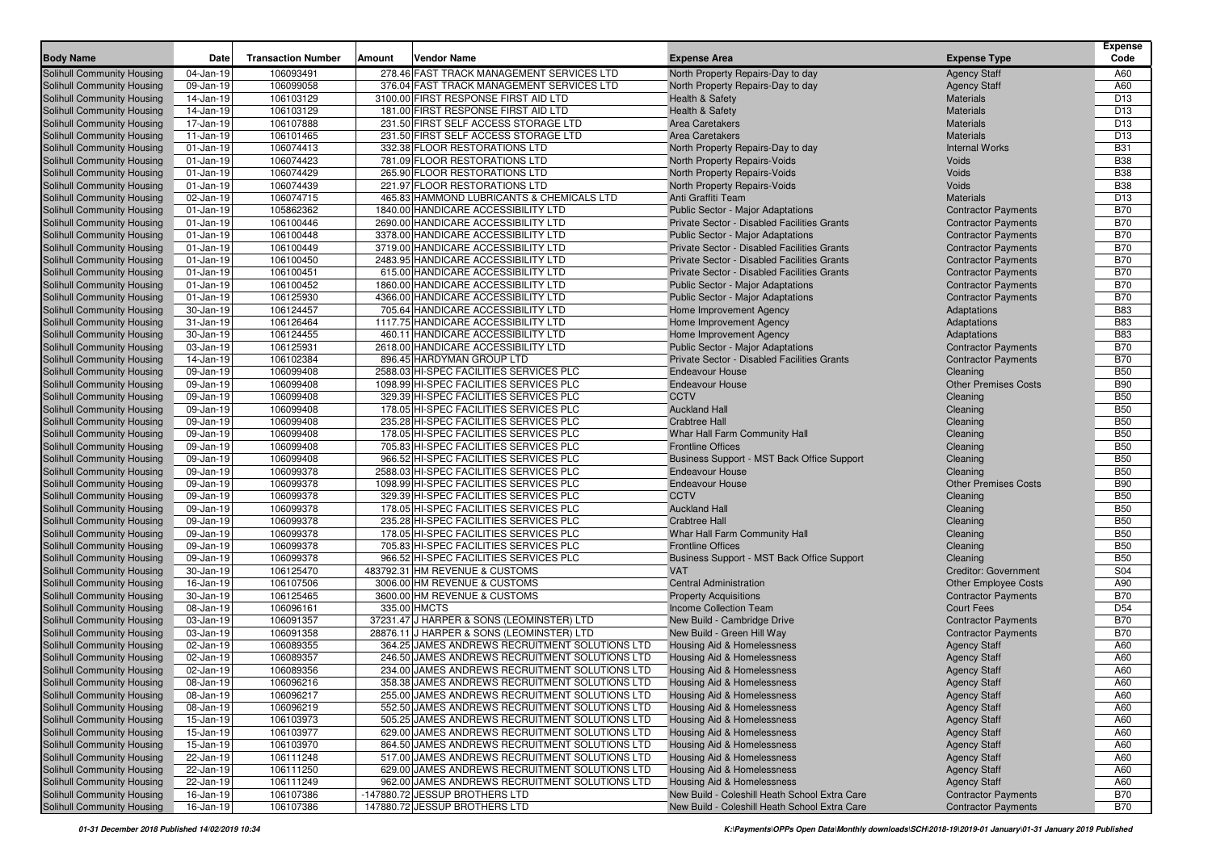| Body Name | Date | Transaction Number | Amount | Vendor Name | Expense Area | Expense Type | Expense Code |
|---|---|---|---|---|---|---|---|
| Solihull Community Housing | 04-Jan-19 | 106093491 | 278.46 | FAST TRACK MANAGEMENT SERVICES LTD | North Property Repairs-Day to day | Agency Staff | A60 |
| Solihull Community Housing | 09-Jan-19 | 106099058 | 376.04 | FAST TRACK MANAGEMENT SERVICES LTD | North Property Repairs-Day to day | Agency Staff | A60 |
| Solihull Community Housing | 14-Jan-19 | 106103129 | 3100.00 | FIRST RESPONSE FIRST AID LTD | Health & Safety | Materials | D13 |
| Solihull Community Housing | 14-Jan-19 | 106103129 | 181.00 | FIRST RESPONSE FIRST AID LTD | Health & Safety | Materials | D13 |
| Solihull Community Housing | 17-Jan-19 | 106107888 | 231.50 | FIRST SELF ACCESS STORAGE LTD | Area Caretakers | Materials | D13 |
| Solihull Community Housing | 11-Jan-19 | 106101465 | 231.50 | FIRST SELF ACCESS STORAGE LTD | Area Caretakers | Materials | D13 |
| Solihull Community Housing | 01-Jan-19 | 106074413 | 332.38 | FLOOR RESTORATIONS LTD | North Property Repairs-Day to day | Internal Works | B31 |
| Solihull Community Housing | 01-Jan-19 | 106074423 | 781.09 | FLOOR RESTORATIONS LTD | North Property Repairs-Voids | Voids | B38 |
| Solihull Community Housing | 01-Jan-19 | 106074429 | 265.90 | FLOOR RESTORATIONS LTD | North Property Repairs-Voids | Voids | B38 |
| Solihull Community Housing | 01-Jan-19 | 106074439 | 221.97 | FLOOR RESTORATIONS LTD | North Property Repairs-Voids | Voids | B38 |
| Solihull Community Housing | 02-Jan-19 | 106074715 | 465.83 | HAMMOND LUBRICANTS & CHEMICALS LTD | Anti Graffiti Team | Materials | D13 |
| Solihull Community Housing | 01-Jan-19 | 105862362 | 1840.00 | HANDICARE ACCESSIBILITY LTD | Public Sector - Major Adaptations | Contractor Payments | B70 |
| Solihull Community Housing | 01-Jan-19 | 106100446 | 2690.00 | HANDICARE ACCESSIBILITY LTD | Private Sector - Disabled Facilities Grants | Contractor Payments | B70 |
| Solihull Community Housing | 01-Jan-19 | 106100448 | 3378.00 | HANDICARE ACCESSIBILITY LTD | Public Sector - Major Adaptations | Contractor Payments | B70 |
| Solihull Community Housing | 01-Jan-19 | 106100449 | 3719.00 | HANDICARE ACCESSIBILITY LTD | Private Sector - Disabled Facilities Grants | Contractor Payments | B70 |
| Solihull Community Housing | 01-Jan-19 | 106100450 | 2483.95 | HANDICARE ACCESSIBILITY LTD | Private Sector - Disabled Facilities Grants | Contractor Payments | B70 |
| Solihull Community Housing | 01-Jan-19 | 106100451 | 615.00 | HANDICARE ACCESSIBILITY LTD | Private Sector - Disabled Facilities Grants | Contractor Payments | B70 |
| Solihull Community Housing | 01-Jan-19 | 106100452 | 1860.00 | HANDICARE ACCESSIBILITY LTD | Public Sector - Major Adaptations | Contractor Payments | B70 |
| Solihull Community Housing | 01-Jan-19 | 106125930 | 4366.00 | HANDICARE ACCESSIBILITY LTD | Public Sector - Major Adaptations | Contractor Payments | B70 |
| Solihull Community Housing | 30-Jan-19 | 106124457 | 705.64 | HANDICARE ACCESSIBILITY LTD | Home Improvement Agency | Adaptations | B83 |
| Solihull Community Housing | 31-Jan-19 | 106126464 | 1117.75 | HANDICARE ACCESSIBILITY LTD | Home Improvement Agency | Adaptations | B83 |
| Solihull Community Housing | 30-Jan-19 | 106124455 | 460.11 | HANDICARE ACCESSIBILITY LTD | Home Improvement Agency | Adaptations | B83 |
| Solihull Community Housing | 03-Jan-19 | 106125931 | 2618.00 | HANDICARE ACCESSIBILITY LTD | Public Sector - Major Adaptations | Contractor Payments | B70 |
| Solihull Community Housing | 14-Jan-19 | 106102384 | 896.45 | HARDYMAN GROUP LTD | Private Sector - Disabled Facilities Grants | Contractor Payments | B70 |
| Solihull Community Housing | 09-Jan-19 | 106099408 | 2588.03 | HI-SPEC FACILITIES SERVICES PLC | Endeavour House | Cleaning | B50 |
| Solihull Community Housing | 09-Jan-19 | 106099408 | 1098.99 | HI-SPEC FACILITIES SERVICES PLC | Endeavour House | Other Premises Costs | B90 |
| Solihull Community Housing | 09-Jan-19 | 106099408 | 329.39 | HI-SPEC FACILITIES SERVICES PLC | CCTV | Cleaning | B50 |
| Solihull Community Housing | 09-Jan-19 | 106099408 | 178.05 | HI-SPEC FACILITIES SERVICES PLC | Auckland Hall | Cleaning | B50 |
| Solihull Community Housing | 09-Jan-19 | 106099408 | 235.28 | HI-SPEC FACILITIES SERVICES PLC | Crabtree Hall | Cleaning | B50 |
| Solihull Community Housing | 09-Jan-19 | 106099408 | 178.05 | HI-SPEC FACILITIES SERVICES PLC | Whar Hall Farm Community Hall | Cleaning | B50 |
| Solihull Community Housing | 09-Jan-19 | 106099408 | 705.83 | HI-SPEC FACILITIES SERVICES PLC | Frontline Offices | Cleaning | B50 |
| Solihull Community Housing | 09-Jan-19 | 106099408 | 966.52 | HI-SPEC FACILITIES SERVICES PLC | Business Support - MST Back Office Support | Cleaning | B50 |
| Solihull Community Housing | 09-Jan-19 | 106099378 | 2588.03 | HI-SPEC FACILITIES SERVICES PLC | Endeavour House | Cleaning | B50 |
| Solihull Community Housing | 09-Jan-19 | 106099378 | 1098.99 | HI-SPEC FACILITIES SERVICES PLC | Endeavour House | Other Premises Costs | B90 |
| Solihull Community Housing | 09-Jan-19 | 106099378 | 329.39 | HI-SPEC FACILITIES SERVICES PLC | CCTV | Cleaning | B50 |
| Solihull Community Housing | 09-Jan-19 | 106099378 | 178.05 | HI-SPEC FACILITIES SERVICES PLC | Auckland Hall | Cleaning | B50 |
| Solihull Community Housing | 09-Jan-19 | 106099378 | 235.28 | HI-SPEC FACILITIES SERVICES PLC | Crabtree Hall | Cleaning | B50 |
| Solihull Community Housing | 09-Jan-19 | 106099378 | 178.05 | HI-SPEC FACILITIES SERVICES PLC | Whar Hall Farm Community Hall | Cleaning | B50 |
| Solihull Community Housing | 09-Jan-19 | 106099378 | 705.83 | HI-SPEC FACILITIES SERVICES PLC | Frontline Offices | Cleaning | B50 |
| Solihull Community Housing | 09-Jan-19 | 106099378 | 966.52 | HI-SPEC FACILITIES SERVICES PLC | Business Support - MST Back Office Support | Cleaning | B50 |
| Solihull Community Housing | 30-Jan-19 | 106125470 | 483792.31 | HM REVENUE & CUSTOMS | VAT | Creditor: Government | S04 |
| Solihull Community Housing | 16-Jan-19 | 106107506 | 3006.00 | HM REVENUE & CUSTOMS | Central Administration | Other Employee Costs | A90 |
| Solihull Community Housing | 30-Jan-19 | 106125465 | 3600.00 | HM REVENUE & CUSTOMS | Property Acquisitions | Contractor Payments | B70 |
| Solihull Community Housing | 08-Jan-19 | 106096161 | 335.00 | HMCTS | Income Collection Team | Court Fees | D54 |
| Solihull Community Housing | 03-Jan-19 | 106091357 | 37231.47 | J HARPER & SONS (LEOMINSTER) LTD | New Build - Cambridge Drive | Contractor Payments | B70 |
| Solihull Community Housing | 03-Jan-19 | 106091358 | 28876.11 | J HARPER & SONS (LEOMINSTER) LTD | New Build - Green Hill Way | Contractor Payments | B70 |
| Solihull Community Housing | 02-Jan-19 | 106089355 | 364.25 | JAMES ANDREWS RECRUITMENT SOLUTIONS LTD | Housing Aid & Homelessness | Agency Staff | A60 |
| Solihull Community Housing | 02-Jan-19 | 106089357 | 246.50 | JAMES ANDREWS RECRUITMENT SOLUTIONS LTD | Housing Aid & Homelessness | Agency Staff | A60 |
| Solihull Community Housing | 02-Jan-19 | 106089356 | 234.00 | JAMES ANDREWS RECRUITMENT SOLUTIONS LTD | Housing Aid & Homelessness | Agency Staff | A60 |
| Solihull Community Housing | 08-Jan-19 | 106096216 | 358.38 | JAMES ANDREWS RECRUITMENT SOLUTIONS LTD | Housing Aid & Homelessness | Agency Staff | A60 |
| Solihull Community Housing | 08-Jan-19 | 106096217 | 255.00 | JAMES ANDREWS RECRUITMENT SOLUTIONS LTD | Housing Aid & Homelessness | Agency Staff | A60 |
| Solihull Community Housing | 08-Jan-19 | 106096219 | 552.50 | JAMES ANDREWS RECRUITMENT SOLUTIONS LTD | Housing Aid & Homelessness | Agency Staff | A60 |
| Solihull Community Housing | 15-Jan-19 | 106103973 | 505.25 | JAMES ANDREWS RECRUITMENT SOLUTIONS LTD | Housing Aid & Homelessness | Agency Staff | A60 |
| Solihull Community Housing | 15-Jan-19 | 106103977 | 629.00 | JAMES ANDREWS RECRUITMENT SOLUTIONS LTD | Housing Aid & Homelessness | Agency Staff | A60 |
| Solihull Community Housing | 15-Jan-19 | 106103970 | 864.50 | JAMES ANDREWS RECRUITMENT SOLUTIONS LTD | Housing Aid & Homelessness | Agency Staff | A60 |
| Solihull Community Housing | 22-Jan-19 | 106111248 | 517.00 | JAMES ANDREWS RECRUITMENT SOLUTIONS LTD | Housing Aid & Homelessness | Agency Staff | A60 |
| Solihull Community Housing | 22-Jan-19 | 106111250 | 629.00 | JAMES ANDREWS RECRUITMENT SOLUTIONS LTD | Housing Aid & Homelessness | Agency Staff | A60 |
| Solihull Community Housing | 22-Jan-19 | 106111249 | 962.00 | JAMES ANDREWS RECRUITMENT SOLUTIONS LTD | Housing Aid & Homelessness | Agency Staff | A60 |
| Solihull Community Housing | 16-Jan-19 | 106107386 | -147880.72 | JESSUP BROTHERS LTD | New Build - Coleshill Heath School Extra Care | Contractor Payments | B70 |
| Solihull Community Housing | 16-Jan-19 | 106107386 | 147880.72 | JESSUP BROTHERS LTD | New Build - Coleshill Heath School Extra Care | Contractor Payments | B70 |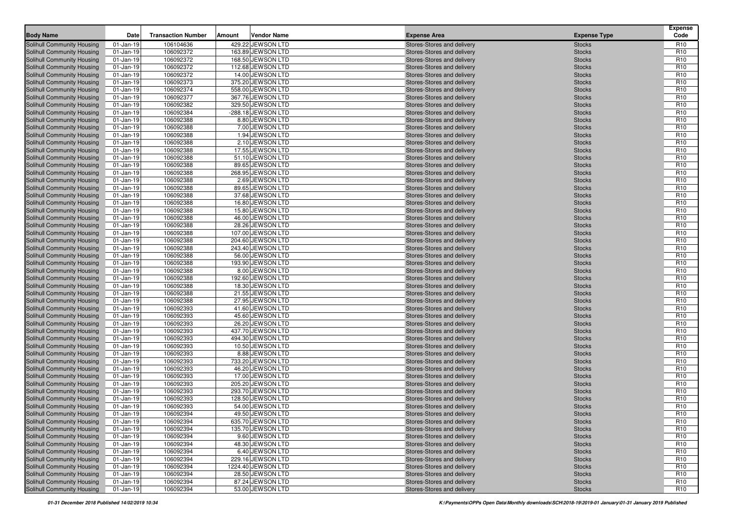| Body Name | Date | Transaction Number | Amount | Vendor Name | Expense Area | Expense Type | Expense Code |
|---|---|---|---|---|---|---|---|
| Solihull Community Housing | 01-Jan-19 | 106104636 | 429.22 | JEWSON LTD | Stores-Stores and delivery | Stocks | R10 |
| Solihull Community Housing | 01-Jan-19 | 106092372 | 163.89 | JEWSON LTD | Stores-Stores and delivery | Stocks | R10 |
| Solihull Community Housing | 01-Jan-19 | 106092372 | 168.50 | JEWSON LTD | Stores-Stores and delivery | Stocks | R10 |
| Solihull Community Housing | 01-Jan-19 | 106092372 | 112.68 | JEWSON LTD | Stores-Stores and delivery | Stocks | R10 |
| Solihull Community Housing | 01-Jan-19 | 106092372 | 14.00 | JEWSON LTD | Stores-Stores and delivery | Stocks | R10 |
| Solihull Community Housing | 01-Jan-19 | 106092373 | 375.20 | JEWSON LTD | Stores-Stores and delivery | Stocks | R10 |
| Solihull Community Housing | 01-Jan-19 | 106092374 | 558.00 | JEWSON LTD | Stores-Stores and delivery | Stocks | R10 |
| Solihull Community Housing | 01-Jan-19 | 106092377 | 367.76 | JEWSON LTD | Stores-Stores and delivery | Stocks | R10 |
| Solihull Community Housing | 01-Jan-19 | 106092382 | 329.50 | JEWSON LTD | Stores-Stores and delivery | Stocks | R10 |
| Solihull Community Housing | 01-Jan-19 | 106092384 | -288.18 | JEWSON LTD | Stores-Stores and delivery | Stocks | R10 |
| Solihull Community Housing | 01-Jan-19 | 106092388 | 8.80 | JEWSON LTD | Stores-Stores and delivery | Stocks | R10 |
| Solihull Community Housing | 01-Jan-19 | 106092388 | 7.00 | JEWSON LTD | Stores-Stores and delivery | Stocks | R10 |
| Solihull Community Housing | 01-Jan-19 | 106092388 | 1.94 | JEWSON LTD | Stores-Stores and delivery | Stocks | R10 |
| Solihull Community Housing | 01-Jan-19 | 106092388 | 2.10 | JEWSON LTD | Stores-Stores and delivery | Stocks | R10 |
| Solihull Community Housing | 01-Jan-19 | 106092388 | 17.55 | JEWSON LTD | Stores-Stores and delivery | Stocks | R10 |
| Solihull Community Housing | 01-Jan-19 | 106092388 | 51.10 | JEWSON LTD | Stores-Stores and delivery | Stocks | R10 |
| Solihull Community Housing | 01-Jan-19 | 106092388 | 89.65 | JEWSON LTD | Stores-Stores and delivery | Stocks | R10 |
| Solihull Community Housing | 01-Jan-19 | 106092388 | 268.95 | JEWSON LTD | Stores-Stores and delivery | Stocks | R10 |
| Solihull Community Housing | 01-Jan-19 | 106092388 | 2.69 | JEWSON LTD | Stores-Stores and delivery | Stocks | R10 |
| Solihull Community Housing | 01-Jan-19 | 106092388 | 89.65 | JEWSON LTD | Stores-Stores and delivery | Stocks | R10 |
| Solihull Community Housing | 01-Jan-19 | 106092388 | 37.68 | JEWSON LTD | Stores-Stores and delivery | Stocks | R10 |
| Solihull Community Housing | 01-Jan-19 | 106092388 | 16.80 | JEWSON LTD | Stores-Stores and delivery | Stocks | R10 |
| Solihull Community Housing | 01-Jan-19 | 106092388 | 15.80 | JEWSON LTD | Stores-Stores and delivery | Stocks | R10 |
| Solihull Community Housing | 01-Jan-19 | 106092388 | 46.00 | JEWSON LTD | Stores-Stores and delivery | Stocks | R10 |
| Solihull Community Housing | 01-Jan-19 | 106092388 | 28.26 | JEWSON LTD | Stores-Stores and delivery | Stocks | R10 |
| Solihull Community Housing | 01-Jan-19 | 106092388 | 107.00 | JEWSON LTD | Stores-Stores and delivery | Stocks | R10 |
| Solihull Community Housing | 01-Jan-19 | 106092388 | 204.60 | JEWSON LTD | Stores-Stores and delivery | Stocks | R10 |
| Solihull Community Housing | 01-Jan-19 | 106092388 | 243.40 | JEWSON LTD | Stores-Stores and delivery | Stocks | R10 |
| Solihull Community Housing | 01-Jan-19 | 106092388 | 56.00 | JEWSON LTD | Stores-Stores and delivery | Stocks | R10 |
| Solihull Community Housing | 01-Jan-19 | 106092388 | 193.90 | JEWSON LTD | Stores-Stores and delivery | Stocks | R10 |
| Solihull Community Housing | 01-Jan-19 | 106092388 | 8.00 | JEWSON LTD | Stores-Stores and delivery | Stocks | R10 |
| Solihull Community Housing | 01-Jan-19 | 106092388 | 192.60 | JEWSON LTD | Stores-Stores and delivery | Stocks | R10 |
| Solihull Community Housing | 01-Jan-19 | 106092388 | 18.30 | JEWSON LTD | Stores-Stores and delivery | Stocks | R10 |
| Solihull Community Housing | 01-Jan-19 | 106092388 | 21.55 | JEWSON LTD | Stores-Stores and delivery | Stocks | R10 |
| Solihull Community Housing | 01-Jan-19 | 106092388 | 27.95 | JEWSON LTD | Stores-Stores and delivery | Stocks | R10 |
| Solihull Community Housing | 01-Jan-19 | 106092393 | 41.60 | JEWSON LTD | Stores-Stores and delivery | Stocks | R10 |
| Solihull Community Housing | 01-Jan-19 | 106092393 | 45.60 | JEWSON LTD | Stores-Stores and delivery | Stocks | R10 |
| Solihull Community Housing | 01-Jan-19 | 106092393 | 26.20 | JEWSON LTD | Stores-Stores and delivery | Stocks | R10 |
| Solihull Community Housing | 01-Jan-19 | 106092393 | 437.70 | JEWSON LTD | Stores-Stores and delivery | Stocks | R10 |
| Solihull Community Housing | 01-Jan-19 | 106092393 | 494.30 | JEWSON LTD | Stores-Stores and delivery | Stocks | R10 |
| Solihull Community Housing | 01-Jan-19 | 106092393 | 10.50 | JEWSON LTD | Stores-Stores and delivery | Stocks | R10 |
| Solihull Community Housing | 01-Jan-19 | 106092393 | 8.88 | JEWSON LTD | Stores-Stores and delivery | Stocks | R10 |
| Solihull Community Housing | 01-Jan-19 | 106092393 | 733.20 | JEWSON LTD | Stores-Stores and delivery | Stocks | R10 |
| Solihull Community Housing | 01-Jan-19 | 106092393 | 46.20 | JEWSON LTD | Stores-Stores and delivery | Stocks | R10 |
| Solihull Community Housing | 01-Jan-19 | 106092393 | 17.00 | JEWSON LTD | Stores-Stores and delivery | Stocks | R10 |
| Solihull Community Housing | 01-Jan-19 | 106092393 | 205.20 | JEWSON LTD | Stores-Stores and delivery | Stocks | R10 |
| Solihull Community Housing | 01-Jan-19 | 106092393 | 293.70 | JEWSON LTD | Stores-Stores and delivery | Stocks | R10 |
| Solihull Community Housing | 01-Jan-19 | 106092393 | 128.50 | JEWSON LTD | Stores-Stores and delivery | Stocks | R10 |
| Solihull Community Housing | 01-Jan-19 | 106092393 | 54.00 | JEWSON LTD | Stores-Stores and delivery | Stocks | R10 |
| Solihull Community Housing | 01-Jan-19 | 106092394 | 49.50 | JEWSON LTD | Stores-Stores and delivery | Stocks | R10 |
| Solihull Community Housing | 01-Jan-19 | 106092394 | 635.70 | JEWSON LTD | Stores-Stores and delivery | Stocks | R10 |
| Solihull Community Housing | 01-Jan-19 | 106092394 | 135.70 | JEWSON LTD | Stores-Stores and delivery | Stocks | R10 |
| Solihull Community Housing | 01-Jan-19 | 106092394 | 9.60 | JEWSON LTD | Stores-Stores and delivery | Stocks | R10 |
| Solihull Community Housing | 01-Jan-19 | 106092394 | 48.30 | JEWSON LTD | Stores-Stores and delivery | Stocks | R10 |
| Solihull Community Housing | 01-Jan-19 | 106092394 | 6.40 | JEWSON LTD | Stores-Stores and delivery | Stocks | R10 |
| Solihull Community Housing | 01-Jan-19 | 106092394 | 229.16 | JEWSON LTD | Stores-Stores and delivery | Stocks | R10 |
| Solihull Community Housing | 01-Jan-19 | 106092394 | 1224.40 | JEWSON LTD | Stores-Stores and delivery | Stocks | R10 |
| Solihull Community Housing | 01-Jan-19 | 106092394 | 28.50 | JEWSON LTD | Stores-Stores and delivery | Stocks | R10 |
| Solihull Community Housing | 01-Jan-19 | 106092394 | 87.24 | JEWSON LTD | Stores-Stores and delivery | Stocks | R10 |
| Solihull Community Housing | 01-Jan-19 | 106092394 | 53.00 | JEWSON LTD | Stores-Stores and delivery | Stocks | R10 |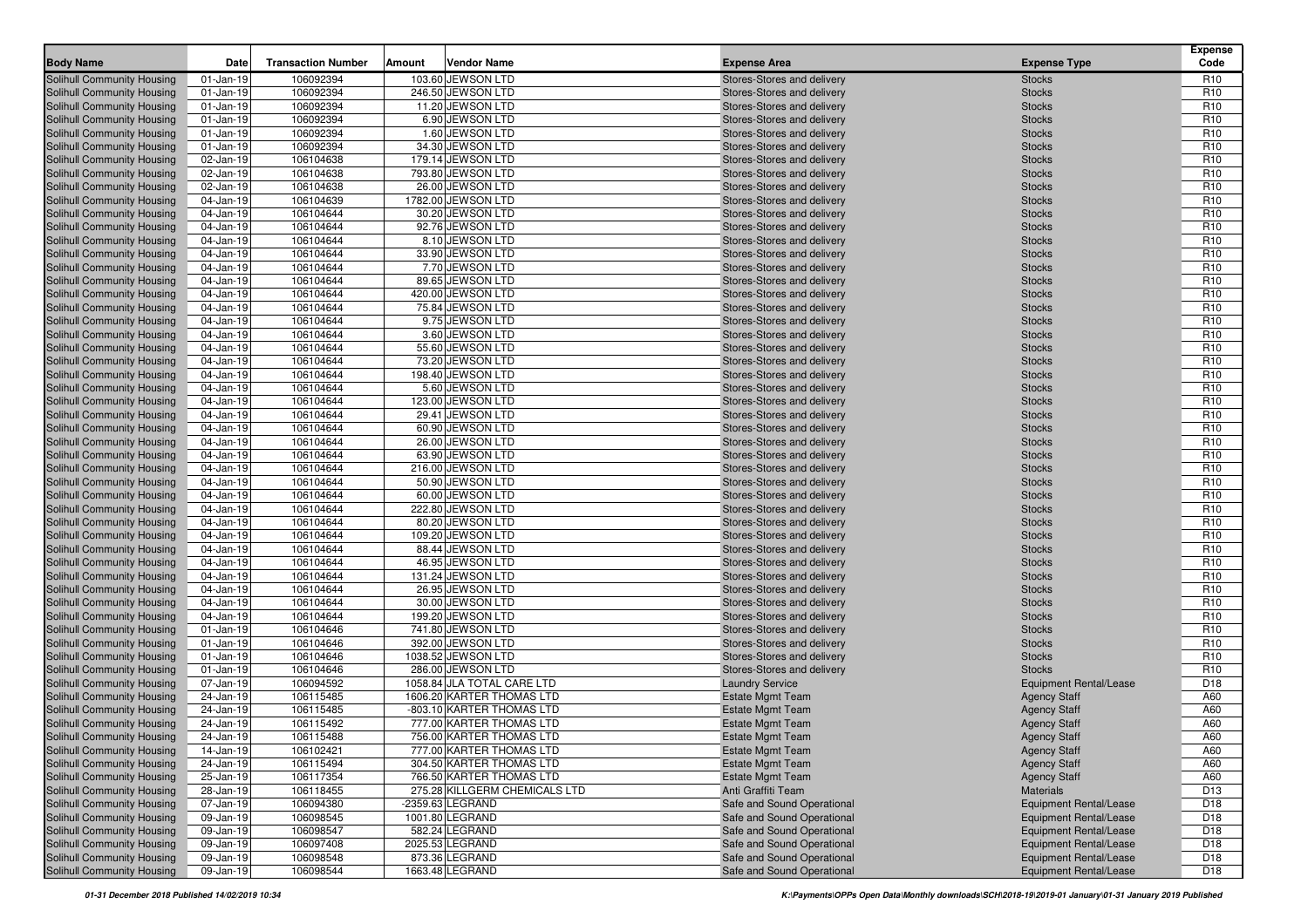| Body Name | Date | Transaction Number | Amount | Vendor Name | Expense Area | Expense Type | Expense Code |
|---|---|---|---|---|---|---|---|
| Solihull Community Housing | 01-Jan-19 | 106092394 | 103.60 | JEWSON LTD | Stores-Stores and delivery | Stocks | R10 |
| Solihull Community Housing | 01-Jan-19 | 106092394 | 246.50 | JEWSON LTD | Stores-Stores and delivery | Stocks | R10 |
| Solihull Community Housing | 01-Jan-19 | 106092394 | 11.20 | JEWSON LTD | Stores-Stores and delivery | Stocks | R10 |
| Solihull Community Housing | 01-Jan-19 | 106092394 | 6.90 | JEWSON LTD | Stores-Stores and delivery | Stocks | R10 |
| Solihull Community Housing | 01-Jan-19 | 106092394 | 1.60 | JEWSON LTD | Stores-Stores and delivery | Stocks | R10 |
| Solihull Community Housing | 01-Jan-19 | 106092394 | 34.30 | JEWSON LTD | Stores-Stores and delivery | Stocks | R10 |
| Solihull Community Housing | 02-Jan-19 | 106104638 | 179.14 | JEWSON LTD | Stores-Stores and delivery | Stocks | R10 |
| Solihull Community Housing | 02-Jan-19 | 106104638 | 793.80 | JEWSON LTD | Stores-Stores and delivery | Stocks | R10 |
| Solihull Community Housing | 02-Jan-19 | 106104638 | 26.00 | JEWSON LTD | Stores-Stores and delivery | Stocks | R10 |
| Solihull Community Housing | 04-Jan-19 | 106104639 | 1782.00 | JEWSON LTD | Stores-Stores and delivery | Stocks | R10 |
| Solihull Community Housing | 04-Jan-19 | 106104644 | 30.20 | JEWSON LTD | Stores-Stores and delivery | Stocks | R10 |
| Solihull Community Housing | 04-Jan-19 | 106104644 | 92.76 | JEWSON LTD | Stores-Stores and delivery | Stocks | R10 |
| Solihull Community Housing | 04-Jan-19 | 106104644 | 8.10 | JEWSON LTD | Stores-Stores and delivery | Stocks | R10 |
| Solihull Community Housing | 04-Jan-19 | 106104644 | 33.90 | JEWSON LTD | Stores-Stores and delivery | Stocks | R10 |
| Solihull Community Housing | 04-Jan-19 | 106104644 | 7.70 | JEWSON LTD | Stores-Stores and delivery | Stocks | R10 |
| Solihull Community Housing | 04-Jan-19 | 106104644 | 89.65 | JEWSON LTD | Stores-Stores and delivery | Stocks | R10 |
| Solihull Community Housing | 04-Jan-19 | 106104644 | 420.00 | JEWSON LTD | Stores-Stores and delivery | Stocks | R10 |
| Solihull Community Housing | 04-Jan-19 | 106104644 | 75.84 | JEWSON LTD | Stores-Stores and delivery | Stocks | R10 |
| Solihull Community Housing | 04-Jan-19 | 106104644 | 9.75 | JEWSON LTD | Stores-Stores and delivery | Stocks | R10 |
| Solihull Community Housing | 04-Jan-19 | 106104644 | 3.60 | JEWSON LTD | Stores-Stores and delivery | Stocks | R10 |
| Solihull Community Housing | 04-Jan-19 | 106104644 | 55.60 | JEWSON LTD | Stores-Stores and delivery | Stocks | R10 |
| Solihull Community Housing | 04-Jan-19 | 106104644 | 73.20 | JEWSON LTD | Stores-Stores and delivery | Stocks | R10 |
| Solihull Community Housing | 04-Jan-19 | 106104644 | 198.40 | JEWSON LTD | Stores-Stores and delivery | Stocks | R10 |
| Solihull Community Housing | 04-Jan-19 | 106104644 | 5.60 | JEWSON LTD | Stores-Stores and delivery | Stocks | R10 |
| Solihull Community Housing | 04-Jan-19 | 106104644 | 123.00 | JEWSON LTD | Stores-Stores and delivery | Stocks | R10 |
| Solihull Community Housing | 04-Jan-19 | 106104644 | 29.41 | JEWSON LTD | Stores-Stores and delivery | Stocks | R10 |
| Solihull Community Housing | 04-Jan-19 | 106104644 | 60.90 | JEWSON LTD | Stores-Stores and delivery | Stocks | R10 |
| Solihull Community Housing | 04-Jan-19 | 106104644 | 26.00 | JEWSON LTD | Stores-Stores and delivery | Stocks | R10 |
| Solihull Community Housing | 04-Jan-19 | 106104644 | 63.90 | JEWSON LTD | Stores-Stores and delivery | Stocks | R10 |
| Solihull Community Housing | 04-Jan-19 | 106104644 | 216.00 | JEWSON LTD | Stores-Stores and delivery | Stocks | R10 |
| Solihull Community Housing | 04-Jan-19 | 106104644 | 50.90 | JEWSON LTD | Stores-Stores and delivery | Stocks | R10 |
| Solihull Community Housing | 04-Jan-19 | 106104644 | 60.00 | JEWSON LTD | Stores-Stores and delivery | Stocks | R10 |
| Solihull Community Housing | 04-Jan-19 | 106104644 | 222.80 | JEWSON LTD | Stores-Stores and delivery | Stocks | R10 |
| Solihull Community Housing | 04-Jan-19 | 106104644 | 80.20 | JEWSON LTD | Stores-Stores and delivery | Stocks | R10 |
| Solihull Community Housing | 04-Jan-19 | 106104644 | 109.20 | JEWSON LTD | Stores-Stores and delivery | Stocks | R10 |
| Solihull Community Housing | 04-Jan-19 | 106104644 | 88.44 | JEWSON LTD | Stores-Stores and delivery | Stocks | R10 |
| Solihull Community Housing | 04-Jan-19 | 106104644 | 46.95 | JEWSON LTD | Stores-Stores and delivery | Stocks | R10 |
| Solihull Community Housing | 04-Jan-19 | 106104644 | 131.24 | JEWSON LTD | Stores-Stores and delivery | Stocks | R10 |
| Solihull Community Housing | 04-Jan-19 | 106104644 | 26.95 | JEWSON LTD | Stores-Stores and delivery | Stocks | R10 |
| Solihull Community Housing | 04-Jan-19 | 106104644 | 30.00 | JEWSON LTD | Stores-Stores and delivery | Stocks | R10 |
| Solihull Community Housing | 04-Jan-19 | 106104644 | 199.20 | JEWSON LTD | Stores-Stores and delivery | Stocks | R10 |
| Solihull Community Housing | 01-Jan-19 | 106104646 | 741.80 | JEWSON LTD | Stores-Stores and delivery | Stocks | R10 |
| Solihull Community Housing | 01-Jan-19 | 106104646 | 392.00 | JEWSON LTD | Stores-Stores and delivery | Stocks | R10 |
| Solihull Community Housing | 01-Jan-19 | 106104646 | 1038.52 | JEWSON LTD | Stores-Stores and delivery | Stocks | R10 |
| Solihull Community Housing | 01-Jan-19 | 106104646 | 286.00 | JEWSON LTD | Stores-Stores and delivery | Stocks | R10 |
| Solihull Community Housing | 07-Jan-19 | 106094592 | 1058.84 | JLA TOTAL CARE LTD | Laundry Service | Equipment Rental/Lease | D18 |
| Solihull Community Housing | 24-Jan-19 | 106115485 | 1606.20 | KARTER THOMAS LTD | Estate Mgmt Team | Agency Staff | A60 |
| Solihull Community Housing | 24-Jan-19 | 106115485 | -803.10 | KARTER THOMAS LTD | Estate Mgmt Team | Agency Staff | A60 |
| Solihull Community Housing | 24-Jan-19 | 106115492 | 777.00 | KARTER THOMAS LTD | Estate Mgmt Team | Agency Staff | A60 |
| Solihull Community Housing | 24-Jan-19 | 106115488 | 756.00 | KARTER THOMAS LTD | Estate Mgmt Team | Agency Staff | A60 |
| Solihull Community Housing | 14-Jan-19 | 106102421 | 777.00 | KARTER THOMAS LTD | Estate Mgmt Team | Agency Staff | A60 |
| Solihull Community Housing | 24-Jan-19 | 106115494 | 304.50 | KARTER THOMAS LTD | Estate Mgmt Team | Agency Staff | A60 |
| Solihull Community Housing | 25-Jan-19 | 106117354 | 766.50 | KARTER THOMAS LTD | Estate Mgmt Team | Agency Staff | A60 |
| Solihull Community Housing | 28-Jan-19 | 106118455 | 275.28 | KILLGERM CHEMICALS LTD | Anti Graffiti Team | Materials | D13 |
| Solihull Community Housing | 07-Jan-19 | 106094380 | -2359.63 | LEGRAND | Safe and Sound Operational | Equipment Rental/Lease | D18 |
| Solihull Community Housing | 09-Jan-19 | 106098545 | 1001.80 | LEGRAND | Safe and Sound Operational | Equipment Rental/Lease | D18 |
| Solihull Community Housing | 09-Jan-19 | 106098547 | 582.24 | LEGRAND | Safe and Sound Operational | Equipment Rental/Lease | D18 |
| Solihull Community Housing | 09-Jan-19 | 106097408 | 2025.53 | LEGRAND | Safe and Sound Operational | Equipment Rental/Lease | D18 |
| Solihull Community Housing | 09-Jan-19 | 106098548 | 873.36 | LEGRAND | Safe and Sound Operational | Equipment Rental/Lease | D18 |
| Solihull Community Housing | 09-Jan-19 | 106098544 | 1663.48 | LEGRAND | Safe and Sound Operational | Equipment Rental/Lease | D18 |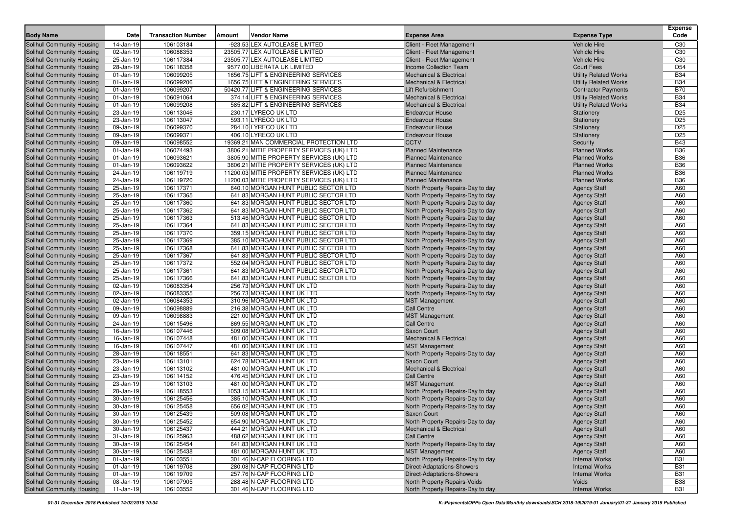| Body Name | Date | Transaction Number | Amount | Vendor Name | Expense Area | Expense Type | Expense Code |
|---|---|---|---|---|---|---|---|
| Solihull Community Housing | 14-Jan-19 | 106103184 | -923.53 | LEX AUTOLEASE LIMITED | Client - Fleet Management | Vehicle Hire | C30 |
| Solihull Community Housing | 02-Jan-19 | 106088353 | 23505.77 | LEX AUTOLEASE LIMITED | Client - Fleet Management | Vehicle Hire | C30 |
| Solihull Community Housing | 25-Jan-19 | 106117384 | 23505.77 | LEX AUTOLEASE LIMITED | Client - Fleet Management | Vehicle Hire | C30 |
| Solihull Community Housing | 28-Jan-19 | 106118358 | 9577.00 | LIBERATA UK LIMITED | Income Collection Team | Court Fees | D54 |
| Solihull Community Housing | 01-Jan-19 | 106099205 | 1656.75 | LIFT & ENGINEERING SERVICES | Mechanical & Electrical | Utility Related Works | B34 |
| Solihull Community Housing | 01-Jan-19 | 106099206 | 1656.75 | LIFT & ENGINEERING SERVICES | Mechanical & Electrical | Utility Related Works | B34 |
| Solihull Community Housing | 01-Jan-19 | 106099207 | 50420.77 | LIFT & ENGINEERING SERVICES | Lift Refurbishment | Contractor Payments | B70 |
| Solihull Community Housing | 01-Jan-19 | 106091064 | 374.14 | LIFT & ENGINEERING SERVICES | Mechanical & Electrical | Utility Related Works | B34 |
| Solihull Community Housing | 01-Jan-19 | 106099208 | 585.82 | LIFT & ENGINEERING SERVICES | Mechanical & Electrical | Utility Related Works | B34 |
| Solihull Community Housing | 23-Jan-19 | 106113046 | 230.17 | LYRECO UK LTD | Endeavour House | Stationery | D25 |
| Solihull Community Housing | 23-Jan-19 | 106113047 | 593.11 | LYRECO UK LTD | Endeavour House | Stationery | D25 |
| Solihull Community Housing | 09-Jan-19 | 106099370 | 284.10 | LYRECO UK LTD | Endeavour House | Stationery | D25 |
| Solihull Community Housing | 09-Jan-19 | 106099371 | 406.10 | LYRECO UK LTD | Endeavour House | Stationery | D25 |
| Solihull Community Housing | 09-Jan-19 | 106098552 | 19369.21 | MAN COMMERCIAL PROTECTION LTD | CCTV | Security | B43 |
| Solihull Community Housing | 01-Jan-19 | 106074493 | 3806.21 | MITIE PROPERTY SERVICES (UK) LTD | Planned Maintenance | Planned Works | B36 |
| Solihull Community Housing | 01-Jan-19 | 106093621 | 3805.90 | MITIE PROPERTY SERVICES (UK) LTD | Planned Maintenance | Planned Works | B36 |
| Solihull Community Housing | 01-Jan-19 | 106093622 | 3806.21 | MITIE PROPERTY SERVICES (UK) LTD | Planned Maintenance | Planned Works | B36 |
| Solihull Community Housing | 24-Jan-19 | 106119719 | 11200.03 | MITIE PROPERTY SERVICES (UK) LTD | Planned Maintenance | Planned Works | B36 |
| Solihull Community Housing | 24-Jan-19 | 106119720 | 11200.03 | MITIE PROPERTY SERVICES (UK) LTD | Planned Maintenance | Planned Works | B36 |
| Solihull Community Housing | 25-Jan-19 | 106117371 | 640.10 | MORGAN HUNT PUBLIC SECTOR LTD | North Property Repairs-Day to day | Agency Staff | A60 |
| Solihull Community Housing | 25-Jan-19 | 106117365 | 641.83 | MORGAN HUNT PUBLIC SECTOR LTD | North Property Repairs-Day to day | Agency Staff | A60 |
| Solihull Community Housing | 25-Jan-19 | 106117360 | 641.83 | MORGAN HUNT PUBLIC SECTOR LTD | North Property Repairs-Day to day | Agency Staff | A60 |
| Solihull Community Housing | 25-Jan-19 | 106117362 | 641.83 | MORGAN HUNT PUBLIC SECTOR LTD | North Property Repairs-Day to day | Agency Staff | A60 |
| Solihull Community Housing | 25-Jan-19 | 106117363 | 513.46 | MORGAN HUNT PUBLIC SECTOR LTD | North Property Repairs-Day to day | Agency Staff | A60 |
| Solihull Community Housing | 25-Jan-19 | 106117364 | 641.83 | MORGAN HUNT PUBLIC SECTOR LTD | North Property Repairs-Day to day | Agency Staff | A60 |
| Solihull Community Housing | 25-Jan-19 | 106117370 | 359.15 | MORGAN HUNT PUBLIC SECTOR LTD | North Property Repairs-Day to day | Agency Staff | A60 |
| Solihull Community Housing | 25-Jan-19 | 106117369 | 385.10 | MORGAN HUNT PUBLIC SECTOR LTD | North Property Repairs-Day to day | Agency Staff | A60 |
| Solihull Community Housing | 25-Jan-19 | 106117368 | 641.83 | MORGAN HUNT PUBLIC SECTOR LTD | North Property Repairs-Day to day | Agency Staff | A60 |
| Solihull Community Housing | 25-Jan-19 | 106117367 | 641.83 | MORGAN HUNT PUBLIC SECTOR LTD | North Property Repairs-Day to day | Agency Staff | A60 |
| Solihull Community Housing | 25-Jan-19 | 106117372 | 552.04 | MORGAN HUNT PUBLIC SECTOR LTD | North Property Repairs-Day to day | Agency Staff | A60 |
| Solihull Community Housing | 25-Jan-19 | 106117361 | 641.83 | MORGAN HUNT PUBLIC SECTOR LTD | North Property Repairs-Day to day | Agency Staff | A60 |
| Solihull Community Housing | 25-Jan-19 | 106117366 | 641.83 | MORGAN HUNT PUBLIC SECTOR LTD | North Property Repairs-Day to day | Agency Staff | A60 |
| Solihull Community Housing | 02-Jan-19 | 106083354 | 256.73 | MORGAN HUNT UK LTD | North Property Repairs-Day to day | Agency Staff | A60 |
| Solihull Community Housing | 02-Jan-19 | 106083355 | 256.73 | MORGAN HUNT UK LTD | North Property Repairs-Day to day | Agency Staff | A60 |
| Solihull Community Housing | 02-Jan-19 | 106084353 | 310.96 | MORGAN HUNT UK LTD | MST Management | Agency Staff | A60 |
| Solihull Community Housing | 09-Jan-19 | 106098889 | 216.38 | MORGAN HUNT UK LTD | Call Centre | Agency Staff | A60 |
| Solihull Community Housing | 09-Jan-19 | 106098883 | 221.00 | MORGAN HUNT UK LTD | MST Management | Agency Staff | A60 |
| Solihull Community Housing | 24-Jan-19 | 106115496 | 869.55 | MORGAN HUNT UK LTD | Call Centre | Agency Staff | A60 |
| Solihull Community Housing | 16-Jan-19 | 106107446 | 509.08 | MORGAN HUNT UK LTD | Saxon Court | Agency Staff | A60 |
| Solihull Community Housing | 16-Jan-19 | 106107448 | 481.00 | MORGAN HUNT UK LTD | Mechanical & Electrical | Agency Staff | A60 |
| Solihull Community Housing | 16-Jan-19 | 106107447 | 481.00 | MORGAN HUNT UK LTD | MST Management | Agency Staff | A60 |
| Solihull Community Housing | 28-Jan-19 | 106118551 | 641.83 | MORGAN HUNT UK LTD | North Property Repairs-Day to day | Agency Staff | A60 |
| Solihull Community Housing | 23-Jan-19 | 106113101 | 624.78 | MORGAN HUNT UK LTD | Saxon Court | Agency Staff | A60 |
| Solihull Community Housing | 23-Jan-19 | 106113102 | 481.00 | MORGAN HUNT UK LTD | Mechanical & Electrical | Agency Staff | A60 |
| Solihull Community Housing | 23-Jan-19 | 106114152 | 476.45 | MORGAN HUNT UK LTD | Call Centre | Agency Staff | A60 |
| Solihull Community Housing | 23-Jan-19 | 106113103 | 481.00 | MORGAN HUNT UK LTD | MST Management | Agency Staff | A60 |
| Solihull Community Housing | 28-Jan-19 | 106118553 | 1053.15 | MORGAN HUNT UK LTD | North Property Repairs-Day to day | Agency Staff | A60 |
| Solihull Community Housing | 30-Jan-19 | 106125456 | 385.10 | MORGAN HUNT UK LTD | North Property Repairs-Day to day | Agency Staff | A60 |
| Solihull Community Housing | 30-Jan-19 | 106125458 | 656.02 | MORGAN HUNT UK LTD | North Property Repairs-Day to day | Agency Staff | A60 |
| Solihull Community Housing | 30-Jan-19 | 106125439 | 509.08 | MORGAN HUNT UK LTD | Saxon Court | Agency Staff | A60 |
| Solihull Community Housing | 30-Jan-19 | 106125452 | 654.90 | MORGAN HUNT UK LTD | North Property Repairs-Day to day | Agency Staff | A60 |
| Solihull Community Housing | 30-Jan-19 | 106125437 | 444.21 | MORGAN HUNT UK LTD | Mechanical & Electrical | Agency Staff | A60 |
| Solihull Community Housing | 31-Jan-19 | 106125963 | 488.62 | MORGAN HUNT UK LTD | Call Centre | Agency Staff | A60 |
| Solihull Community Housing | 30-Jan-19 | 106125454 | 641.83 | MORGAN HUNT UK LTD | North Property Repairs-Day to day | Agency Staff | A60 |
| Solihull Community Housing | 30-Jan-19 | 106125438 | 481.00 | MORGAN HUNT UK LTD | MST Management | Agency Staff | A60 |
| Solihull Community Housing | 01-Jan-19 | 106103551 | 301.46 | N-CAP FLOORING LTD | North Property Repairs-Day to day | Internal Works | B31 |
| Solihull Community Housing | 01-Jan-19 | 106119708 | 280.08 | N-CAP FLOORING LTD | Direct-Adaptations-Showers | Internal Works | B31 |
| Solihull Community Housing | 01-Jan-19 | 106119709 | 257.76 | N-CAP FLOORING LTD | Direct-Adaptations-Showers | Internal Works | B31 |
| Solihull Community Housing | 08-Jan-19 | 106107905 | 288.48 | N-CAP FLOORING LTD | North Property Repairs-Voids | Voids | B38 |
| Solihull Community Housing | 11-Jan-19 | 106103552 | 301.46 | N-CAP FLOORING LTD | North Property Repairs-Day to day | Internal Works | B31 |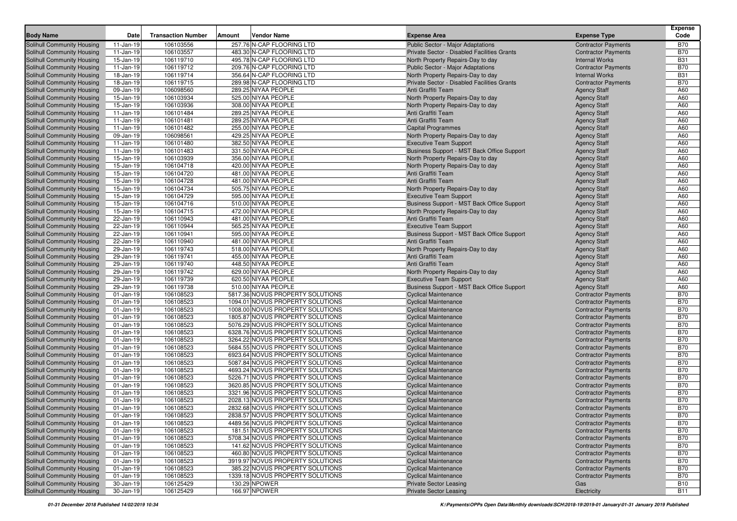| Body Name | Date | Transaction Number | Amount | Vendor Name | Expense Area | Expense Type | Expense Code |
|---|---|---|---|---|---|---|---|
| Solihull Community Housing | 11-Jan-19 | 106103556 | 257.76 | N-CAP FLOORING LTD | Public Sector - Major Adaptations | Contractor Payments | B70 |
| Solihull Community Housing | 11-Jan-19 | 106103557 | 483.30 | N-CAP FLOORING LTD | Private Sector - Disabled Facilities Grants | Contractor Payments | B70 |
| Solihull Community Housing | 15-Jan-19 | 106119710 | 495.78 | N-CAP FLOORING LTD | North Property Repairs-Day to day | Internal Works | B31 |
| Solihull Community Housing | 11-Jan-19 | 106119712 | 209.76 | N-CAP FLOORING LTD | Public Sector - Major Adaptations | Contractor Payments | B70 |
| Solihull Community Housing | 18-Jan-19 | 106119714 | 356.64 | N-CAP FLOORING LTD | North Property Repairs-Day to day | Internal Works | B31 |
| Solihull Community Housing | 18-Jan-19 | 106119715 | 289.98 | N-CAP FLOORING LTD | Private Sector - Disabled Facilities Grants | Contractor Payments | B70 |
| Solihull Community Housing | 09-Jan-19 | 106098560 | 289.25 | NIYAA PEOPLE | Anti Graffiti Team | Agency Staff | A60 |
| Solihull Community Housing | 15-Jan-19 | 106103934 | 525.00 | NIYAA PEOPLE | North Property Repairs-Day to day | Agency Staff | A60 |
| Solihull Community Housing | 15-Jan-19 | 106103936 | 308.00 | NIYAA PEOPLE | North Property Repairs-Day to day | Agency Staff | A60 |
| Solihull Community Housing | 11-Jan-19 | 106101484 | 289.25 | NIYAA PEOPLE | Anti Graffiti Team | Agency Staff | A60 |
| Solihull Community Housing | 11-Jan-19 | 106101481 | 289.25 | NIYAA PEOPLE | Anti Graffiti Team | Agency Staff | A60 |
| Solihull Community Housing | 11-Jan-19 | 106101482 | 255.00 | NIYAA PEOPLE | Capital Programmes | Agency Staff | A60 |
| Solihull Community Housing | 09-Jan-19 | 106098561 | 429.25 | NIYAA PEOPLE | North Property Repairs-Day to day | Agency Staff | A60 |
| Solihull Community Housing | 11-Jan-19 | 106101480 | 382.50 | NIYAA PEOPLE | Executive Team Support | Agency Staff | A60 |
| Solihull Community Housing | 11-Jan-19 | 106101483 | 331.50 | NIYAA PEOPLE | Business Support - MST Back Office Support | Agency Staff | A60 |
| Solihull Community Housing | 15-Jan-19 | 106103939 | 356.00 | NIYAA PEOPLE | North Property Repairs-Day to day | Agency Staff | A60 |
| Solihull Community Housing | 15-Jan-19 | 106104718 | 420.00 | NIYAA PEOPLE | North Property Repairs-Day to day | Agency Staff | A60 |
| Solihull Community Housing | 15-Jan-19 | 106104720 | 481.00 | NIYAA PEOPLE | Anti Graffiti Team | Agency Staff | A60 |
| Solihull Community Housing | 15-Jan-19 | 106104728 | 481.00 | NIYAA PEOPLE | Anti Graffiti Team | Agency Staff | A60 |
| Solihull Community Housing | 15-Jan-19 | 106104734 | 505.75 | NIYAA PEOPLE | North Property Repairs-Day to day | Agency Staff | A60 |
| Solihull Community Housing | 15-Jan-19 | 106104729 | 595.00 | NIYAA PEOPLE | Executive Team Support | Agency Staff | A60 |
| Solihull Community Housing | 15-Jan-19 | 106104716 | 510.00 | NIYAA PEOPLE | Business Support - MST Back Office Support | Agency Staff | A60 |
| Solihull Community Housing | 15-Jan-19 | 106104715 | 472.00 | NIYAA PEOPLE | North Property Repairs-Day to day | Agency Staff | A60 |
| Solihull Community Housing | 22-Jan-19 | 106110943 | 481.00 | NIYAA PEOPLE | Anti Graffiti Team | Agency Staff | A60 |
| Solihull Community Housing | 22-Jan-19 | 106110944 | 565.25 | NIYAA PEOPLE | Executive Team Support | Agency Staff | A60 |
| Solihull Community Housing | 22-Jan-19 | 106110941 | 595.00 | NIYAA PEOPLE | Business Support - MST Back Office Support | Agency Staff | A60 |
| Solihull Community Housing | 22-Jan-19 | 106110940 | 481.00 | NIYAA PEOPLE | Anti Graffiti Team | Agency Staff | A60 |
| Solihull Community Housing | 29-Jan-19 | 106119743 | 518.00 | NIYAA PEOPLE | North Property Repairs-Day to day | Agency Staff | A60 |
| Solihull Community Housing | 29-Jan-19 | 106119741 | 455.00 | NIYAA PEOPLE | Anti Graffiti Team | Agency Staff | A60 |
| Solihull Community Housing | 29-Jan-19 | 106119740 | 448.50 | NIYAA PEOPLE | Anti Graffiti Team | Agency Staff | A60 |
| Solihull Community Housing | 29-Jan-19 | 106119742 | 629.00 | NIYAA PEOPLE | North Property Repairs-Day to day | Agency Staff | A60 |
| Solihull Community Housing | 29-Jan-19 | 106119739 | 620.50 | NIYAA PEOPLE | Executive Team Support | Agency Staff | A60 |
| Solihull Community Housing | 29-Jan-19 | 106119738 | 510.00 | NIYAA PEOPLE | Business Support - MST Back Office Support | Agency Staff | A60 |
| Solihull Community Housing | 01-Jan-19 | 106108523 | 5817.36 | NOVUS PROPERTY SOLUTIONS | Cyclical Maintenance | Contractor Payments | B70 |
| Solihull Community Housing | 01-Jan-19 | 106108523 | 1094.01 | NOVUS PROPERTY SOLUTIONS | Cyclical Maintenance | Contractor Payments | B70 |
| Solihull Community Housing | 01-Jan-19 | 106108523 | 1008.00 | NOVUS PROPERTY SOLUTIONS | Cyclical Maintenance | Contractor Payments | B70 |
| Solihull Community Housing | 01-Jan-19 | 106108523 | 1805.87 | NOVUS PROPERTY SOLUTIONS | Cyclical Maintenance | Contractor Payments | B70 |
| Solihull Community Housing | 01-Jan-19 | 106108523 | 5076.29 | NOVUS PROPERTY SOLUTIONS | Cyclical Maintenance | Contractor Payments | B70 |
| Solihull Community Housing | 01-Jan-19 | 106108523 | 6328.76 | NOVUS PROPERTY SOLUTIONS | Cyclical Maintenance | Contractor Payments | B70 |
| Solihull Community Housing | 01-Jan-19 | 106108523 | 3264.22 | NOVUS PROPERTY SOLUTIONS | Cyclical Maintenance | Contractor Payments | B70 |
| Solihull Community Housing | 01-Jan-19 | 106108523 | 5684.55 | NOVUS PROPERTY SOLUTIONS | Cyclical Maintenance | Contractor Payments | B70 |
| Solihull Community Housing | 01-Jan-19 | 106108523 | 6923.64 | NOVUS PROPERTY SOLUTIONS | Cyclical Maintenance | Contractor Payments | B70 |
| Solihull Community Housing | 01-Jan-19 | 106108523 | 5087.84 | NOVUS PROPERTY SOLUTIONS | Cyclical Maintenance | Contractor Payments | B70 |
| Solihull Community Housing | 01-Jan-19 | 106108523 | 4693.24 | NOVUS PROPERTY SOLUTIONS | Cyclical Maintenance | Contractor Payments | B70 |
| Solihull Community Housing | 01-Jan-19 | 106108523 | 5226.71 | NOVUS PROPERTY SOLUTIONS | Cyclical Maintenance | Contractor Payments | B70 |
| Solihull Community Housing | 01-Jan-19 | 106108523 | 3620.85 | NOVUS PROPERTY SOLUTIONS | Cyclical Maintenance | Contractor Payments | B70 |
| Solihull Community Housing | 01-Jan-19 | 106108523 | 3321.96 | NOVUS PROPERTY SOLUTIONS | Cyclical Maintenance | Contractor Payments | B70 |
| Solihull Community Housing | 01-Jan-19 | 106108523 | 2028.13 | NOVUS PROPERTY SOLUTIONS | Cyclical Maintenance | Contractor Payments | B70 |
| Solihull Community Housing | 01-Jan-19 | 106108523 | 2832.68 | NOVUS PROPERTY SOLUTIONS | Cyclical Maintenance | Contractor Payments | B70 |
| Solihull Community Housing | 01-Jan-19 | 106108523 | 2838.57 | NOVUS PROPERTY SOLUTIONS | Cyclical Maintenance | Contractor Payments | B70 |
| Solihull Community Housing | 01-Jan-19 | 106108523 | 4489.56 | NOVUS PROPERTY SOLUTIONS | Cyclical Maintenance | Contractor Payments | B70 |
| Solihull Community Housing | 01-Jan-19 | 106108523 | 181.51 | NOVUS PROPERTY SOLUTIONS | Cyclical Maintenance | Contractor Payments | B70 |
| Solihull Community Housing | 01-Jan-19 | 106108523 | 5708.34 | NOVUS PROPERTY SOLUTIONS | Cyclical Maintenance | Contractor Payments | B70 |
| Solihull Community Housing | 01-Jan-19 | 106108523 | 141.62 | NOVUS PROPERTY SOLUTIONS | Cyclical Maintenance | Contractor Payments | B70 |
| Solihull Community Housing | 01-Jan-19 | 106108523 | 460.80 | NOVUS PROPERTY SOLUTIONS | Cyclical Maintenance | Contractor Payments | B70 |
| Solihull Community Housing | 01-Jan-19 | 106108523 | 3919.97 | NOVUS PROPERTY SOLUTIONS | Cyclical Maintenance | Contractor Payments | B70 |
| Solihull Community Housing | 01-Jan-19 | 106108523 | 385.22 | NOVUS PROPERTY SOLUTIONS | Cyclical Maintenance | Contractor Payments | B70 |
| Solihull Community Housing | 01-Jan-19 | 106108523 | 1339.18 | NOVUS PROPERTY SOLUTIONS | Cyclical Maintenance | Contractor Payments | B70 |
| Solihull Community Housing | 30-Jan-19 | 106125429 | 130.29 | NPOWER | Private Sector Leasing | Gas | B10 |
| Solihull Community Housing | 30-Jan-19 | 106125429 | 166.97 | NPOWER | Private Sector Leasing | Electricity | B11 |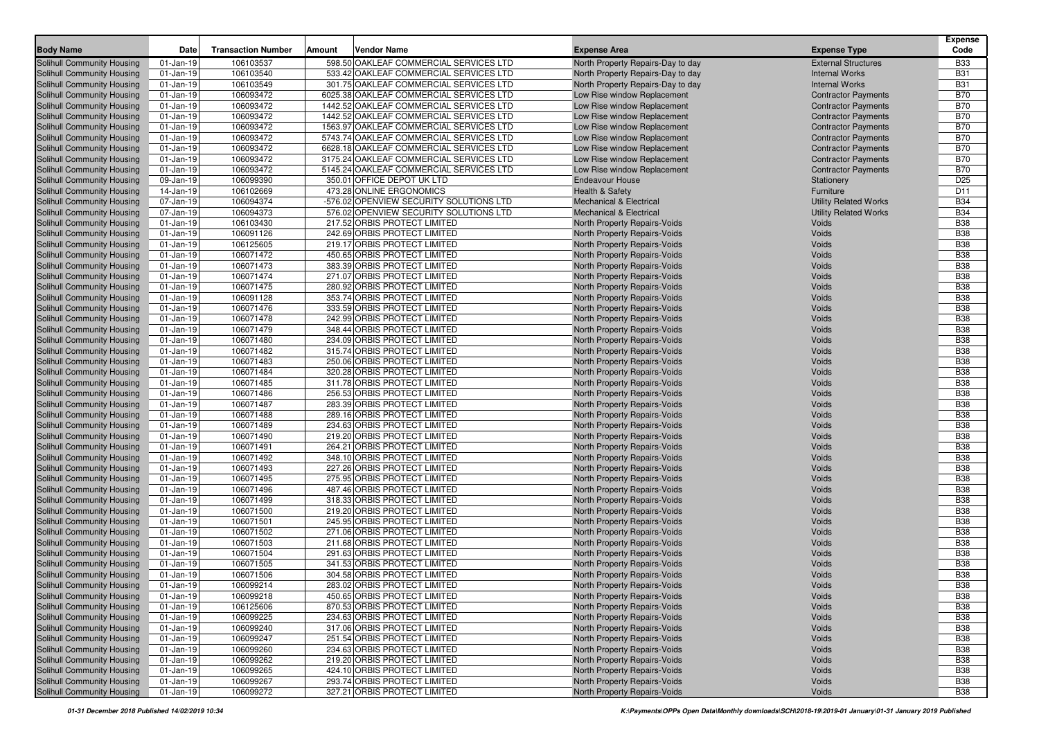| Body Name | Date | Transaction Number | Amount | Vendor Name | Expense Area | Expense Type | Expense Code |
|---|---|---|---|---|---|---|---|
| Solihull Community Housing | 01-Jan-19 | 106103537 | 598.50 | OAKLEAF COMMERCIAL SERVICES LTD | North Property Repairs-Day to day | External Structures | B33 |
| Solihull Community Housing | 01-Jan-19 | 106103540 | 533.42 | OAKLEAF COMMERCIAL SERVICES LTD | North Property Repairs-Day to day | Internal Works | B31 |
| Solihull Community Housing | 01-Jan-19 | 106103549 | 301.75 | OAKLEAF COMMERCIAL SERVICES LTD | North Property Repairs-Day to day | Internal Works | B31 |
| Solihull Community Housing | 01-Jan-19 | 106093472 | 6025.38 | OAKLEAF COMMERCIAL SERVICES LTD | Low Rise window Replacement | Contractor Payments | B70 |
| Solihull Community Housing | 01-Jan-19 | 106093472 | 1442.52 | OAKLEAF COMMERCIAL SERVICES LTD | Low Rise window Replacement | Contractor Payments | B70 |
| Solihull Community Housing | 01-Jan-19 | 106093472 | 1442.52 | OAKLEAF COMMERCIAL SERVICES LTD | Low Rise window Replacement | Contractor Payments | B70 |
| Solihull Community Housing | 01-Jan-19 | 106093472 | 1563.97 | OAKLEAF COMMERCIAL SERVICES LTD | Low Rise window Replacement | Contractor Payments | B70 |
| Solihull Community Housing | 01-Jan-19 | 106093472 | 5743.74 | OAKLEAF COMMERCIAL SERVICES LTD | Low Rise window Replacement | Contractor Payments | B70 |
| Solihull Community Housing | 01-Jan-19 | 106093472 | 6628.18 | OAKLEAF COMMERCIAL SERVICES LTD | Low Rise window Replacement | Contractor Payments | B70 |
| Solihull Community Housing | 01-Jan-19 | 106093472 | 3175.24 | OAKLEAF COMMERCIAL SERVICES LTD | Low Rise window Replacement | Contractor Payments | B70 |
| Solihull Community Housing | 01-Jan-19 | 106093472 | 5145.24 | OAKLEAF COMMERCIAL SERVICES LTD | Low Rise window Replacement | Contractor Payments | B70 |
| Solihull Community Housing | 09-Jan-19 | 106099390 | 350.01 | OFFICE DEPOT UK LTD | Endeavour House | Stationery | D25 |
| Solihull Community Housing | 14-Jan-19 | 106102669 | 473.28 | ONLINE ERGONOMICS | Health & Safety | Furniture | D11 |
| Solihull Community Housing | 07-Jan-19 | 106094374 | -576.02 | OPENVIEW SECURITY SOLUTIONS LTD | Mechanical & Electrical | Utility Related Works | B34 |
| Solihull Community Housing | 07-Jan-19 | 106094373 | 576.02 | OPENVIEW SECURITY SOLUTIONS LTD | Mechanical & Electrical | Utility Related Works | B34 |
| Solihull Community Housing | 01-Jan-19 | 106103430 | 217.52 | ORBIS PROTECT LIMITED | North Property Repairs-Voids | Voids | B38 |
| Solihull Community Housing | 01-Jan-19 | 106091126 | 242.69 | ORBIS PROTECT LIMITED | North Property Repairs-Voids | Voids | B38 |
| Solihull Community Housing | 01-Jan-19 | 106125605 | 219.17 | ORBIS PROTECT LIMITED | North Property Repairs-Voids | Voids | B38 |
| Solihull Community Housing | 01-Jan-19 | 106071472 | 450.65 | ORBIS PROTECT LIMITED | North Property Repairs-Voids | Voids | B38 |
| Solihull Community Housing | 01-Jan-19 | 106071473 | 383.39 | ORBIS PROTECT LIMITED | North Property Repairs-Voids | Voids | B38 |
| Solihull Community Housing | 01-Jan-19 | 106071474 | 271.07 | ORBIS PROTECT LIMITED | North Property Repairs-Voids | Voids | B38 |
| Solihull Community Housing | 01-Jan-19 | 106071475 | 280.92 | ORBIS PROTECT LIMITED | North Property Repairs-Voids | Voids | B38 |
| Solihull Community Housing | 01-Jan-19 | 106091128 | 353.74 | ORBIS PROTECT LIMITED | North Property Repairs-Voids | Voids | B38 |
| Solihull Community Housing | 01-Jan-19 | 106071476 | 333.59 | ORBIS PROTECT LIMITED | North Property Repairs-Voids | Voids | B38 |
| Solihull Community Housing | 01-Jan-19 | 106071478 | 242.99 | ORBIS PROTECT LIMITED | North Property Repairs-Voids | Voids | B38 |
| Solihull Community Housing | 01-Jan-19 | 106071479 | 348.44 | ORBIS PROTECT LIMITED | North Property Repairs-Voids | Voids | B38 |
| Solihull Community Housing | 01-Jan-19 | 106071480 | 234.09 | ORBIS PROTECT LIMITED | North Property Repairs-Voids | Voids | B38 |
| Solihull Community Housing | 01-Jan-19 | 106071482 | 315.74 | ORBIS PROTECT LIMITED | North Property Repairs-Voids | Voids | B38 |
| Solihull Community Housing | 01-Jan-19 | 106071483 | 250.06 | ORBIS PROTECT LIMITED | North Property Repairs-Voids | Voids | B38 |
| Solihull Community Housing | 01-Jan-19 | 106071484 | 320.28 | ORBIS PROTECT LIMITED | North Property Repairs-Voids | Voids | B38 |
| Solihull Community Housing | 01-Jan-19 | 106071485 | 311.78 | ORBIS PROTECT LIMITED | North Property Repairs-Voids | Voids | B38 |
| Solihull Community Housing | 01-Jan-19 | 106071486 | 256.53 | ORBIS PROTECT LIMITED | North Property Repairs-Voids | Voids | B38 |
| Solihull Community Housing | 01-Jan-19 | 106071487 | 283.39 | ORBIS PROTECT LIMITED | North Property Repairs-Voids | Voids | B38 |
| Solihull Community Housing | 01-Jan-19 | 106071488 | 289.16 | ORBIS PROTECT LIMITED | North Property Repairs-Voids | Voids | B38 |
| Solihull Community Housing | 01-Jan-19 | 106071489 | 234.63 | ORBIS PROTECT LIMITED | North Property Repairs-Voids | Voids | B38 |
| Solihull Community Housing | 01-Jan-19 | 106071490 | 219.20 | ORBIS PROTECT LIMITED | North Property Repairs-Voids | Voids | B38 |
| Solihull Community Housing | 01-Jan-19 | 106071491 | 264.21 | ORBIS PROTECT LIMITED | North Property Repairs-Voids | Voids | B38 |
| Solihull Community Housing | 01-Jan-19 | 106071492 | 348.10 | ORBIS PROTECT LIMITED | North Property Repairs-Voids | Voids | B38 |
| Solihull Community Housing | 01-Jan-19 | 106071493 | 227.26 | ORBIS PROTECT LIMITED | North Property Repairs-Voids | Voids | B38 |
| Solihull Community Housing | 01-Jan-19 | 106071495 | 275.95 | ORBIS PROTECT LIMITED | North Property Repairs-Voids | Voids | B38 |
| Solihull Community Housing | 01-Jan-19 | 106071496 | 487.46 | ORBIS PROTECT LIMITED | North Property Repairs-Voids | Voids | B38 |
| Solihull Community Housing | 01-Jan-19 | 106071499 | 318.33 | ORBIS PROTECT LIMITED | North Property Repairs-Voids | Voids | B38 |
| Solihull Community Housing | 01-Jan-19 | 106071500 | 219.20 | ORBIS PROTECT LIMITED | North Property Repairs-Voids | Voids | B38 |
| Solihull Community Housing | 01-Jan-19 | 106071501 | 245.95 | ORBIS PROTECT LIMITED | North Property Repairs-Voids | Voids | B38 |
| Solihull Community Housing | 01-Jan-19 | 106071502 | 271.06 | ORBIS PROTECT LIMITED | North Property Repairs-Voids | Voids | B38 |
| Solihull Community Housing | 01-Jan-19 | 106071503 | 211.68 | ORBIS PROTECT LIMITED | North Property Repairs-Voids | Voids | B38 |
| Solihull Community Housing | 01-Jan-19 | 106071504 | 291.63 | ORBIS PROTECT LIMITED | North Property Repairs-Voids | Voids | B38 |
| Solihull Community Housing | 01-Jan-19 | 106071505 | 341.53 | ORBIS PROTECT LIMITED | North Property Repairs-Voids | Voids | B38 |
| Solihull Community Housing | 01-Jan-19 | 106071506 | 304.58 | ORBIS PROTECT LIMITED | North Property Repairs-Voids | Voids | B38 |
| Solihull Community Housing | 01-Jan-19 | 106099214 | 283.02 | ORBIS PROTECT LIMITED | North Property Repairs-Voids | Voids | B38 |
| Solihull Community Housing | 01-Jan-19 | 106099218 | 450.65 | ORBIS PROTECT LIMITED | North Property Repairs-Voids | Voids | B38 |
| Solihull Community Housing | 01-Jan-19 | 106125606 | 870.53 | ORBIS PROTECT LIMITED | North Property Repairs-Voids | Voids | B38 |
| Solihull Community Housing | 01-Jan-19 | 106099225 | 234.63 | ORBIS PROTECT LIMITED | North Property Repairs-Voids | Voids | B38 |
| Solihull Community Housing | 01-Jan-19 | 106099240 | 317.06 | ORBIS PROTECT LIMITED | North Property Repairs-Voids | Voids | B38 |
| Solihull Community Housing | 01-Jan-19 | 106099247 | 251.54 | ORBIS PROTECT LIMITED | North Property Repairs-Voids | Voids | B38 |
| Solihull Community Housing | 01-Jan-19 | 106099260 | 234.63 | ORBIS PROTECT LIMITED | North Property Repairs-Voids | Voids | B38 |
| Solihull Community Housing | 01-Jan-19 | 106099262 | 219.20 | ORBIS PROTECT LIMITED | North Property Repairs-Voids | Voids | B38 |
| Solihull Community Housing | 01-Jan-19 | 106099265 | 424.10 | ORBIS PROTECT LIMITED | North Property Repairs-Voids | Voids | B38 |
| Solihull Community Housing | 01-Jan-19 | 106099267 | 293.74 | ORBIS PROTECT LIMITED | North Property Repairs-Voids | Voids | B38 |
| Solihull Community Housing | 01-Jan-19 | 106099272 | 327.21 | ORBIS PROTECT LIMITED | North Property Repairs-Voids | Voids | B38 |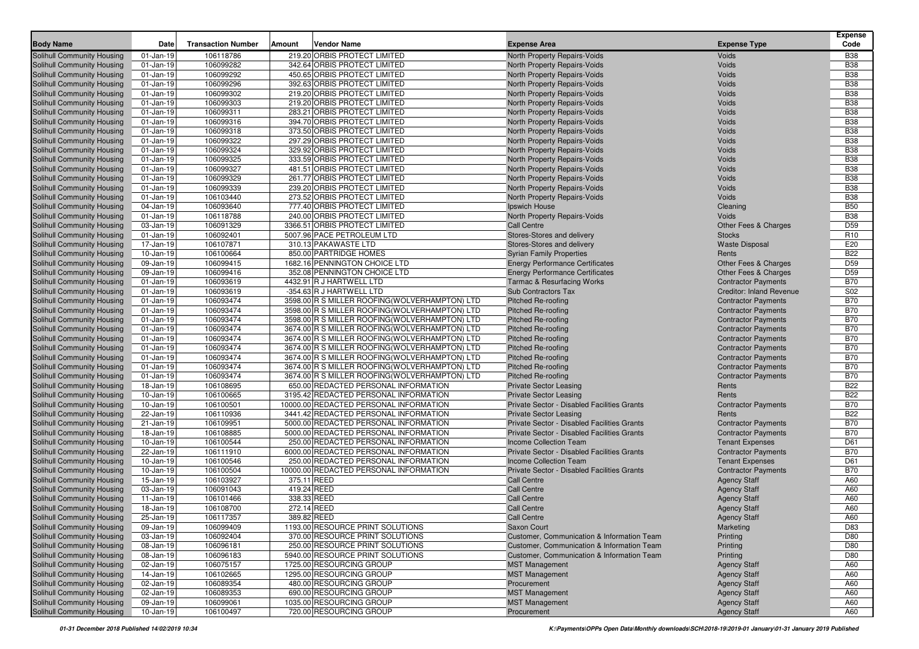| Body Name | Date | Transaction Number | Amount | Vendor Name | Expense Area | Expense Type | Expense Code |
|---|---|---|---|---|---|---|---|
| Solihull Community Housing | 01-Jan-19 | 106118786 | 219.20 | ORBIS PROTECT LIMITED | North Property Repairs-Voids | Voids | B38 |
| Solihull Community Housing | 01-Jan-19 | 106099282 | 342.64 | ORBIS PROTECT LIMITED | North Property Repairs-Voids | Voids | B38 |
| Solihull Community Housing | 01-Jan-19 | 106099292 | 450.65 | ORBIS PROTECT LIMITED | North Property Repairs-Voids | Voids | B38 |
| Solihull Community Housing | 01-Jan-19 | 106099296 | 392.63 | ORBIS PROTECT LIMITED | North Property Repairs-Voids | Voids | B38 |
| Solihull Community Housing | 01-Jan-19 | 106099302 | 219.20 | ORBIS PROTECT LIMITED | North Property Repairs-Voids | Voids | B38 |
| Solihull Community Housing | 01-Jan-19 | 106099303 | 219.20 | ORBIS PROTECT LIMITED | North Property Repairs-Voids | Voids | B38 |
| Solihull Community Housing | 01-Jan-19 | 106099311 | 283.21 | ORBIS PROTECT LIMITED | North Property Repairs-Voids | Voids | B38 |
| Solihull Community Housing | 01-Jan-19 | 106099316 | 394.70 | ORBIS PROTECT LIMITED | North Property Repairs-Voids | Voids | B38 |
| Solihull Community Housing | 01-Jan-19 | 106099318 | 373.50 | ORBIS PROTECT LIMITED | North Property Repairs-Voids | Voids | B38 |
| Solihull Community Housing | 01-Jan-19 | 106099322 | 297.29 | ORBIS PROTECT LIMITED | North Property Repairs-Voids | Voids | B38 |
| Solihull Community Housing | 01-Jan-19 | 106099324 | 329.92 | ORBIS PROTECT LIMITED | North Property Repairs-Voids | Voids | B38 |
| Solihull Community Housing | 01-Jan-19 | 106099325 | 333.59 | ORBIS PROTECT LIMITED | North Property Repairs-Voids | Voids | B38 |
| Solihull Community Housing | 01-Jan-19 | 106099327 | 481.51 | ORBIS PROTECT LIMITED | North Property Repairs-Voids | Voids | B38 |
| Solihull Community Housing | 01-Jan-19 | 106099329 | 261.77 | ORBIS PROTECT LIMITED | North Property Repairs-Voids | Voids | B38 |
| Solihull Community Housing | 01-Jan-19 | 106099339 | 239.20 | ORBIS PROTECT LIMITED | North Property Repairs-Voids | Voids | B38 |
| Solihull Community Housing | 01-Jan-19 | 106103440 | 273.52 | ORBIS PROTECT LIMITED | North Property Repairs-Voids | Voids | B38 |
| Solihull Community Housing | 04-Jan-19 | 106093640 | 777.40 | ORBIS PROTECT LIMITED | Ipswich House | Cleaning | B50 |
| Solihull Community Housing | 01-Jan-19 | 106118788 | 240.00 | ORBIS PROTECT LIMITED | North Property Repairs-Voids | Voids | B38 |
| Solihull Community Housing | 03-Jan-19 | 106091329 | 3366.51 | ORBIS PROTECT LIMITED | Call Centre | Other Fees & Charges | D59 |
| Solihull Community Housing | 01-Jan-19 | 106092401 | 5007.96 | PACE PETROLEUM LTD | Stores-Stores and delivery | Stocks | R10 |
| Solihull Community Housing | 17-Jan-19 | 106107871 | 310.13 | PAKAWASTE LTD | Stores-Stores and delivery | Waste Disposal | E20 |
| Solihull Community Housing | 10-Jan-19 | 106100664 | 850.00 | PARTRIDGE HOMES | Syrian Family Properties | Rents | B22 |
| Solihull Community Housing | 09-Jan-19 | 106099415 | 1682.16 | PENNINGTON CHOICE LTD | Energy Performance Certificates | Other Fees & Charges | D59 |
| Solihull Community Housing | 09-Jan-19 | 106099416 | 352.08 | PENNINGTON CHOICE LTD | Energy Performance Certificates | Other Fees & Charges | D59 |
| Solihull Community Housing | 01-Jan-19 | 106093619 | 4432.91 | R J HARTWELL LTD | Tarmac & Resurfacing Works | Contractor Payments | B70 |
| Solihull Community Housing | 01-Jan-19 | 106093619 | -354.63 | R J HARTWELL LTD | Sub Contractors Tax | Creditor: Inland Revenue | S02 |
| Solihull Community Housing | 01-Jan-19 | 106093474 | 3598.00 | R S MILLER ROOFING(WOLVERHAMPTON) LTD | Pitched Re-roofing | Contractor Payments | B70 |
| Solihull Community Housing | 01-Jan-19 | 106093474 | 3598.00 | R S MILLER ROOFING(WOLVERHAMPTON) LTD | Pitched Re-roofing | Contractor Payments | B70 |
| Solihull Community Housing | 01-Jan-19 | 106093474 | 3598.00 | R S MILLER ROOFING(WOLVERHAMPTON) LTD | Pitched Re-roofing | Contractor Payments | B70 |
| Solihull Community Housing | 01-Jan-19 | 106093474 | 3674.00 | R S MILLER ROOFING(WOLVERHAMPTON) LTD | Pitched Re-roofing | Contractor Payments | B70 |
| Solihull Community Housing | 01-Jan-19 | 106093474 | 3674.00 | R S MILLER ROOFING(WOLVERHAMPTON) LTD | Pitched Re-roofing | Contractor Payments | B70 |
| Solihull Community Housing | 01-Jan-19 | 106093474 | 3674.00 | R S MILLER ROOFING(WOLVERHAMPTON) LTD | Pitched Re-roofing | Contractor Payments | B70 |
| Solihull Community Housing | 01-Jan-19 | 106093474 | 3674.00 | R S MILLER ROOFING(WOLVERHAMPTON) LTD | Pitched Re-roofing | Contractor Payments | B70 |
| Solihull Community Housing | 01-Jan-19 | 106093474 | 3674.00 | R S MILLER ROOFING(WOLVERHAMPTON) LTD | Pitched Re-roofing | Contractor Payments | B70 |
| Solihull Community Housing | 01-Jan-19 | 106093474 | 3674.00 | R S MILLER ROOFING(WOLVERHAMPTON) LTD | Pitched Re-roofing | Contractor Payments | B70 |
| Solihull Community Housing | 18-Jan-19 | 106108695 | 650.00 | REDACTED PERSONAL INFORMATION | Private Sector Leasing | Rents | B22 |
| Solihull Community Housing | 10-Jan-19 | 106100665 | 3195.42 | REDACTED PERSONAL INFORMATION | Private Sector Leasing | Rents | B22 |
| Solihull Community Housing | 10-Jan-19 | 106100501 | 10000.00 | REDACTED PERSONAL INFORMATION | Private Sector - Disabled Facilities Grants | Contractor Payments | B70 |
| Solihull Community Housing | 22-Jan-19 | 106110936 | 3441.42 | REDACTED PERSONAL INFORMATION | Private Sector Leasing | Rents | B22 |
| Solihull Community Housing | 21-Jan-19 | 106109951 | 5000.00 | REDACTED PERSONAL INFORMATION | Private Sector - Disabled Facilities Grants | Contractor Payments | B70 |
| Solihull Community Housing | 18-Jan-19 | 106108885 | 5000.00 | REDACTED PERSONAL INFORMATION | Private Sector - Disabled Facilities Grants | Contractor Payments | B70 |
| Solihull Community Housing | 10-Jan-19 | 106100544 | 250.00 | REDACTED PERSONAL INFORMATION | Income Collection Team | Tenant Expenses | D61 |
| Solihull Community Housing | 22-Jan-19 | 106111910 | 6000.00 | REDACTED PERSONAL INFORMATION | Private Sector - Disabled Facilities Grants | Contractor Payments | B70 |
| Solihull Community Housing | 10-Jan-19 | 106100546 | 250.00 | REDACTED PERSONAL INFORMATION | Income Collection Team | Tenant Expenses | D61 |
| Solihull Community Housing | 10-Jan-19 | 106100504 | 10000.00 | REDACTED PERSONAL INFORMATION | Private Sector - Disabled Facilities Grants | Contractor Payments | B70 |
| Solihull Community Housing | 15-Jan-19 | 106103927 | 375.11 | REED | Call Centre | Agency Staff | A60 |
| Solihull Community Housing | 03-Jan-19 | 106091043 | 419.24 | REED | Call Centre | Agency Staff | A60 |
| Solihull Community Housing | 11-Jan-19 | 106101466 | 338.33 | REED | Call Centre | Agency Staff | A60 |
| Solihull Community Housing | 18-Jan-19 | 106108700 | 272.14 | REED | Call Centre | Agency Staff | A60 |
| Solihull Community Housing | 25-Jan-19 | 106117357 | 389.82 | REED | Call Centre | Agency Staff | A60 |
| Solihull Community Housing | 09-Jan-19 | 106099409 | 1193.00 | RESOURCE PRINT SOLUTIONS | Saxon Court | Marketing | D83 |
| Solihull Community Housing | 03-Jan-19 | 106092404 | 370.00 | RESOURCE PRINT SOLUTIONS | Customer, Communication & Information Team | Printing | D80 |
| Solihull Community Housing | 08-Jan-19 | 106096181 | 250.00 | RESOURCE PRINT SOLUTIONS | Customer, Communication & Information Team | Printing | D80 |
| Solihull Community Housing | 08-Jan-19 | 106096183 | 5940.00 | RESOURCE PRINT SOLUTIONS | Customer, Communication & Information Team | Printing | D80 |
| Solihull Community Housing | 02-Jan-19 | 106075157 | 1725.00 | RESOURCING GROUP | MST Management | Agency Staff | A60 |
| Solihull Community Housing | 14-Jan-19 | 106102665 | 1295.00 | RESOURCING GROUP | MST Management | Agency Staff | A60 |
| Solihull Community Housing | 02-Jan-19 | 106089354 | 480.00 | RESOURCING GROUP | Procurement | Agency Staff | A60 |
| Solihull Community Housing | 02-Jan-19 | 106089353 | 690.00 | RESOURCING GROUP | MST Management | Agency Staff | A60 |
| Solihull Community Housing | 09-Jan-19 | 106099061 | 1035.00 | RESOURCING GROUP | MST Management | Agency Staff | A60 |
| Solihull Community Housing | 10-Jan-19 | 106100497 | 720.00 | RESOURCING GROUP | Procurement | Agency Staff | A60 |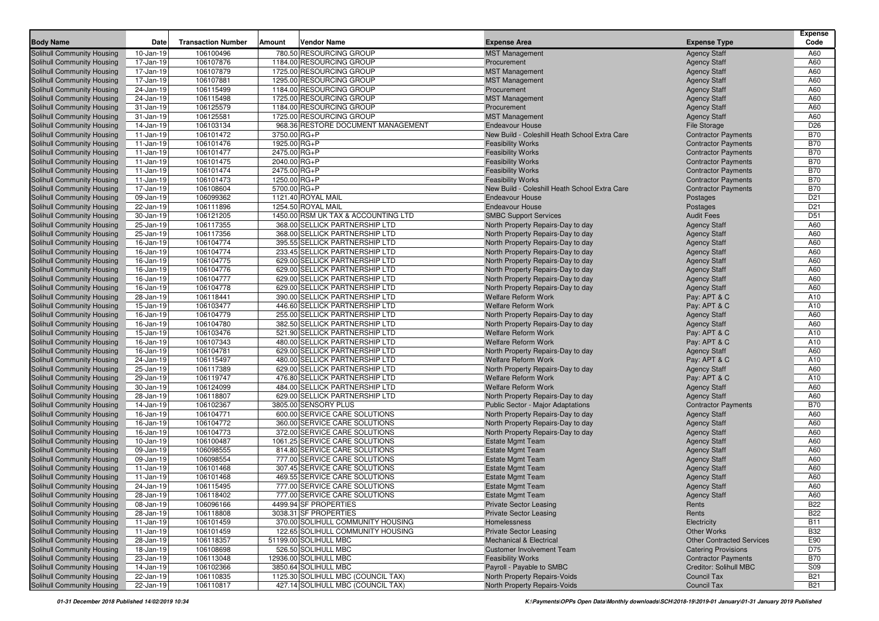| Body Name | Date | Transaction Number | Amount | Vendor Name | Expense Area | Expense Type | Expense Code |
|---|---|---|---|---|---|---|---|
| Solihull Community Housing | 10-Jan-19 | 106100496 | 780.50 | RESOURCING GROUP | MST Management | Agency Staff | A60 |
| Solihull Community Housing | 17-Jan-19 | 106107876 | 1184.00 | RESOURCING GROUP | Procurement | Agency Staff | A60 |
| Solihull Community Housing | 17-Jan-19 | 106107879 | 1725.00 | RESOURCING GROUP | MST Management | Agency Staff | A60 |
| Solihull Community Housing | 17-Jan-19 | 106107881 | 1295.00 | RESOURCING GROUP | MST Management | Agency Staff | A60 |
| Solihull Community Housing | 24-Jan-19 | 106115499 | 1184.00 | RESOURCING GROUP | Procurement | Agency Staff | A60 |
| Solihull Community Housing | 24-Jan-19 | 106115498 | 1725.00 | RESOURCING GROUP | MST Management | Agency Staff | A60 |
| Solihull Community Housing | 31-Jan-19 | 106125579 | 1184.00 | RESOURCING GROUP | Procurement | Agency Staff | A60 |
| Solihull Community Housing | 31-Jan-19 | 106125581 | 1725.00 | RESOURCING GROUP | MST Management | Agency Staff | A60 |
| Solihull Community Housing | 14-Jan-19 | 106103134 | 968.36 | RESTORE DOCUMENT MANAGEMENT | Endeavour House | File Storage | D26 |
| Solihull Community Housing | 11-Jan-19 | 106101472 | 3750.00 | RG+P | New Build - Coleshill Heath School Extra Care | Contractor Payments | B70 |
| Solihull Community Housing | 11-Jan-19 | 106101476 | 1925.00 | RG+P | Feasibility Works | Contractor Payments | B70 |
| Solihull Community Housing | 11-Jan-19 | 106101477 | 2475.00 | RG+P | Feasibility Works | Contractor Payments | B70 |
| Solihull Community Housing | 11-Jan-19 | 106101475 | 2040.00 | RG+P | Feasibility Works | Contractor Payments | B70 |
| Solihull Community Housing | 11-Jan-19 | 106101474 | 2475.00 | RG+P | Feasibility Works | Contractor Payments | B70 |
| Solihull Community Housing | 11-Jan-19 | 106101473 | 1250.00 | RG+P | Feasibility Works | Contractor Payments | B70 |
| Solihull Community Housing | 17-Jan-19 | 106108604 | 5700.00 | RG+P | New Build - Coleshill Heath School Extra Care | Contractor Payments | B70 |
| Solihull Community Housing | 09-Jan-19 | 106099362 | 1121.40 | ROYAL MAIL | Endeavour House | Postages | D21 |
| Solihull Community Housing | 22-Jan-19 | 106111896 | 1254.50 | ROYAL MAIL | Endeavour House | Postages | D21 |
| Solihull Community Housing | 30-Jan-19 | 106121205 | 1450.00 | RSM UK TAX & ACCOUNTING LTD | SMBC Support Services | Audit Fees | D51 |
| Solihull Community Housing | 25-Jan-19 | 106117355 | 368.00 | SELLICK PARTNERSHIP LTD | North Property Repairs-Day to day | Agency Staff | A60 |
| Solihull Community Housing | 25-Jan-19 | 106117356 | 368.00 | SELLICK PARTNERSHIP LTD | North Property Repairs-Day to day | Agency Staff | A60 |
| Solihull Community Housing | 16-Jan-19 | 106104774 | 395.55 | SELLICK PARTNERSHIP LTD | North Property Repairs-Day to day | Agency Staff | A60 |
| Solihull Community Housing | 16-Jan-19 | 106104774 | 233.45 | SELLICK PARTNERSHIP LTD | North Property Repairs-Day to day | Agency Staff | A60 |
| Solihull Community Housing | 16-Jan-19 | 106104775 | 629.00 | SELLICK PARTNERSHIP LTD | North Property Repairs-Day to day | Agency Staff | A60 |
| Solihull Community Housing | 16-Jan-19 | 106104776 | 629.00 | SELLICK PARTNERSHIP LTD | North Property Repairs-Day to day | Agency Staff | A60 |
| Solihull Community Housing | 16-Jan-19 | 106104777 | 629.00 | SELLICK PARTNERSHIP LTD | North Property Repairs-Day to day | Agency Staff | A60 |
| Solihull Community Housing | 16-Jan-19 | 106104778 | 629.00 | SELLICK PARTNERSHIP LTD | North Property Repairs-Day to day | Agency Staff | A60 |
| Solihull Community Housing | 28-Jan-19 | 106118441 | 390.00 | SELLICK PARTNERSHIP LTD | Welfare Reform Work | Pay: APT & C | A10 |
| Solihull Community Housing | 15-Jan-19 | 106103477 | 446.60 | SELLICK PARTNERSHIP LTD | Welfare Reform Work | Pay: APT & C | A10 |
| Solihull Community Housing | 16-Jan-19 | 106104779 | 255.00 | SELLICK PARTNERSHIP LTD | North Property Repairs-Day to day | Agency Staff | A60 |
| Solihull Community Housing | 16-Jan-19 | 106104780 | 382.50 | SELLICK PARTNERSHIP LTD | North Property Repairs-Day to day | Agency Staff | A60 |
| Solihull Community Housing | 15-Jan-19 | 106103476 | 521.90 | SELLICK PARTNERSHIP LTD | Welfare Reform Work | Pay: APT & C | A10 |
| Solihull Community Housing | 16-Jan-19 | 106107343 | 480.00 | SELLICK PARTNERSHIP LTD | Welfare Reform Work | Pay: APT & C | A10 |
| Solihull Community Housing | 16-Jan-19 | 106104781 | 629.00 | SELLICK PARTNERSHIP LTD | North Property Repairs-Day to day | Agency Staff | A60 |
| Solihull Community Housing | 24-Jan-19 | 106115497 | 480.00 | SELLICK PARTNERSHIP LTD | Welfare Reform Work | Pay: APT & C | A10 |
| Solihull Community Housing | 25-Jan-19 | 106117389 | 629.00 | SELLICK PARTNERSHIP LTD | North Property Repairs-Day to day | Agency Staff | A60 |
| Solihull Community Housing | 29-Jan-19 | 106119747 | 476.80 | SELLICK PARTNERSHIP LTD | Welfare Reform Work | Pay: APT & C | A10 |
| Solihull Community Housing | 30-Jan-19 | 106124099 | 484.00 | SELLICK PARTNERSHIP LTD | Welfare Reform Work | Agency Staff | A60 |
| Solihull Community Housing | 28-Jan-19 | 106118807 | 629.00 | SELLICK PARTNERSHIP LTD | North Property Repairs-Day to day | Agency Staff | A60 |
| Solihull Community Housing | 14-Jan-19 | 106102367 | 3805.00 | SENSORY PLUS | Public Sector - Major Adaptations | Contractor Payments | B70 |
| Solihull Community Housing | 16-Jan-19 | 106104771 | 600.00 | SERVICE CARE SOLUTIONS | North Property Repairs-Day to day | Agency Staff | A60 |
| Solihull Community Housing | 16-Jan-19 | 106104772 | 360.00 | SERVICE CARE SOLUTIONS | North Property Repairs-Day to day | Agency Staff | A60 |
| Solihull Community Housing | 16-Jan-19 | 106104773 | 372.00 | SERVICE CARE SOLUTIONS | North Property Repairs-Day to day | Agency Staff | A60 |
| Solihull Community Housing | 10-Jan-19 | 106100487 | 1061.25 | SERVICE CARE SOLUTIONS | Estate Mgmt Team | Agency Staff | A60 |
| Solihull Community Housing | 09-Jan-19 | 106098555 | 814.80 | SERVICE CARE SOLUTIONS | Estate Mgmt Team | Agency Staff | A60 |
| Solihull Community Housing | 09-Jan-19 | 106098554 | 777.00 | SERVICE CARE SOLUTIONS | Estate Mgmt Team | Agency Staff | A60 |
| Solihull Community Housing | 11-Jan-19 | 106101468 | 307.45 | SERVICE CARE SOLUTIONS | Estate Mgmt Team | Agency Staff | A60 |
| Solihull Community Housing | 11-Jan-19 | 106101468 | 469.55 | SERVICE CARE SOLUTIONS | Estate Mgmt Team | Agency Staff | A60 |
| Solihull Community Housing | 24-Jan-19 | 106115495 | 777.00 | SERVICE CARE SOLUTIONS | Estate Mgmt Team | Agency Staff | A60 |
| Solihull Community Housing | 28-Jan-19 | 106118402 | 777.00 | SERVICE CARE SOLUTIONS | Estate Mgmt Team | Agency Staff | A60 |
| Solihull Community Housing | 08-Jan-19 | 106096166 | 4499.94 | SF PROPERTIES | Private Sector Leasing | Rents | B22 |
| Solihull Community Housing | 28-Jan-19 | 106118808 | 3038.31 | SF PROPERTIES | Private Sector Leasing | Rents | B22 |
| Solihull Community Housing | 11-Jan-19 | 106101459 | 370.00 | SOLIHULL COMMUNITY HOUSING | Homelessness | Electricity | B11 |
| Solihull Community Housing | 11-Jan-19 | 106101459 | 122.65 | SOLIHULL COMMUNITY HOUSING | Private Sector Leasing | Other Works | B32 |
| Solihull Community Housing | 28-Jan-19 | 106118357 | 51199.00 | SOLIHULL MBC | Mechanical & Electrical | Other Contracted Services | E90 |
| Solihull Community Housing | 18-Jan-19 | 106108698 | 526.50 | SOLIHULL MBC | Customer Involvement Team | Catering Provisions | D75 |
| Solihull Community Housing | 23-Jan-19 | 106113048 | 12936.00 | SOLIHULL MBC | Feasibility Works | Contractor Payments | B70 |
| Solihull Community Housing | 14-Jan-19 | 106102366 | 3850.64 | SOLIHULL MBC | Payroll - Payable to SMBC | Creditor: Solihull MBC | S09 |
| Solihull Community Housing | 22-Jan-19 | 106110835 | 1125.30 | SOLIHULL MBC (COUNCIL TAX) | North Property Repairs-Voids | Council Tax | B21 |
| Solihull Community Housing | 22-Jan-19 | 106110817 | 427.14 | SOLIHULL MBC (COUNCIL TAX) | North Property Repairs-Voids | Council Tax | B21 |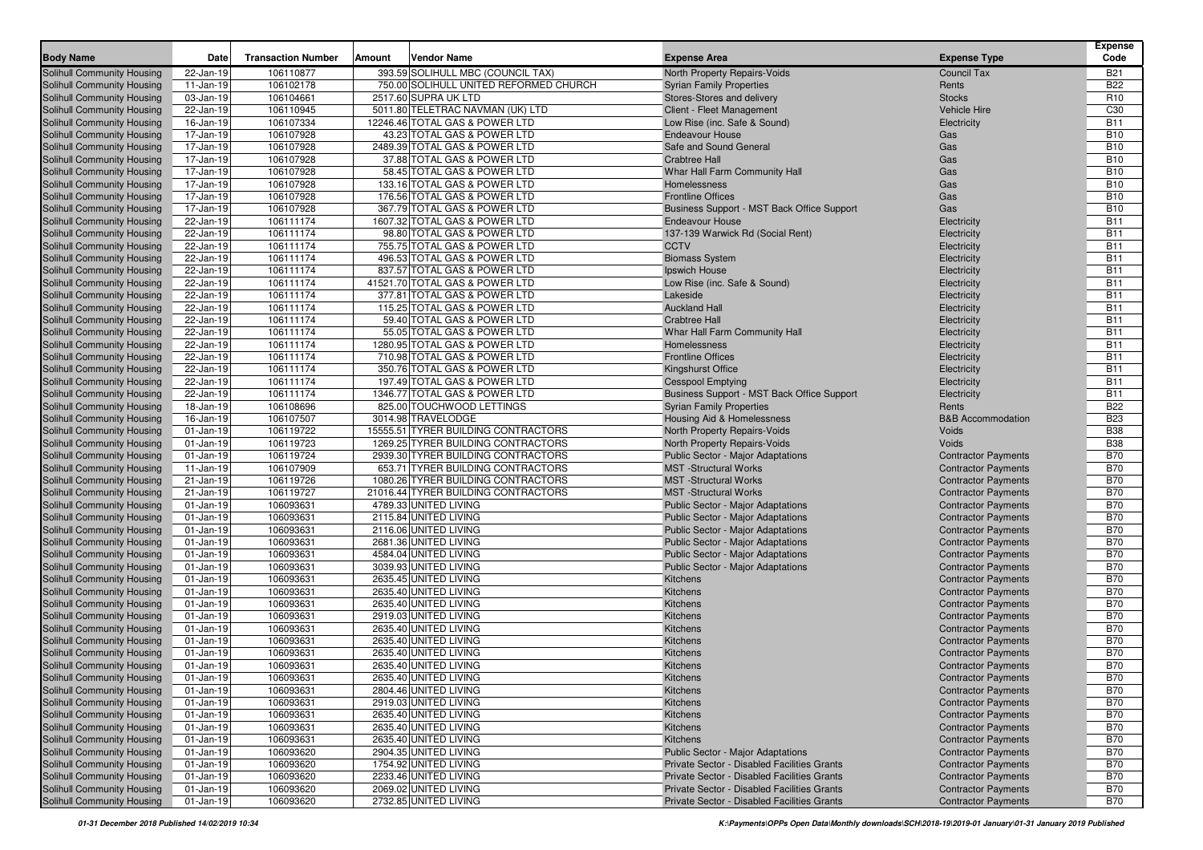| Body Name | Date | Transaction Number | Amount | Vendor Name | Expense Area | Expense Type | Expense Code |
|---|---|---|---|---|---|---|---|
| Solihull Community Housing | 22-Jan-19 | 106110877 | 393.59 | SOLIHULL MBC (COUNCIL TAX) | North Property Repairs-Voids | Council Tax | B21 |
| Solihull Community Housing | 11-Jan-19 | 106102178 | 750.00 | SOLIHULL UNITED REFORMED CHURCH | Syrian Family Properties | Rents | B22 |
| Solihull Community Housing | 03-Jan-19 | 106104661 | 2517.60 | SUPRA UK LTD | Stores-Stores and delivery | Stocks | R10 |
| Solihull Community Housing | 22-Jan-19 | 106110945 | 5011.80 | TELETRAC NAVMAN (UK) LTD | Client - Fleet Management | Vehicle Hire | C30 |
| Solihull Community Housing | 16-Jan-19 | 106107334 | 12246.46 | TOTAL GAS & POWER LTD | Low Rise (inc. Safe & Sound) | Electricity | B11 |
| Solihull Community Housing | 17-Jan-19 | 106107928 | 43.23 | TOTAL GAS & POWER LTD | Endeavour House | Gas | B10 |
| Solihull Community Housing | 17-Jan-19 | 106107928 | 2489.39 | TOTAL GAS & POWER LTD | Safe and Sound General | Gas | B10 |
| Solihull Community Housing | 17-Jan-19 | 106107928 | 37.88 | TOTAL GAS & POWER LTD | Crabtree Hall | Gas | B10 |
| Solihull Community Housing | 17-Jan-19 | 106107928 | 58.45 | TOTAL GAS & POWER LTD | Whar Hall Farm Community Hall | Gas | B10 |
| Solihull Community Housing | 17-Jan-19 | 106107928 | 133.16 | TOTAL GAS & POWER LTD | Homelessness | Gas | B10 |
| Solihull Community Housing | 17-Jan-19 | 106107928 | 176.56 | TOTAL GAS & POWER LTD | Frontline Offices | Gas | B10 |
| Solihull Community Housing | 17-Jan-19 | 106107928 | 367.79 | TOTAL GAS & POWER LTD | Business Support - MST Back Office Support | Gas | B10 |
| Solihull Community Housing | 22-Jan-19 | 106111174 | 1607.32 | TOTAL GAS & POWER LTD | Endeavour House | Electricity | B11 |
| Solihull Community Housing | 22-Jan-19 | 106111174 | 98.80 | TOTAL GAS & POWER LTD | 137-139 Warwick Rd (Social Rent) | Electricity | B11 |
| Solihull Community Housing | 22-Jan-19 | 106111174 | 755.75 | TOTAL GAS & POWER LTD | CCTV | Electricity | B11 |
| Solihull Community Housing | 22-Jan-19 | 106111174 | 496.53 | TOTAL GAS & POWER LTD | Biomass System | Electricity | B11 |
| Solihull Community Housing | 22-Jan-19 | 106111174 | 837.57 | TOTAL GAS & POWER LTD | Ipswich House | Electricity | B11 |
| Solihull Community Housing | 22-Jan-19 | 106111174 | 41521.70 | TOTAL GAS & POWER LTD | Low Rise (inc. Safe & Sound) | Electricity | B11 |
| Solihull Community Housing | 22-Jan-19 | 106111174 | 377.81 | TOTAL GAS & POWER LTD | Lakeside | Electricity | B11 |
| Solihull Community Housing | 22-Jan-19 | 106111174 | 115.25 | TOTAL GAS & POWER LTD | Auckland Hall | Electricity | B11 |
| Solihull Community Housing | 22-Jan-19 | 106111174 | 59.40 | TOTAL GAS & POWER LTD | Crabtree Hall | Electricity | B11 |
| Solihull Community Housing | 22-Jan-19 | 106111174 | 55.05 | TOTAL GAS & POWER LTD | Whar Hall Farm Community Hall | Electricity | B11 |
| Solihull Community Housing | 22-Jan-19 | 106111174 | 1280.95 | TOTAL GAS & POWER LTD | Homelessness | Electricity | B11 |
| Solihull Community Housing | 22-Jan-19 | 106111174 | 710.98 | TOTAL GAS & POWER LTD | Frontline Offices | Electricity | B11 |
| Solihull Community Housing | 22-Jan-19 | 106111174 | 350.76 | TOTAL GAS & POWER LTD | Kingshurst Office | Electricity | B11 |
| Solihull Community Housing | 22-Jan-19 | 106111174 | 197.49 | TOTAL GAS & POWER LTD | Cesspool Emptying | Electricity | B11 |
| Solihull Community Housing | 22-Jan-19 | 106111174 | 1346.77 | TOTAL GAS & POWER LTD | Business Support - MST Back Office Support | Electricity | B11 |
| Solihull Community Housing | 18-Jan-19 | 106108696 | 825.00 | TOUCHWOOD LETTINGS | Syrian Family Properties | Rents | B22 |
| Solihull Community Housing | 16-Jan-19 | 106107507 | 3014.98 | TRAVELODGE | Housing Aid & Homelessness | B&B Accommodation | B23 |
| Solihull Community Housing | 01-Jan-19 | 106119722 | 15555.51 | TYRER BUILDING CONTRACTORS | North Property Repairs-Voids | Voids | B38 |
| Solihull Community Housing | 01-Jan-19 | 106119723 | 1269.25 | TYRER BUILDING CONTRACTORS | North Property Repairs-Voids | Voids | B38 |
| Solihull Community Housing | 01-Jan-19 | 106119724 | 2939.30 | TYRER BUILDING CONTRACTORS | Public Sector - Major Adaptations | Contractor Payments | B70 |
| Solihull Community Housing | 11-Jan-19 | 106107909 | 653.71 | TYRER BUILDING CONTRACTORS | MST -Structural Works | Contractor Payments | B70 |
| Solihull Community Housing | 21-Jan-19 | 106119726 | 1080.26 | TYRER BUILDING CONTRACTORS | MST -Structural Works | Contractor Payments | B70 |
| Solihull Community Housing | 21-Jan-19 | 106119727 | 21016.44 | TYRER BUILDING CONTRACTORS | MST -Structural Works | Contractor Payments | B70 |
| Solihull Community Housing | 01-Jan-19 | 106093631 | 4789.33 | UNITED LIVING | Public Sector - Major Adaptations | Contractor Payments | B70 |
| Solihull Community Housing | 01-Jan-19 | 106093631 | 2115.84 | UNITED LIVING | Public Sector - Major Adaptations | Contractor Payments | B70 |
| Solihull Community Housing | 01-Jan-19 | 106093631 | 2116.06 | UNITED LIVING | Public Sector - Major Adaptations | Contractor Payments | B70 |
| Solihull Community Housing | 01-Jan-19 | 106093631 | 2681.36 | UNITED LIVING | Public Sector - Major Adaptations | Contractor Payments | B70 |
| Solihull Community Housing | 01-Jan-19 | 106093631 | 4584.04 | UNITED LIVING | Public Sector - Major Adaptations | Contractor Payments | B70 |
| Solihull Community Housing | 01-Jan-19 | 106093631 | 3039.93 | UNITED LIVING | Public Sector - Major Adaptations | Contractor Payments | B70 |
| Solihull Community Housing | 01-Jan-19 | 106093631 | 2635.45 | UNITED LIVING | Kitchens | Contractor Payments | B70 |
| Solihull Community Housing | 01-Jan-19 | 106093631 | 2635.40 | UNITED LIVING | Kitchens | Contractor Payments | B70 |
| Solihull Community Housing | 01-Jan-19 | 106093631 | 2635.40 | UNITED LIVING | Kitchens | Contractor Payments | B70 |
| Solihull Community Housing | 01-Jan-19 | 106093631 | 2919.03 | UNITED LIVING | Kitchens | Contractor Payments | B70 |
| Solihull Community Housing | 01-Jan-19 | 106093631 | 2635.40 | UNITED LIVING | Kitchens | Contractor Payments | B70 |
| Solihull Community Housing | 01-Jan-19 | 106093631 | 2635.40 | UNITED LIVING | Kitchens | Contractor Payments | B70 |
| Solihull Community Housing | 01-Jan-19 | 106093631 | 2635.40 | UNITED LIVING | Kitchens | Contractor Payments | B70 |
| Solihull Community Housing | 01-Jan-19 | 106093631 | 2635.40 | UNITED LIVING | Kitchens | Contractor Payments | B70 |
| Solihull Community Housing | 01-Jan-19 | 106093631 | 2635.40 | UNITED LIVING | Kitchens | Contractor Payments | B70 |
| Solihull Community Housing | 01-Jan-19 | 106093631 | 2804.46 | UNITED LIVING | Kitchens | Contractor Payments | B70 |
| Solihull Community Housing | 01-Jan-19 | 106093631 | 2919.03 | UNITED LIVING | Kitchens | Contractor Payments | B70 |
| Solihull Community Housing | 01-Jan-19 | 106093631 | 2635.40 | UNITED LIVING | Kitchens | Contractor Payments | B70 |
| Solihull Community Housing | 01-Jan-19 | 106093631 | 2635.40 | UNITED LIVING | Kitchens | Contractor Payments | B70 |
| Solihull Community Housing | 01-Jan-19 | 106093631 | 2635.40 | UNITED LIVING | Kitchens | Contractor Payments | B70 |
| Solihull Community Housing | 01-Jan-19 | 106093620 | 2904.35 | UNITED LIVING | Public Sector - Major Adaptations | Contractor Payments | B70 |
| Solihull Community Housing | 01-Jan-19 | 106093620 | 1754.92 | UNITED LIVING | Private Sector - Disabled Facilities Grants | Contractor Payments | B70 |
| Solihull Community Housing | 01-Jan-19 | 106093620 | 2233.46 | UNITED LIVING | Private Sector - Disabled Facilities Grants | Contractor Payments | B70 |
| Solihull Community Housing | 01-Jan-19 | 106093620 | 2069.02 | UNITED LIVING | Private Sector - Disabled Facilities Grants | Contractor Payments | B70 |
| Solihull Community Housing | 01-Jan-19 | 106093620 | 2732.85 | UNITED LIVING | Private Sector - Disabled Facilities Grants | Contractor Payments | B70 |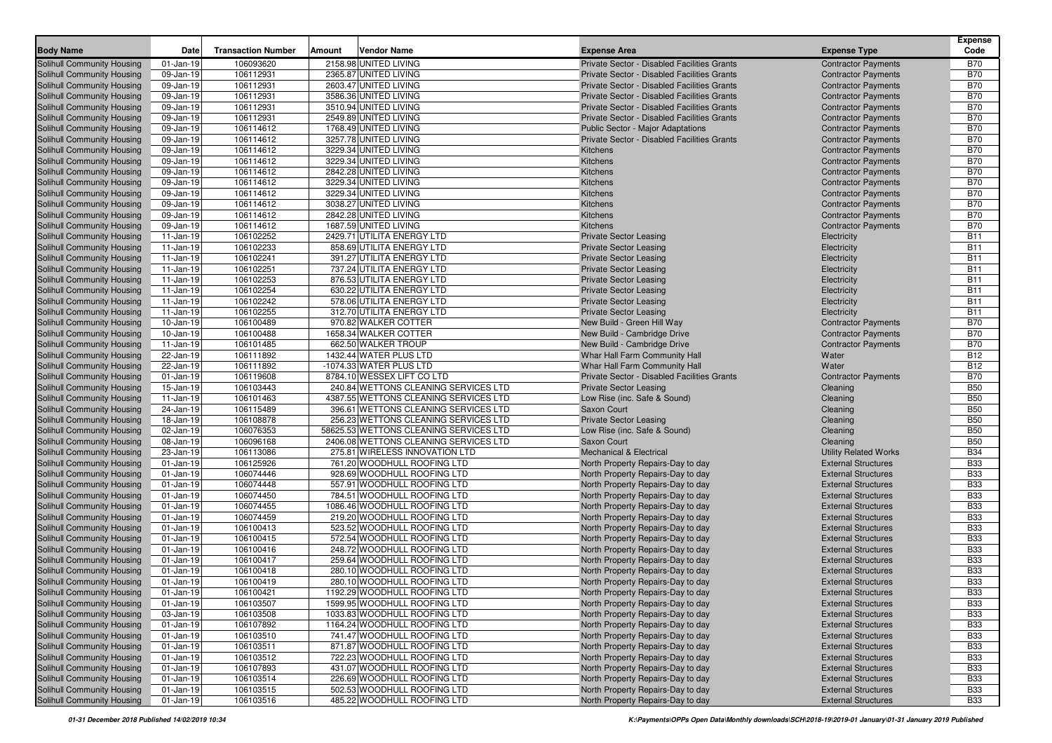| Body Name | Date | Transaction Number | Amount | Vendor Name | Expense Area | Expense Type | Expense Code |
|---|---|---|---|---|---|---|---|
| Solihull Community Housing | 01-Jan-19 | 106093620 | 2158.98 | UNITED LIVING | Private Sector - Disabled Facilities Grants | Contractor Payments | B70 |
| Solihull Community Housing | 09-Jan-19 | 106112931 | 2365.87 | UNITED LIVING | Private Sector - Disabled Facilities Grants | Contractor Payments | B70 |
| Solihull Community Housing | 09-Jan-19 | 106112931 | 2603.47 | UNITED LIVING | Private Sector - Disabled Facilities Grants | Contractor Payments | B70 |
| Solihull Community Housing | 09-Jan-19 | 106112931 | 3586.36 | UNITED LIVING | Private Sector - Disabled Facilities Grants | Contractor Payments | B70 |
| Solihull Community Housing | 09-Jan-19 | 106112931 | 3510.94 | UNITED LIVING | Private Sector - Disabled Facilities Grants | Contractor Payments | B70 |
| Solihull Community Housing | 09-Jan-19 | 106112931 | 2549.89 | UNITED LIVING | Private Sector - Disabled Facilities Grants | Contractor Payments | B70 |
| Solihull Community Housing | 09-Jan-19 | 106114612 | 1768.49 | UNITED LIVING | Public Sector - Major Adaptations | Contractor Payments | B70 |
| Solihull Community Housing | 09-Jan-19 | 106114612 | 3257.78 | UNITED LIVING | Private Sector - Disabled Facilities Grants | Contractor Payments | B70 |
| Solihull Community Housing | 09-Jan-19 | 106114612 | 3229.34 | UNITED LIVING | Kitchens | Contractor Payments | B70 |
| Solihull Community Housing | 09-Jan-19 | 106114612 | 3229.34 | UNITED LIVING | Kitchens | Contractor Payments | B70 |
| Solihull Community Housing | 09-Jan-19 | 106114612 | 2842.28 | UNITED LIVING | Kitchens | Contractor Payments | B70 |
| Solihull Community Housing | 09-Jan-19 | 106114612 | 3229.34 | UNITED LIVING | Kitchens | Contractor Payments | B70 |
| Solihull Community Housing | 09-Jan-19 | 106114612 | 3229.34 | UNITED LIVING | Kitchens | Contractor Payments | B70 |
| Solihull Community Housing | 09-Jan-19 | 106114612 | 3038.27 | UNITED LIVING | Kitchens | Contractor Payments | B70 |
| Solihull Community Housing | 09-Jan-19 | 106114612 | 2842.28 | UNITED LIVING | Kitchens | Contractor Payments | B70 |
| Solihull Community Housing | 09-Jan-19 | 106114612 | 1687.59 | UNITED LIVING | Kitchens | Contractor Payments | B70 |
| Solihull Community Housing | 11-Jan-19 | 106102252 | 2429.71 | UTILITA ENERGY LTD | Private Sector Leasing | Electricity | B11 |
| Solihull Community Housing | 11-Jan-19 | 106102233 | 858.69 | UTILITA ENERGY LTD | Private Sector Leasing | Electricity | B11 |
| Solihull Community Housing | 11-Jan-19 | 106102241 | 391.27 | UTILITA ENERGY LTD | Private Sector Leasing | Electricity | B11 |
| Solihull Community Housing | 11-Jan-19 | 106102251 | 737.24 | UTILITA ENERGY LTD | Private Sector Leasing | Electricity | B11 |
| Solihull Community Housing | 11-Jan-19 | 106102253 | 876.53 | UTILITA ENERGY LTD | Private Sector Leasing | Electricity | B11 |
| Solihull Community Housing | 11-Jan-19 | 106102254 | 630.22 | UTILITA ENERGY LTD | Private Sector Leasing | Electricity | B11 |
| Solihull Community Housing | 11-Jan-19 | 106102242 | 578.06 | UTILITA ENERGY LTD | Private Sector Leasing | Electricity | B11 |
| Solihull Community Housing | 11-Jan-19 | 106102255 | 312.70 | UTILITA ENERGY LTD | Private Sector Leasing | Electricity | B11 |
| Solihull Community Housing | 10-Jan-19 | 106100489 | 970.82 | WALKER COTTER | New Build - Green Hill Way | Contractor Payments | B70 |
| Solihull Community Housing | 10-Jan-19 | 106100488 | 1658.34 | WALKER COTTER | New Build - Cambridge Drive | Contractor Payments | B70 |
| Solihull Community Housing | 11-Jan-19 | 106101485 | 662.50 | WALKER TROUP | New Build - Cambridge Drive | Contractor Payments | B70 |
| Solihull Community Housing | 22-Jan-19 | 106111892 | 1432.44 | WATER PLUS LTD | Whar Hall Farm Community Hall | Water | B12 |
| Solihull Community Housing | 22-Jan-19 | 106111892 | -1074.33 | WATER PLUS LTD | Whar Hall Farm Community Hall | Water | B12 |
| Solihull Community Housing | 01-Jan-19 | 106119608 | 8784.10 | WESSEX LIFT CO LTD | Private Sector - Disabled Facilities Grants | Contractor Payments | B70 |
| Solihull Community Housing | 15-Jan-19 | 106103443 | 240.84 | WETTONS CLEANING SERVICES LTD | Private Sector Leasing | Cleaning | B50 |
| Solihull Community Housing | 11-Jan-19 | 106101463 | 4387.55 | WETTONS CLEANING SERVICES LTD | Low Rise (inc. Safe & Sound) | Cleaning | B50 |
| Solihull Community Housing | 24-Jan-19 | 106115489 | 396.61 | WETTONS CLEANING SERVICES LTD | Saxon Court | Cleaning | B50 |
| Solihull Community Housing | 18-Jan-19 | 106108878 | 256.23 | WETTONS CLEANING SERVICES LTD | Private Sector Leasing | Cleaning | B50 |
| Solihull Community Housing | 02-Jan-19 | 106076353 | 58625.53 | WETTONS CLEANING SERVICES LTD | Low Rise (inc. Safe & Sound) | Cleaning | B50 |
| Solihull Community Housing | 08-Jan-19 | 106096168 | 2406.08 | WETTONS CLEANING SERVICES LTD | Saxon Court | Cleaning | B50 |
| Solihull Community Housing | 23-Jan-19 | 106113086 | 275.81 | WIRELESS INNOVATION LTD | Mechanical & Electrical | Utility Related Works | B34 |
| Solihull Community Housing | 01-Jan-19 | 106125926 | 761.20 | WOODHULL ROOFING LTD | North Property Repairs-Day to day | External Structures | B33 |
| Solihull Community Housing | 01-Jan-19 | 106074446 | 928.69 | WOODHULL ROOFING LTD | North Property Repairs-Day to day | External Structures | B33 |
| Solihull Community Housing | 01-Jan-19 | 106074448 | 557.91 | WOODHULL ROOFING LTD | North Property Repairs-Day to day | External Structures | B33 |
| Solihull Community Housing | 01-Jan-19 | 106074450 | 784.51 | WOODHULL ROOFING LTD | North Property Repairs-Day to day | External Structures | B33 |
| Solihull Community Housing | 01-Jan-19 | 106074455 | 1086.46 | WOODHULL ROOFING LTD | North Property Repairs-Day to day | External Structures | B33 |
| Solihull Community Housing | 01-Jan-19 | 106074459 | 219.20 | WOODHULL ROOFING LTD | North Property Repairs-Day to day | External Structures | B33 |
| Solihull Community Housing | 01-Jan-19 | 106100413 | 523.52 | WOODHULL ROOFING LTD | North Property Repairs-Day to day | External Structures | B33 |
| Solihull Community Housing | 01-Jan-19 | 106100415 | 572.54 | WOODHULL ROOFING LTD | North Property Repairs-Day to day | External Structures | B33 |
| Solihull Community Housing | 01-Jan-19 | 106100416 | 248.72 | WOODHULL ROOFING LTD | North Property Repairs-Day to day | External Structures | B33 |
| Solihull Community Housing | 01-Jan-19 | 106100417 | 259.64 | WOODHULL ROOFING LTD | North Property Repairs-Day to day | External Structures | B33 |
| Solihull Community Housing | 01-Jan-19 | 106100418 | 280.10 | WOODHULL ROOFING LTD | North Property Repairs-Day to day | External Structures | B33 |
| Solihull Community Housing | 01-Jan-19 | 106100419 | 280.10 | WOODHULL ROOFING LTD | North Property Repairs-Day to day | External Structures | B33 |
| Solihull Community Housing | 01-Jan-19 | 106100421 | 1192.29 | WOODHULL ROOFING LTD | North Property Repairs-Day to day | External Structures | B33 |
| Solihull Community Housing | 01-Jan-19 | 106103507 | 1599.95 | WOODHULL ROOFING LTD | North Property Repairs-Day to day | External Structures | B33 |
| Solihull Community Housing | 03-Jan-19 | 106103508 | 1033.83 | WOODHULL ROOFING LTD | North Property Repairs-Day to day | External Structures | B33 |
| Solihull Community Housing | 01-Jan-19 | 106107892 | 1164.24 | WOODHULL ROOFING LTD | North Property Repairs-Day to day | External Structures | B33 |
| Solihull Community Housing | 01-Jan-19 | 106103510 | 741.47 | WOODHULL ROOFING LTD | North Property Repairs-Day to day | External Structures | B33 |
| Solihull Community Housing | 01-Jan-19 | 106103511 | 871.87 | WOODHULL ROOFING LTD | North Property Repairs-Day to day | External Structures | B33 |
| Solihull Community Housing | 01-Jan-19 | 106103512 | 722.23 | WOODHULL ROOFING LTD | North Property Repairs-Day to day | External Structures | B33 |
| Solihull Community Housing | 01-Jan-19 | 106107893 | 431.07 | WOODHULL ROOFING LTD | North Property Repairs-Day to day | External Structures | B33 |
| Solihull Community Housing | 01-Jan-19 | 106103514 | 226.69 | WOODHULL ROOFING LTD | North Property Repairs-Day to day | External Structures | B33 |
| Solihull Community Housing | 01-Jan-19 | 106103515 | 502.53 | WOODHULL ROOFING LTD | North Property Repairs-Day to day | External Structures | B33 |
| Solihull Community Housing | 01-Jan-19 | 106103516 | 485.22 | WOODHULL ROOFING LTD | North Property Repairs-Day to day | External Structures | B33 |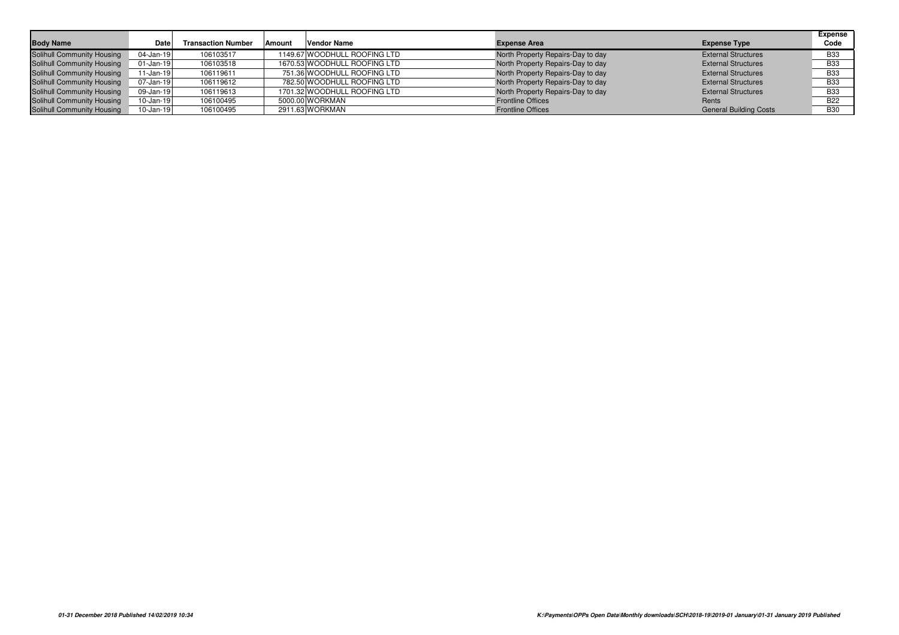| Body Name | Date | Transaction Number | Amount | Vendor Name | Expense Area | Expense Type | Expense Code |
|---|---|---|---|---|---|---|---|
| Solihull Community Housing | 04-Jan-19 | 106103517 | 1149.67 | WOODHULL ROOFING LTD | North Property Repairs-Day to day | External Structures | B33 |
| Solihull Community Housing | 01-Jan-19 | 106103518 | 1670.53 | WOODHULL ROOFING LTD | North Property Repairs-Day to day | External Structures | B33 |
| Solihull Community Housing | 11-Jan-19 | 106119611 | 751.36 | WOODHULL ROOFING LTD | North Property Repairs-Day to day | External Structures | B33 |
| Solihull Community Housing | 07-Jan-19 | 106119612 | 782.50 | WOODHULL ROOFING LTD | North Property Repairs-Day to day | External Structures | B33 |
| Solihull Community Housing | 09-Jan-19 | 106119613 | 1701.32 | WOODHULL ROOFING LTD | North Property Repairs-Day to day | External Structures | B33 |
| Solihull Community Housing | 10-Jan-19 | 106100495 | 5000.00 | WORKMAN | Frontline Offices | Rents | B22 |
| Solihull Community Housing | 10-Jan-19 | 106100495 | 2911.63 | WORKMAN | Frontline Offices | General Building Costs | B30 |

*01-31 December 2018 Published 14/02/2019 10:34*

*K:\Payments\OPPs Open Data\Monthly downloads\SCH\2018-19\2019-01 January\01-31 January 2019 Published*